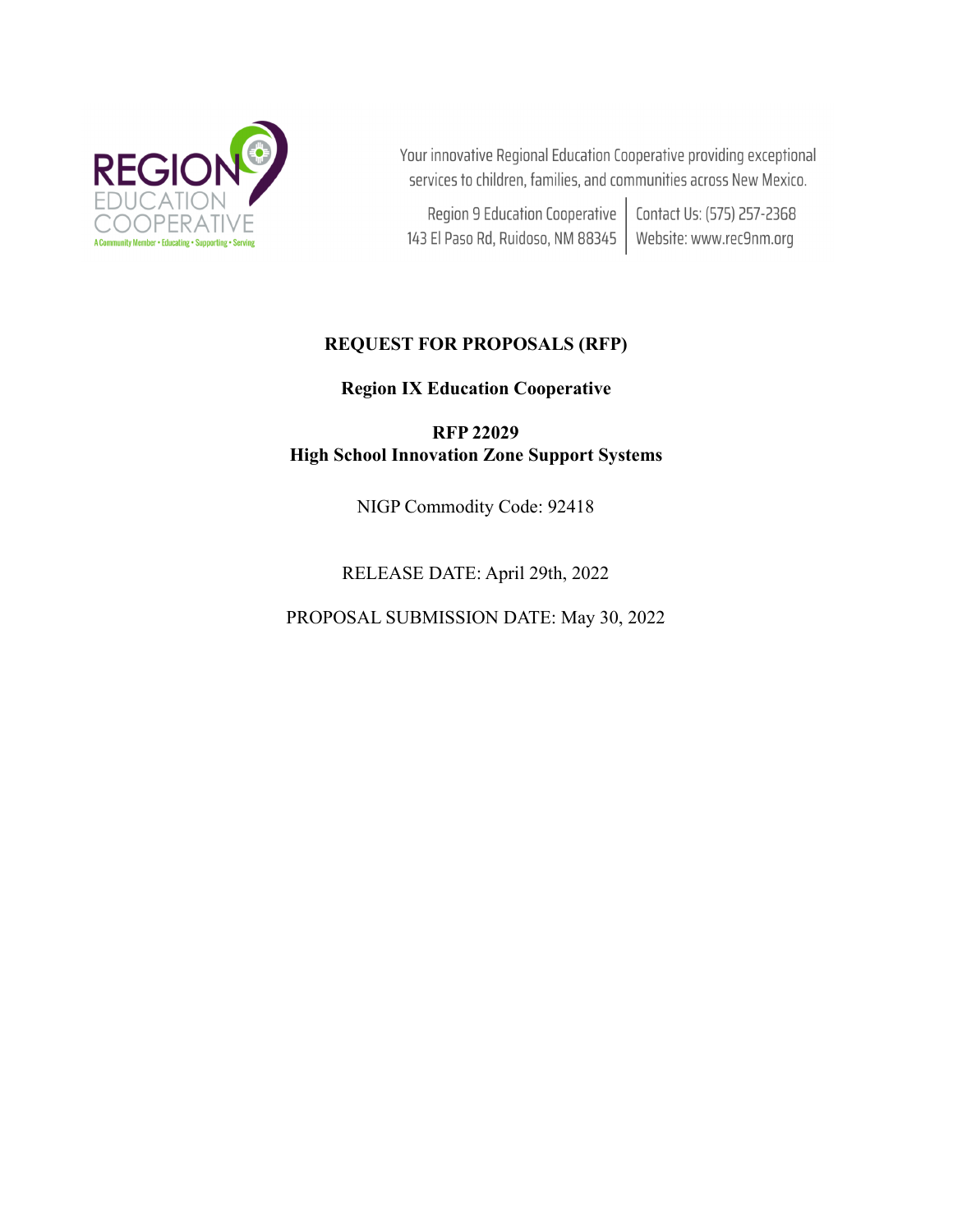REGION 9 EDUCATION COOPERATIVE

A Community Member • Educating • Supporting • Serving

Your innovative Regional Education Cooperative providing exceptional services to children, families, and communities across New Mexico.

Region 9 Education Cooperative
143 El Paso Rd, Ruidoso, NM 88345

Contact Us: (575) 257-2368
Website: www.rec9nm.org

# REQUEST FOR PROPOSALS (RFP)

## Region IX Education Cooperative

## RFP 22029
## High School Innovation Zone Support Systems

NIGP Commodity Code: 92418

RELEASE DATE: April 29th, 2022

PROPOSAL SUBMISSION DATE: May 30, 2022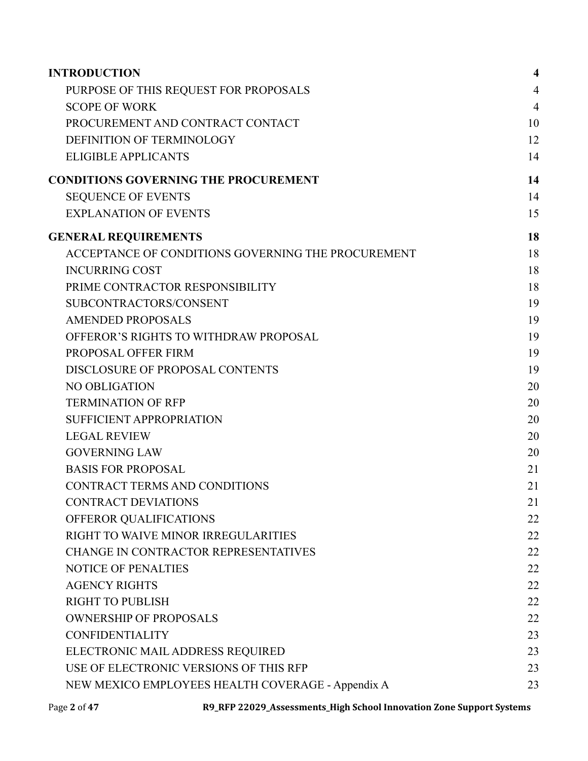| | |
|---|---|
| **INTRODUCTION** | **4** |
| PURPOSE OF THIS REQUEST FOR PROPOSALS | 4 |
| SCOPE OF WORK | 4 |
| PROCUREMENT AND CONTRACT CONTACT | 10 |
| DEFINITION OF TERMINOLOGY | 12 |
| ELIGIBLE APPLICANTS | 14 |
| **CONDITIONS GOVERNING THE PROCUREMENT** | **14** |
| SEQUENCE OF EVENTS | 14 |
| EXPLANATION OF EVENTS | 15 |
| **GENERAL REQUIREMENTS** | **18** |
| ACCEPTANCE OF CONDITIONS GOVERNING THE PROCUREMENT | 18 |
| INCURRING COST | 18 |
| PRIME CONTRACTOR RESPONSIBILITY | 18 |
| SUBCONTRACTORS/CONSENT | 19 |
| AMENDED PROPOSALS | 19 |
| OFFEROR'S RIGHTS TO WITHDRAW PROPOSAL | 19 |
| PROPOSAL OFFER FIRM | 19 |
| DISCLOSURE OF PROPOSAL CONTENTS | 19 |
| NO OBLIGATION | 20 |
| TERMINATION OF RFP | 20 |
| SUFFICIENT APPROPRIATION | 20 |
| LEGAL REVIEW | 20 |
| GOVERNING LAW | 20 |
| BASIS FOR PROPOSAL | 21 |
| CONTRACT TERMS AND CONDITIONS | 21 |
| CONTRACT DEVIATIONS | 21 |
| OFFEROR QUALIFICATIONS | 22 |
| RIGHT TO WAIVE MINOR IRREGULARITIES | 22 |
| CHANGE IN CONTRACTOR REPRESENTATIVES | 22 |
| NOTICE OF PENALTIES | 22 |
| AGENCY RIGHTS | 22 |
| RIGHT TO PUBLISH | 22 |
| OWNERSHIP OF PROPOSALS | 22 |
| CONFIDENTIALITY | 23 |
| ELECTRONIC MAIL ADDRESS REQUIRED | 23 |
| USE OF ELECTRONIC VERSIONS OF THIS RFP | 23 |
| NEW MEXICO EMPLOYEES HEALTH COVERAGE - Appendix A | 23 |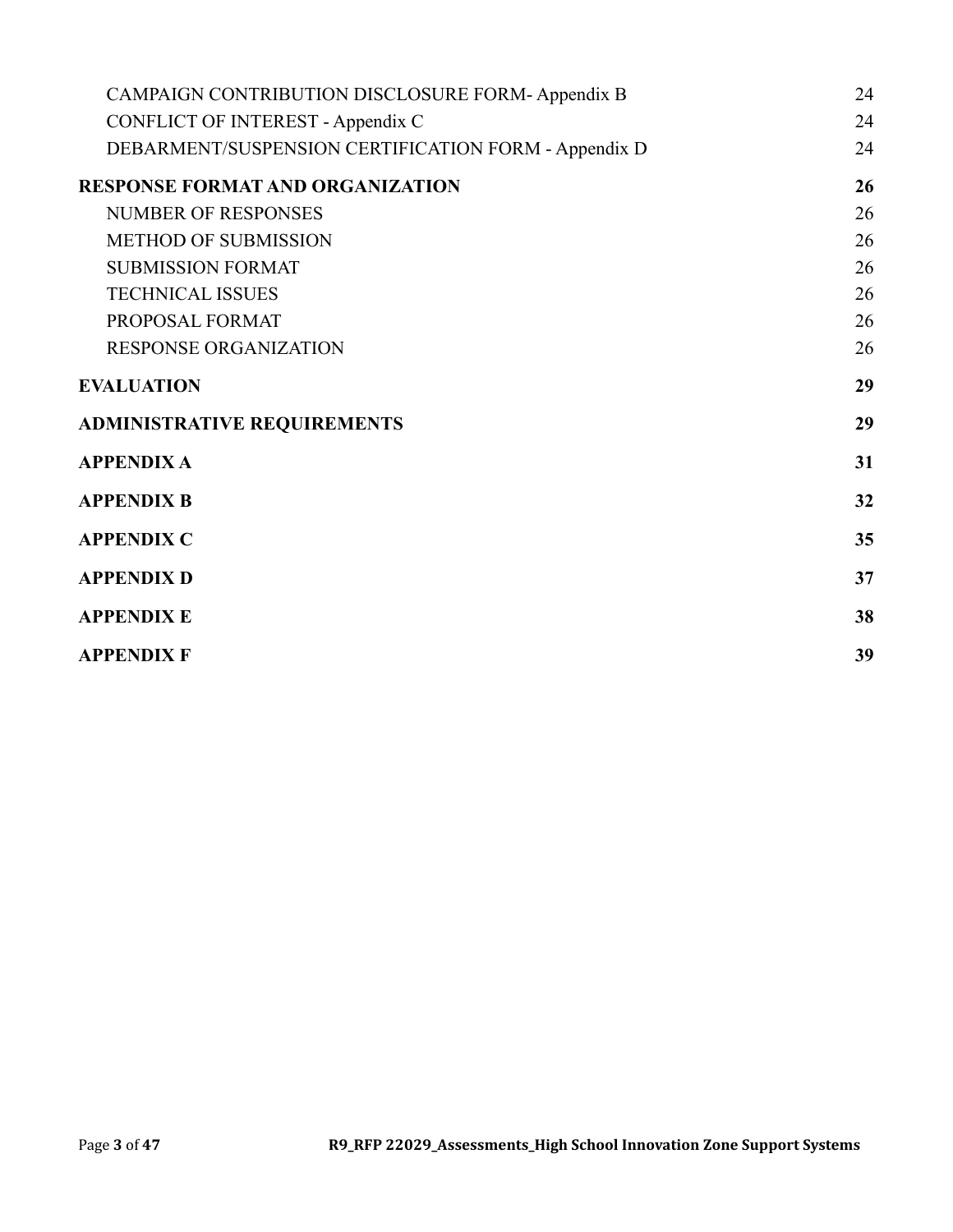| | |
|---|---|
| CAMPAIGN CONTRIBUTION DISCLOSURE FORM- Appendix B | 24 |
| CONFLICT OF INTEREST - Appendix C | 24 |
| DEBARMENT/SUSPENSION CERTIFICATION FORM - Appendix D | 24 |
| **RESPONSE FORMAT AND ORGANIZATION** | **26** |
| NUMBER OF RESPONSES | 26 |
| METHOD OF SUBMISSION | 26 |
| SUBMISSION FORMAT | 26 |
| TECHNICAL ISSUES | 26 |
| PROPOSAL FORMAT | 26 |
| RESPONSE ORGANIZATION | 26 |
| **EVALUATION** | **29** |
| **ADMINISTRATIVE REQUIREMENTS** | **29** |
| **APPENDIX A** | **31** |
| **APPENDIX B** | **32** |
| **APPENDIX C** | **35** |
| **APPENDIX D** | **37** |
| **APPENDIX E** | **38** |
| **APPENDIX F** | **39** |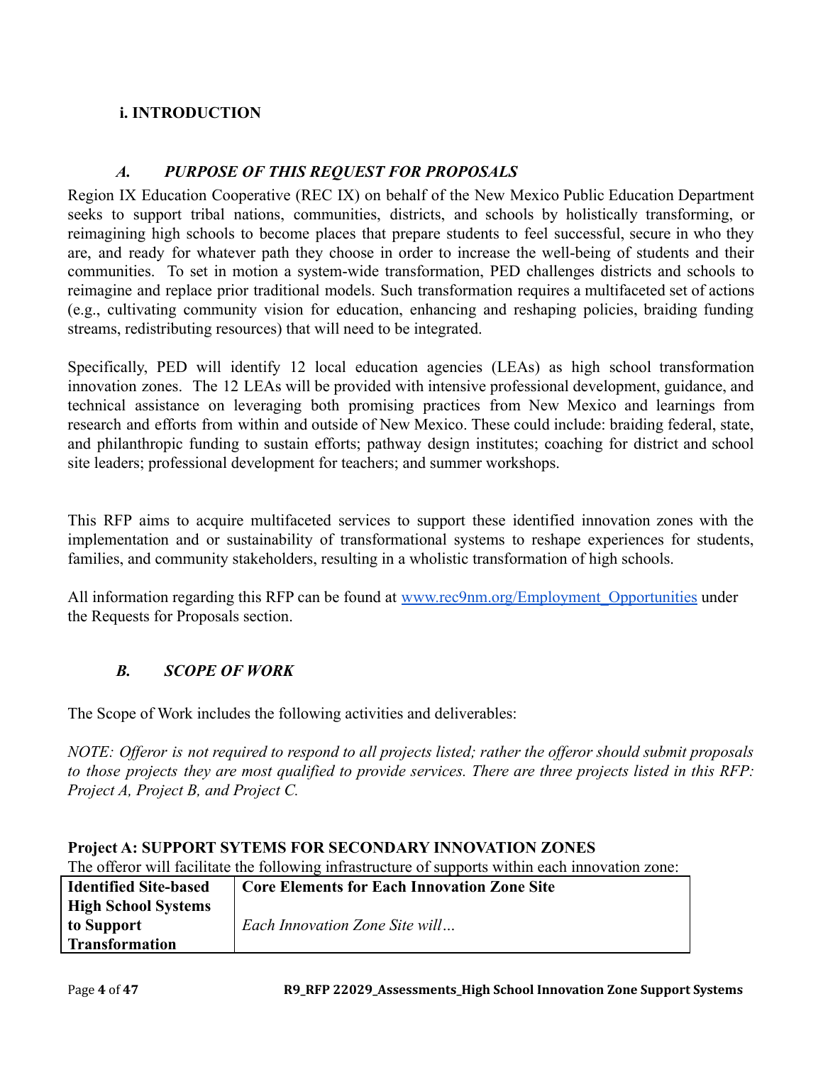## i. INTRODUCTION

### *A. PURPOSE OF THIS REQUEST FOR PROPOSALS*

Region IX Education Cooperative (REC IX) on behalf of the New Mexico Public Education Department seeks to support tribal nations, communities, districts, and schools by holistically transforming, or reimagining high schools to become places that prepare students to feel successful, secure in who they are, and ready for whatever path they choose in order to increase the well-being of students and their communities. To set in motion a system-wide transformation, PED challenges districts and schools to reimagine and replace prior traditional models. Such transformation requires a multifaceted set of actions (e.g., cultivating community vision for education, enhancing and reshaping policies, braiding funding streams, redistributing resources) that will need to be integrated.

Specifically, PED will identify 12 local education agencies (LEAs) as high school transformation innovation zones. The 12 LEAs will be provided with intensive professional development, guidance, and technical assistance on leveraging both promising practices from New Mexico and learnings from research and efforts from within and outside of New Mexico. These could include: braiding federal, state, and philanthropic funding to sustain efforts; pathway design institutes; coaching for district and school site leaders; professional development for teachers; and summer workshops.

This RFP aims to acquire multifaceted services to support these identified innovation zones with the implementation and or sustainability of transformational systems to reshape experiences for students, families, and community stakeholders, resulting in a wholistic transformation of high schools.

All information regarding this RFP can be found at www.rec9nm.org/Employment_Opportunities under the Requests for Proposals section.

### *B. SCOPE OF WORK*

The Scope of Work includes the following activities and deliverables:

*NOTE: Offeror is not required to respond to all projects listed; rather the offeror should submit proposals to those projects they are most qualified to provide services. There are three projects listed in this RFP: Project A, Project B, and Project C.*

**Project A: SUPPORT SYTEMS FOR SECONDARY INNOVATION ZONES**

The offeror will facilitate the following infrastructure of supports within each innovation zone:

| Identified Site-based High School Systems to Support Transformation | Core Elements for Each Innovation Zone Site<br><br>*Each Innovation Zone Site will…* |
|---|---|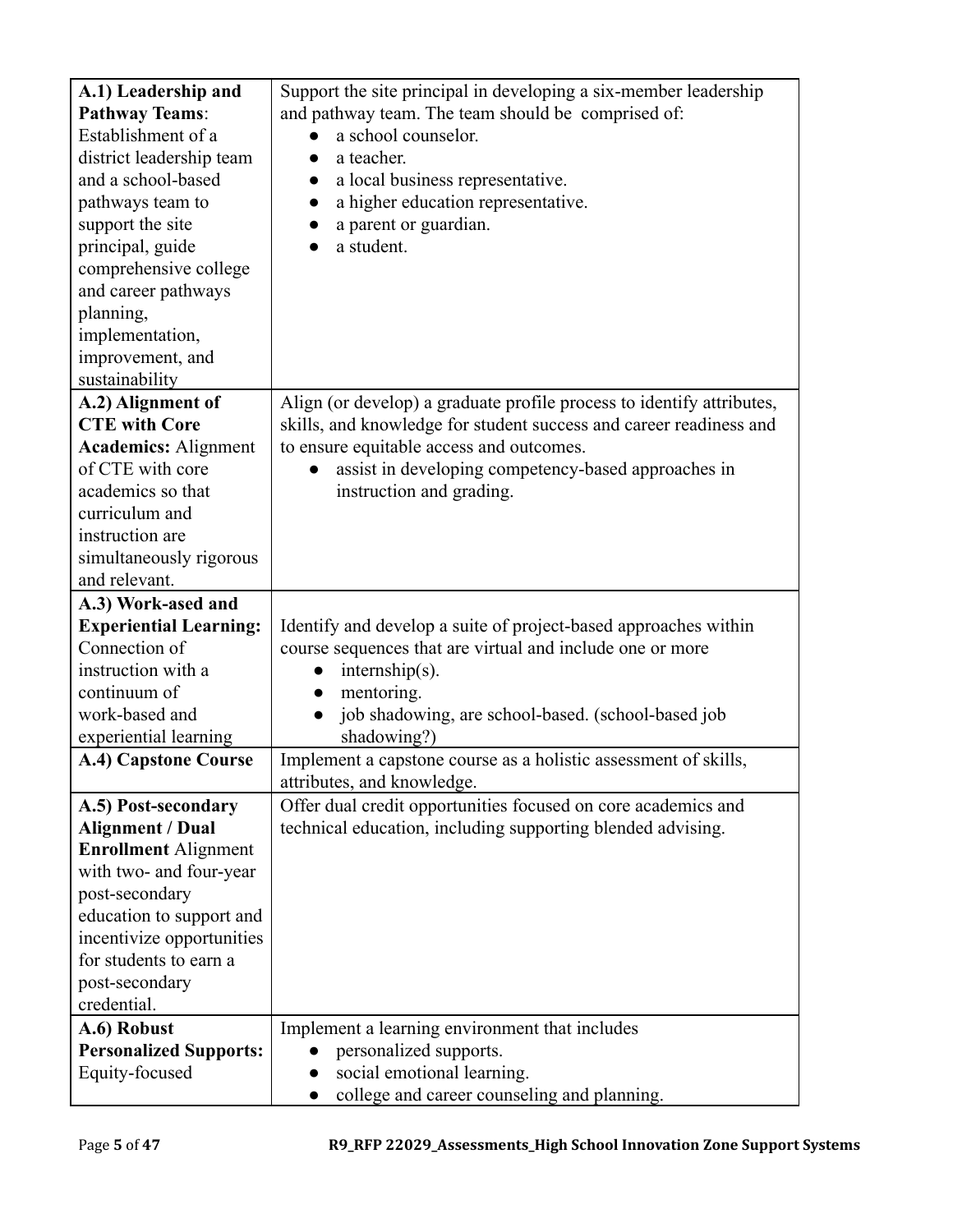| | |
|---|---|
| **A.1) Leadership and Pathway Teams**: Establishment of a district leadership team and a school-based pathways team to support the site principal, guide comprehensive college and career pathways planning, implementation, improvement, and sustainability | Support the site principal in developing a six-member leadership and pathway team. The team should be comprised of:<br>● a school counselor.<br>● a teacher.<br>● a local business representative.<br>● a higher education representative.<br>● a parent or guardian.<br>● a student. |
| **A.2) Alignment of CTE with Core Academics:** Alignment of CTE with core academics so that curriculum and instruction are simultaneously rigorous and relevant. | Align (or develop) a graduate profile process to identify attributes, skills, and knowledge for student success and career readiness and to ensure equitable access and outcomes.<br>● assist in developing competency-based approaches in instruction and grading. |
| **A.3) Work-ased and Experiential Learning:** Connection of instruction with a continuum of work-based and experiential learning | Identify and develop a suite of project-based approaches within course sequences that are virtual and include one or more<br>● internship(s).<br>● mentoring.<br>● job shadowing, are school-based. (school-based job shadowing?) |
| **A.4) Capstone Course** | Implement a capstone course as a holistic assessment of skills, attributes, and knowledge. |
| **A.5) Post-secondary Alignment / Dual Enrollment** Alignment with two- and four-year post-secondary education to support and incentivize opportunities for students to earn a post-secondary credential. | Offer dual credit opportunities focused on core academics and technical education, including supporting blended advising. |
| **A.6) Robust Personalized Supports:** Equity-focused | Implement a learning environment that includes<br>● personalized supports.<br>● social emotional learning.<br>● college and career counseling and planning. |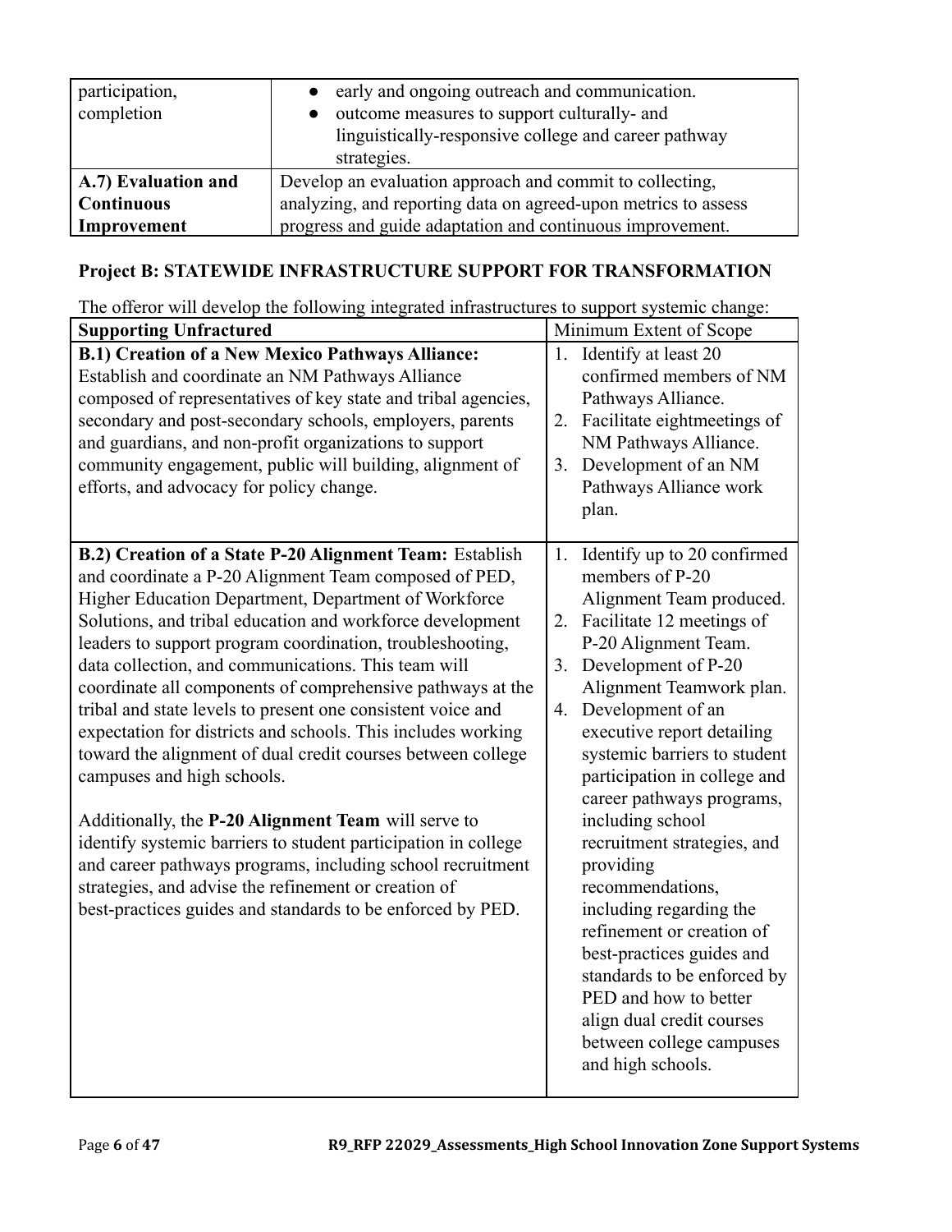| participation, completion | <ul><li>early and ongoing outreach and communication.</li><li>outcome measures to support culturally- and linguistically-responsive college and career pathway strategies.</li></ul> |
|---|---|
| **A.7) Evaluation and Continuous Improvement** | Develop an evaluation approach and commit to collecting, analyzing, and reporting data on agreed-upon metrics to assess progress and guide adaptation and continuous improvement. |

### Project B: STATEWIDE INFRASTRUCTURE SUPPORT FOR TRANSFORMATION

The offeror will develop the following integrated infrastructures to support systemic change:

| **Supporting Unfractured** | Minimum Extent of Scope |
|---|---|
| **B.1) Creation of a New Mexico Pathways Alliance:** Establish and coordinate an NM Pathways Alliance composed of representatives of key state and tribal agencies, secondary and post-secondary schools, employers, parents and guardians, and non-profit organizations to support community engagement, public will building, alignment of efforts, and advocacy for policy change. | 1. Identify at least 20 confirmed members of NM Pathways Alliance.<br>2. Facilitate eightmeetings of NM Pathways Alliance.<br>3. Development of an NM Pathways Alliance work plan. |
| **B.2) Creation of a State P-20 Alignment Team:** Establish and coordinate a P-20 Alignment Team composed of PED, Higher Education Department, Department of Workforce Solutions, and tribal education and workforce development leaders to support program coordination, troubleshooting, data collection, and communications. This team will coordinate all components of comprehensive pathways at the tribal and state levels to present one consistent voice and expectation for districts and schools. This includes working toward the alignment of dual credit courses between college campuses and high schools.<br><br>Additionally, the **P-20 Alignment Team** will serve to identify systemic barriers to student participation in college and career pathways programs, including school recruitment strategies, and advise the refinement or creation of best-practices guides and standards to be enforced by PED. | 1. Identify up to 20 confirmed members of P-20 Alignment Team produced.<br>2. Facilitate 12 meetings of P-20 Alignment Team.<br>3. Development of P-20 Alignment Teamwork plan.<br>4. Development of an executive report detailing systemic barriers to student participation in college and career pathways programs, including school recruitment strategies, and providing recommendations, including regarding the refinement or creation of best-practices guides and standards to be enforced by PED and how to better align dual credit courses between college campuses and high schools. |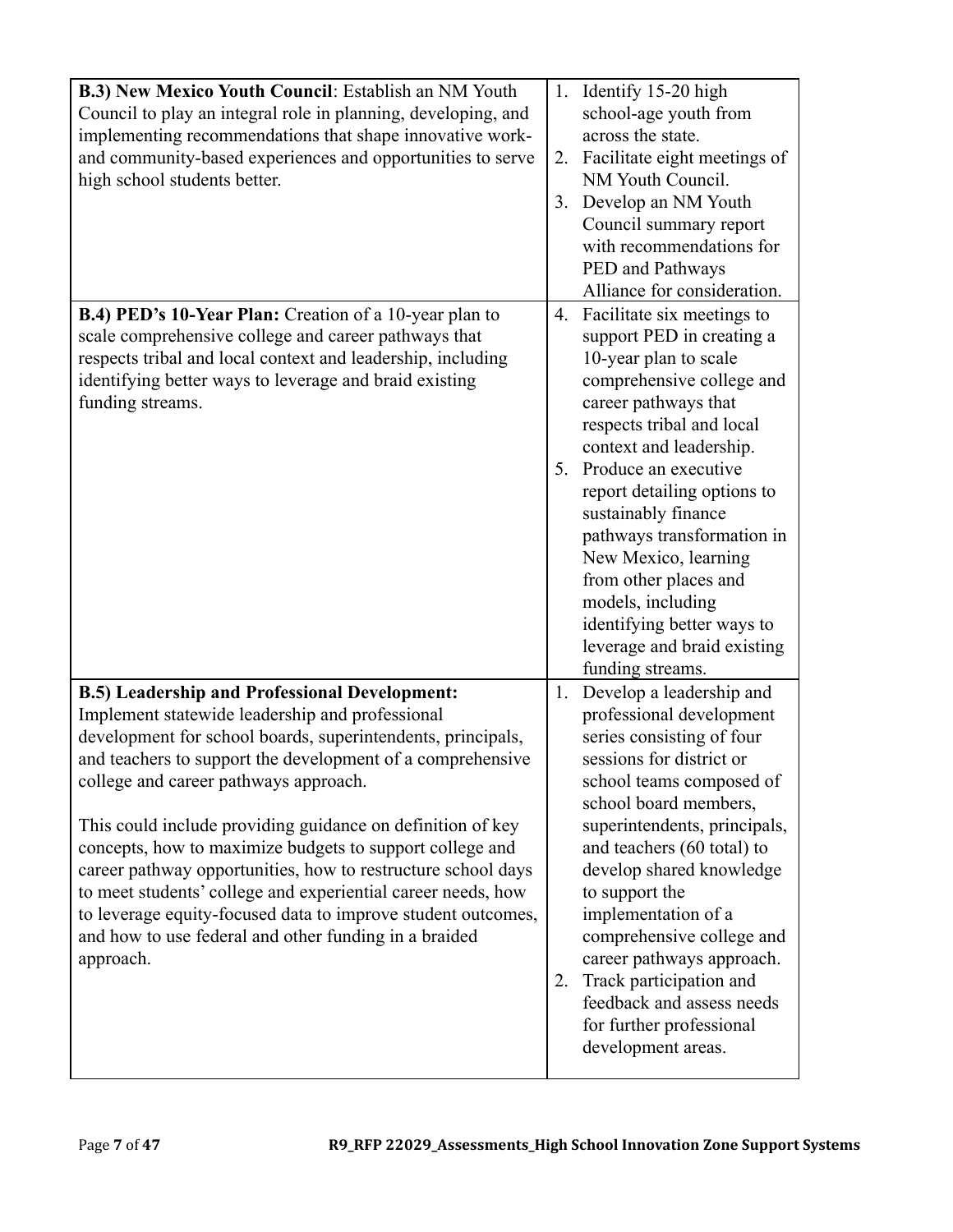| | |
|---|---|
| **B.3) New Mexico Youth Council**: Establish an NM Youth Council to play an integral role in planning, developing, and implementing recommendations that shape innovative work- and community-based experiences and opportunities to serve high school students better. | 1. Identify 15-20 high school-age youth from across the state.<br>2. Facilitate eight meetings of NM Youth Council.<br>3. Develop an NM Youth Council summary report with recommendations for PED and Pathways Alliance for consideration. |
| **B.4) PED's 10-Year Plan:** Creation of a 10-year plan to scale comprehensive college and career pathways that respects tribal and local context and leadership, including identifying better ways to leverage and braid existing funding streams. | 4. Facilitate six meetings to support PED in creating a 10-year plan to scale comprehensive college and career pathways that respects tribal and local context and leadership.<br>5. Produce an executive report detailing options to sustainably finance pathways transformation in New Mexico, learning from other places and models, including identifying better ways to leverage and braid existing funding streams. |
| **B.5) Leadership and Professional Development:** Implement statewide leadership and professional development for school boards, superintendents, principals, and teachers to support the development of a comprehensive college and career pathways approach.<br><br>This could include providing guidance on definition of key concepts, how to maximize budgets to support college and career pathway opportunities, how to restructure school days to meet students' college and experiential career needs, how to leverage equity-focused data to improve student outcomes, and how to use federal and other funding in a braided approach. | 1. Develop a leadership and professional development series consisting of four sessions for district or school teams composed of school board members, superintendents, principals, and teachers (60 total) to develop shared knowledge to support the implementation of a comprehensive college and career pathways approach.<br>2. Track participation and feedback and assess needs for further professional development areas. |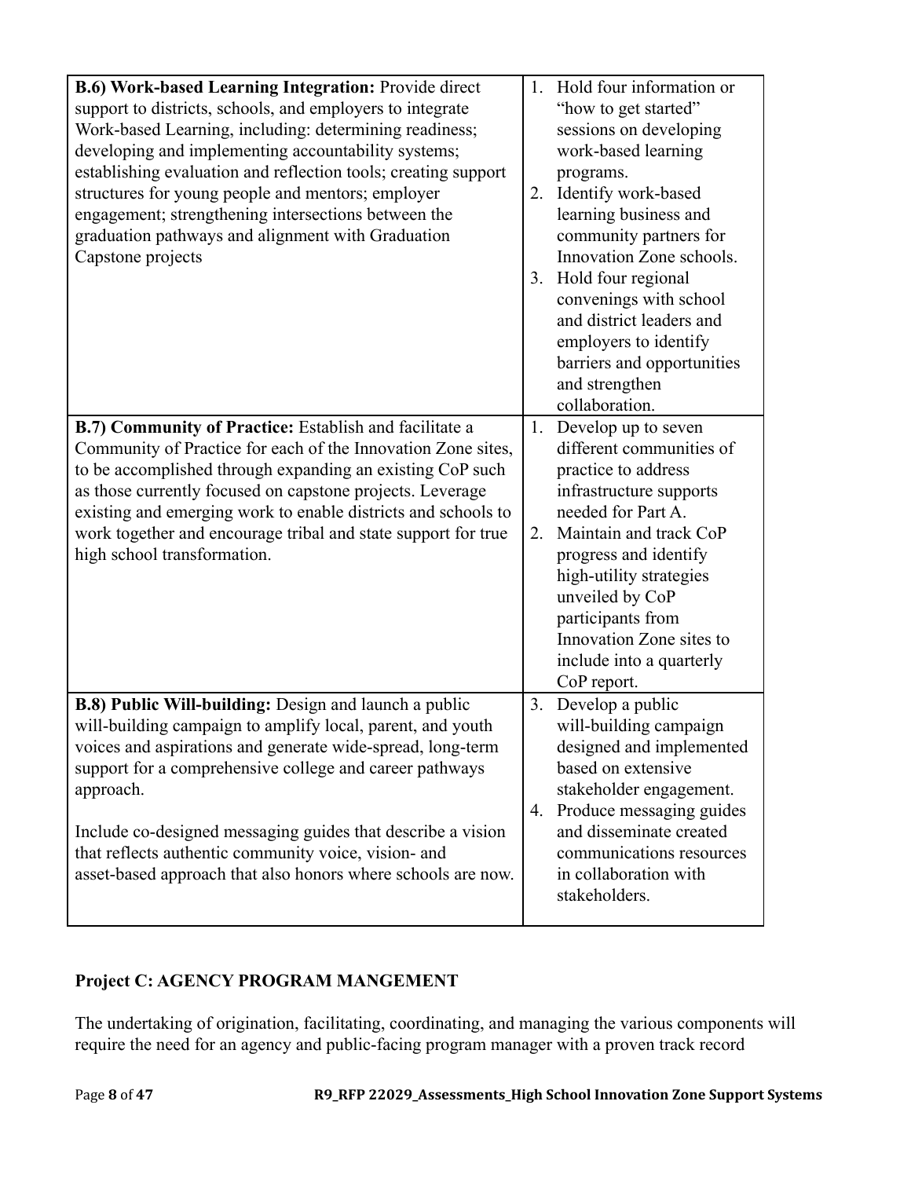| | |
|---|---|
| **B.6) Work-based Learning Integration:** Provide direct support to districts, schools, and employers to integrate Work-based Learning, including: determining readiness; developing and implementing accountability systems; establishing evaluation and reflection tools; creating support structures for young people and mentors; employer engagement; strengthening intersections between the graduation pathways and alignment with Graduation Capstone projects | 1. Hold four information or "how to get started" sessions on developing work-based learning programs.<br>2. Identify work-based learning business and community partners for Innovation Zone schools.<br>3. Hold four regional convenings with school and district leaders and employers to identify barriers and opportunities and strengthen collaboration. |
| **B.7) Community of Practice:** Establish and facilitate a Community of Practice for each of the Innovation Zone sites, to be accomplished through expanding an existing CoP such as those currently focused on capstone projects. Leverage existing and emerging work to enable districts and schools to work together and encourage tribal and state support for true high school transformation. | 1. Develop up to seven different communities of practice to address infrastructure supports needed for Part A.<br>2. Maintain and track CoP progress and identify high-utility strategies unveiled by CoP participants from Innovation Zone sites to include into a quarterly CoP report. |
| **B.8) Public Will-building:** Design and launch a public will-building campaign to amplify local, parent, and youth voices and aspirations and generate wide-spread, long-term support for a comprehensive college and career pathways approach.<br><br>Include co-designed messaging guides that describe a vision that reflects authentic community voice, vision- and asset-based approach that also honors where schools are now. | 3. Develop a public will-building campaign designed and implemented based on extensive stakeholder engagement.<br>4. Produce messaging guides and disseminate created communications resources in collaboration with stakeholders. |

**Project C: AGENCY PROGRAM MANGEMENT**

The undertaking of origination, facilitating, coordinating, and managing the various components will require the need for an agency and public-facing program manager with a proven track record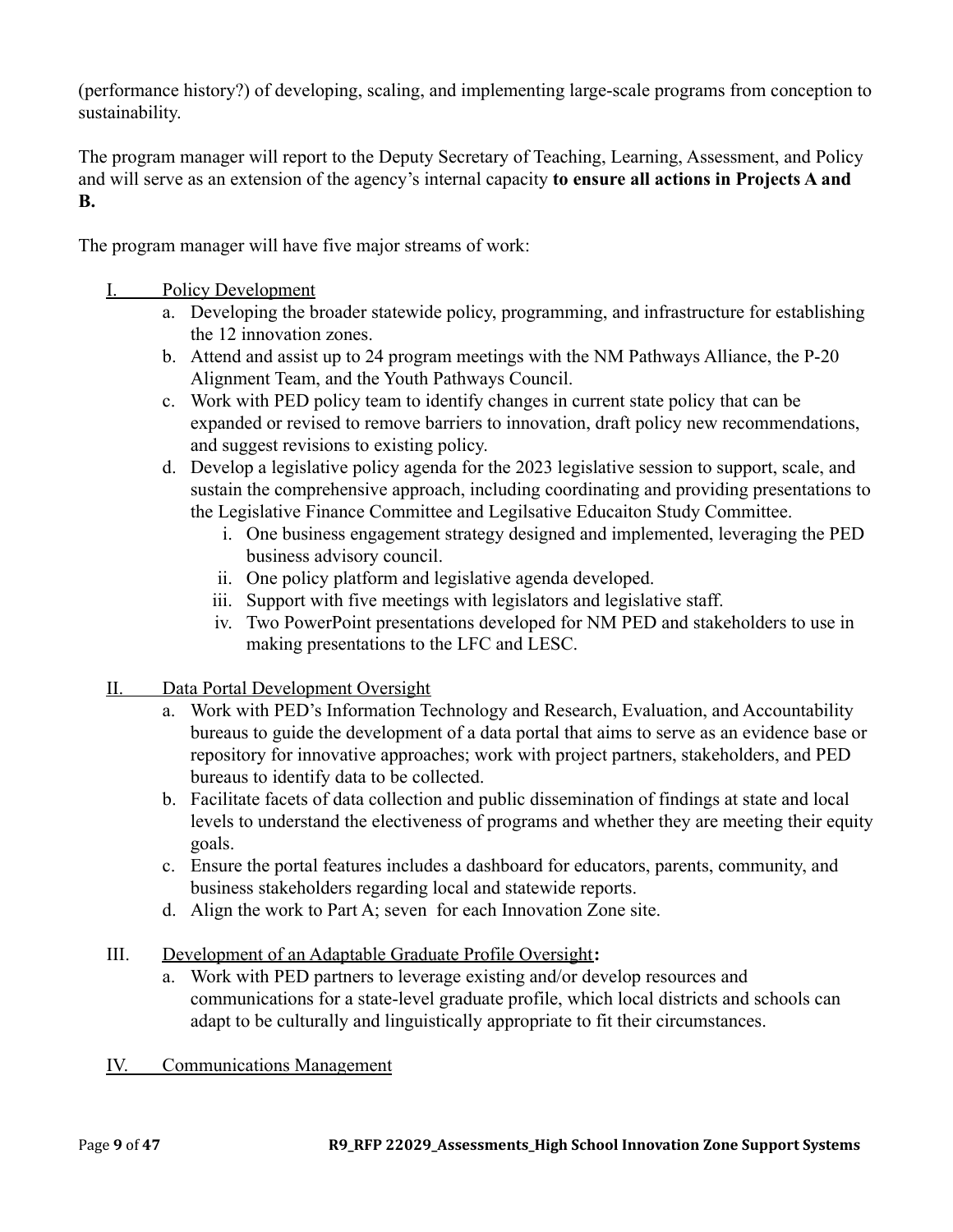(performance history?) of developing, scaling, and implementing large-scale programs from conception to sustainability.

The program manager will report to the Deputy Secretary of Teaching, Learning, Assessment, and Policy and will serve as an extension of the agency's internal capacity **to ensure all actions in Projects A and B.**

The program manager will have five major streams of work:

I. <u>Policy Development</u>
   a. Developing the broader statewide policy, programming, and infrastructure for establishing the 12 innovation zones.
   b. Attend and assist up to 24 program meetings with the NM Pathways Alliance, the P-20 Alignment Team, and the Youth Pathways Council.
   c. Work with PED policy team to identify changes in current state policy that can be expanded or revised to remove barriers to innovation, draft policy new recommendations, and suggest revisions to existing policy.
   d. Develop a legislative policy agenda for the 2023 legislative session to support, scale, and sustain the comprehensive approach, including coordinating and providing presentations to the Legislative Finance Committee and Legilsative Educaiton Study Committee.
      i. One business engagement strategy designed and implemented, leveraging the PED business advisory council.
      ii. One policy platform and legislative agenda developed.
      iii. Support with five meetings with legislators and legislative staff.
      iv. Two PowerPoint presentations developed for NM PED and stakeholders to use in making presentations to the LFC and LESC.

II. <u>Data Portal Development Oversight</u>
   a. Work with PED's Information Technology and Research, Evaluation, and Accountability bureaus to guide the development of a data portal that aims to serve as an evidence base or repository for innovative approaches; work with project partners, stakeholders, and PED bureaus to identify data to be collected.
   b. Facilitate facets of data collection and public dissemination of findings at state and local levels to understand the electiveness of programs and whether they are meeting their equity goals.
   c. Ensure the portal features includes a dashboard for educators, parents, community, and business stakeholders regarding local and statewide reports.
   d. Align the work to Part A; seven for each Innovation Zone site.

III. <u>Development of an Adaptable Graduate Profile Oversight</u>**:**
   a. Work with PED partners to leverage existing and/or develop resources and communications for a state-level graduate profile, which local districts and schools can adapt to be culturally and linguistically appropriate to fit their circumstances.

IV. <u>Communications Management</u>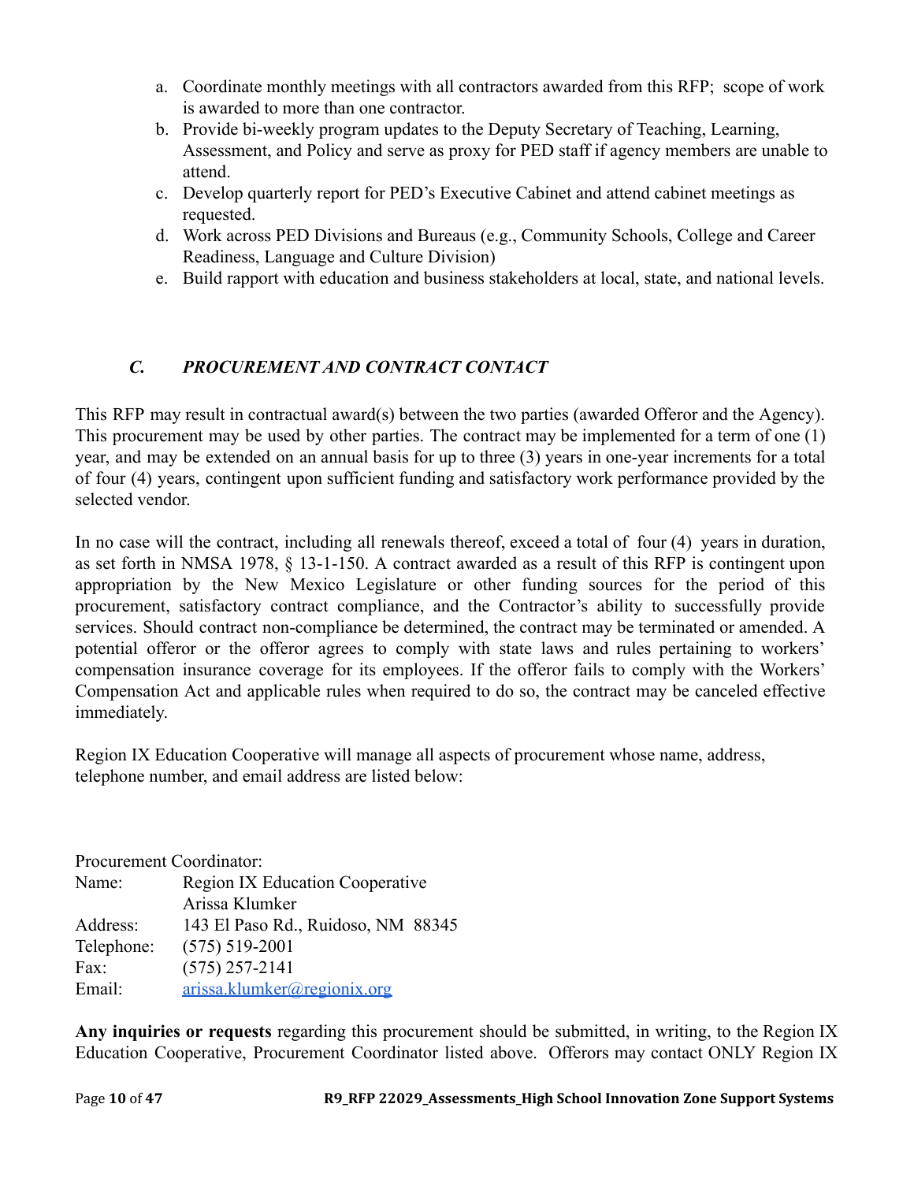a. Coordinate monthly meetings with all contractors awarded from this RFP; scope of work is awarded to more than one contractor.
b. Provide bi-weekly program updates to the Deputy Secretary of Teaching, Learning, Assessment, and Policy and serve as proxy for PED staff if agency members are unable to attend.
c. Develop quarterly report for PED's Executive Cabinet and attend cabinet meetings as requested.
d. Work across PED Divisions and Bureaus (e.g., Community Schools, College and Career Readiness, Language and Culture Division)
e. Build rapport with education and business stakeholders at local, state, and national levels.

### *C. PROCUREMENT AND CONTRACT CONTACT*

This RFP may result in contractual award(s) between the two parties (awarded Offeror and the Agency). This procurement may be used by other parties. The contract may be implemented for a term of one (1) year, and may be extended on an annual basis for up to three (3) years in one-year increments for a total of four (4) years, contingent upon sufficient funding and satisfactory work performance provided by the selected vendor.

In no case will the contract, including all renewals thereof, exceed a total of four (4) years in duration, as set forth in NMSA 1978, § 13-1-150. A contract awarded as a result of this RFP is contingent upon appropriation by the New Mexico Legislature or other funding sources for the period of this procurement, satisfactory contract compliance, and the Contractor's ability to successfully provide services. Should contract non-compliance be determined, the contract may be terminated or amended. A potential offeror or the offeror agrees to comply with state laws and rules pertaining to workers' compensation insurance coverage for its employees. If the offeror fails to comply with the Workers' Compensation Act and applicable rules when required to do so, the contract may be canceled effective immediately.

Region IX Education Cooperative will manage all aspects of procurement whose name, address, telephone number, and email address are listed below:

Procurement Coordinator:

| | |
|---|---|
| Name: | Region IX Education Cooperative<br>Arissa Klumker |
| Address: | 143 El Paso Rd., Ruidoso, NM 88345 |
| Telephone: | (575) 519-2001 |
| Fax: | (575) 257-2141 |
| Email: | arissa.klumker@regionix.org |

**Any inquiries or requests** regarding this procurement should be submitted, in writing, to the Region IX Education Cooperative, Procurement Coordinator listed above. Offerors may contact ONLY Region IX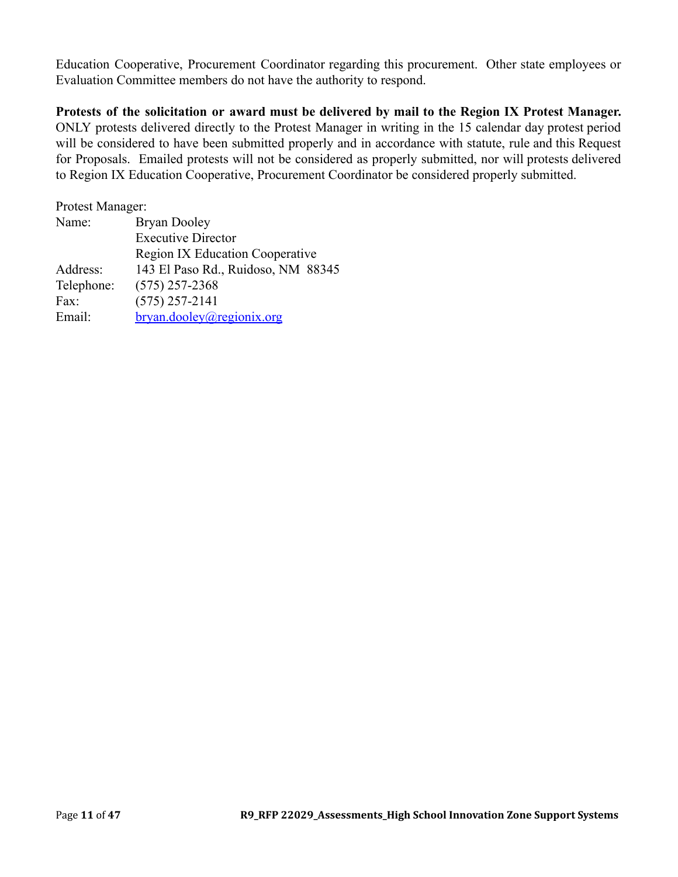Education Cooperative, Procurement Coordinator regarding this procurement. Other state employees or Evaluation Committee members do not have the authority to respond.

**Protests of the solicitation or award must be delivered by mail to the Region IX Protest Manager.** ONLY protests delivered directly to the Protest Manager in writing in the 15 calendar day protest period will be considered to have been submitted properly and in accordance with statute, rule and this Request for Proposals. Emailed protests will not be considered as properly submitted, nor will protests delivered to Region IX Education Cooperative, Procurement Coordinator be considered properly submitted.

Protest Manager:

| | |
|---|---|
| Name: | Bryan Dooley<br>Executive Director<br>Region IX Education Cooperative |
| Address: | 143 El Paso Rd., Ruidoso, NM 88345 |
| Telephone: | (575) 257-2368 |
| Fax: | (575) 257-2141 |
| Email: | bryan.dooley@regionix.org |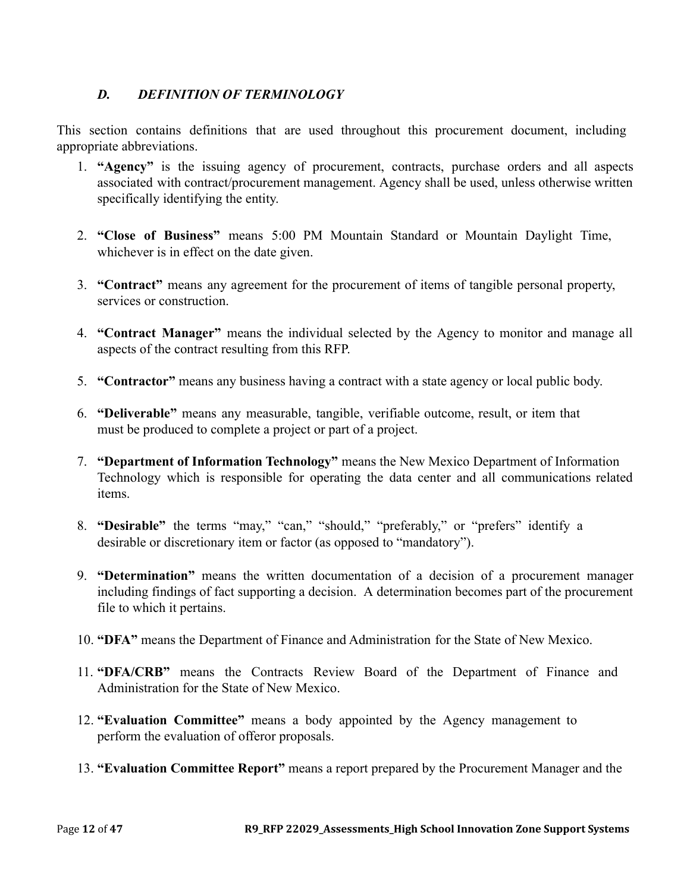### *D. DEFINITION OF TERMINOLOGY*

This section contains definitions that are used throughout this procurement document, including appropriate abbreviations.

1. **"Agency"** is the issuing agency of procurement, contracts, purchase orders and all aspects associated with contract/procurement management. Agency shall be used, unless otherwise written specifically identifying the entity.

2. **"Close of Business"** means 5:00 PM Mountain Standard or Mountain Daylight Time, whichever is in effect on the date given.

3. **"Contract"** means any agreement for the procurement of items of tangible personal property, services or construction.

4. **"Contract Manager"** means the individual selected by the Agency to monitor and manage all aspects of the contract resulting from this RFP.

5. **"Contractor"** means any business having a contract with a state agency or local public body.

6. **"Deliverable"** means any measurable, tangible, verifiable outcome, result, or item that must be produced to complete a project or part of a project.

7. **"Department of Information Technology"** means the New Mexico Department of Information Technology which is responsible for operating the data center and all communications related items.

8. **"Desirable"** the terms "may," "can," "should," "preferably," or "prefers" identify a desirable or discretionary item or factor (as opposed to "mandatory").

9. **"Determination"** means the written documentation of a decision of a procurement manager including findings of fact supporting a decision. A determination becomes part of the procurement file to which it pertains.

10. **"DFA"** means the Department of Finance and Administration for the State of New Mexico.

11. **"DFA/CRB"** means the Contracts Review Board of the Department of Finance and Administration for the State of New Mexico.

12. **"Evaluation Committee"** means a body appointed by the Agency management to perform the evaluation of offeror proposals.

13. **"Evaluation Committee Report"** means a report prepared by the Procurement Manager and the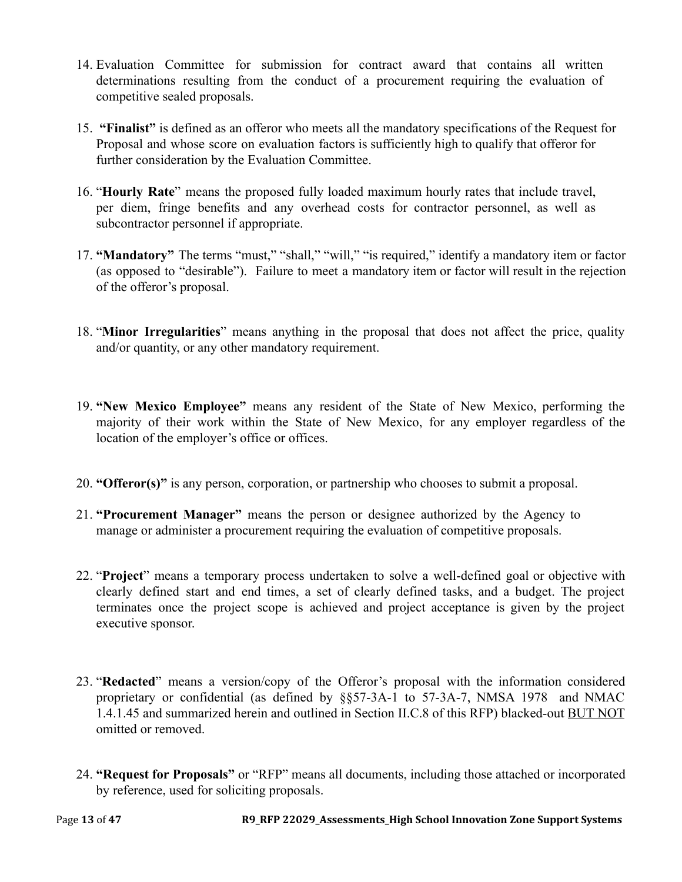14. Evaluation Committee for submission for contract award that contains all written determinations resulting from the conduct of a procurement requiring the evaluation of competitive sealed proposals.

15. **"Finalist"** is defined as an offeror who meets all the mandatory specifications of the Request for Proposal and whose score on evaluation factors is sufficiently high to qualify that offeror for further consideration by the Evaluation Committee.

16. "**Hourly Rate**" means the proposed fully loaded maximum hourly rates that include travel, per diem, fringe benefits and any overhead costs for contractor personnel, as well as subcontractor personnel if appropriate.

17. **"Mandatory"** The terms "must," "shall," "will," "is required," identify a mandatory item or factor (as opposed to "desirable"). Failure to meet a mandatory item or factor will result in the rejection of the offeror's proposal.

18. "**Minor Irregularities**" means anything in the proposal that does not affect the price, quality and/or quantity, or any other mandatory requirement.

19. **"New Mexico Employee"** means any resident of the State of New Mexico, performing the majority of their work within the State of New Mexico, for any employer regardless of the location of the employer's office or offices.

20. **"Offeror(s)"** is any person, corporation, or partnership who chooses to submit a proposal.

21. **"Procurement Manager"** means the person or designee authorized by the Agency to manage or administer a procurement requiring the evaluation of competitive proposals.

22. "**Project**" means a temporary process undertaken to solve a well-defined goal or objective with clearly defined start and end times, a set of clearly defined tasks, and a budget. The project terminates once the project scope is achieved and project acceptance is given by the project executive sponsor.

23. "**Redacted**" means a version/copy of the Offeror's proposal with the information considered proprietary or confidential (as defined by §§57-3A-1 to 57-3A-7, NMSA 1978 and NMAC 1.4.1.45 and summarized herein and outlined in Section II.C.8 of this RFP) blacked-out <u>BUT NOT</u> omitted or removed.

24. **"Request for Proposals"** or "RFP" means all documents, including those attached or incorporated by reference, used for soliciting proposals.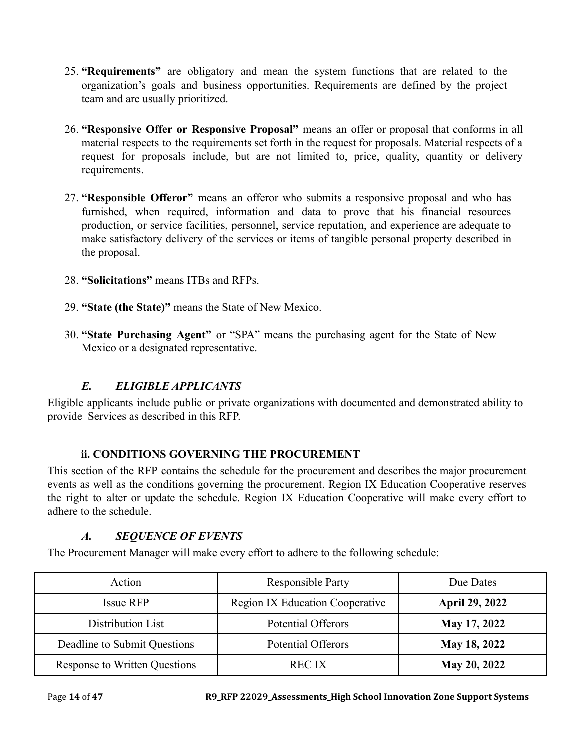25. **"Requirements"** are obligatory and mean the system functions that are related to the organization's goals and business opportunities. Requirements are defined by the project team and are usually prioritized.

26. **"Responsive Offer or Responsive Proposal"** means an offer or proposal that conforms in all material respects to the requirements set forth in the request for proposals. Material respects of a request for proposals include, but are not limited to, price, quality, quantity or delivery requirements.

27. **"Responsible Offeror"** means an offeror who submits a responsive proposal and who has furnished, when required, information and data to prove that his financial resources production, or service facilities, personnel, service reputation, and experience are adequate to make satisfactory delivery of the services or items of tangible personal property described in the proposal.

28. **"Solicitations"** means ITBs and RFPs.

29. **"State (the State)"** means the State of New Mexico.

30. **"State Purchasing Agent"** or "SPA" means the purchasing agent for the State of New Mexico or a designated representative.

### *E. ELIGIBLE APPLICANTS*

Eligible applicants include public or private organizations with documented and demonstrated ability to provide Services as described in this RFP.

## ii. CONDITIONS GOVERNING THE PROCUREMENT

This section of the RFP contains the schedule for the procurement and describes the major procurement events as well as the conditions governing the procurement. Region IX Education Cooperative reserves the right to alter or update the schedule. Region IX Education Cooperative will make every effort to adhere to the schedule.

### *A. SEQUENCE OF EVENTS*

The Procurement Manager will make every effort to adhere to the following schedule:

| Action | Responsible Party | Due Dates |
| --- | --- | --- |
| Issue RFP | Region IX Education Cooperative | **April 29, 2022** |
| Distribution List | Potential Offerors | **May 17, 2022** |
| Deadline to Submit Questions | Potential Offerors | **May 18, 2022** |
| Response to Written Questions | REC IX | **May 20, 2022** |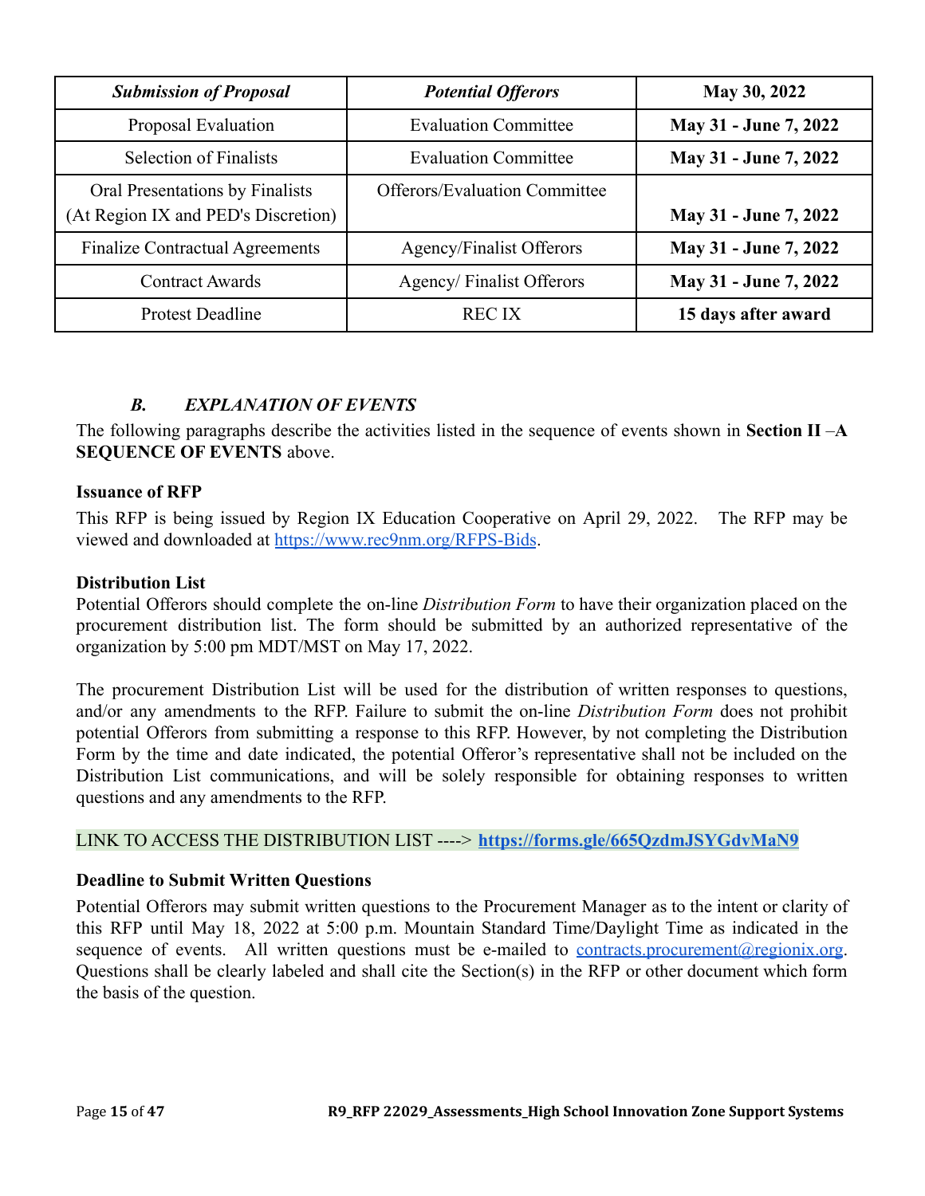| *Submission of Proposal* | *Potential Offerors* | **May 30, 2022** |
|---|---|---|
| Proposal Evaluation | Evaluation Committee | **May 31 - June 7, 2022** |
| Selection of Finalists | Evaluation Committee | **May 31 - June 7, 2022** |
| Oral Presentations by Finalists (At Region IX and PED's Discretion) | Offerors/Evaluation Committee | **May 31 - June 7, 2022** |
| Finalize Contractual Agreements | Agency/Finalist Offerors | **May 31 - June 7, 2022** |
| Contract Awards | Agency/ Finalist Offerors | **May 31 - June 7, 2022** |
| Protest Deadline | REC IX | **15 days after award** |

### *B. EXPLANATION OF EVENTS*

The following paragraphs describe the activities listed in the sequence of events shown in **Section II –A SEQUENCE OF EVENTS** above.

**Issuance of RFP**

This RFP is being issued by Region IX Education Cooperative on April 29, 2022. The RFP may be viewed and downloaded at https://www.rec9nm.org/RFPS-Bids.

**Distribution List**

Potential Offerors should complete the on-line *Distribution Form* to have their organization placed on the procurement distribution list. The form should be submitted by an authorized representative of the organization by 5:00 pm MDT/MST on May 17, 2022.

The procurement Distribution List will be used for the distribution of written responses to questions, and/or any amendments to the RFP. Failure to submit the on-line *Distribution Form* does not prohibit potential Offerors from submitting a response to this RFP. However, by not completing the Distribution Form by the time and date indicated, the potential Offeror's representative shall not be included on the Distribution List communications, and will be solely responsible for obtaining responses to written questions and any amendments to the RFP.

LINK TO ACCESS THE DISTRIBUTION LIST ----> **https://forms.gle/665QzdmJSYGdvMaN9**

**Deadline to Submit Written Questions**

Potential Offerors may submit written questions to the Procurement Manager as to the intent or clarity of this RFP until May 18, 2022 at 5:00 p.m. Mountain Standard Time/Daylight Time as indicated in the sequence of events. All written questions must be e-mailed to contracts.procurement@regionix.org. Questions shall be clearly labeled and shall cite the Section(s) in the RFP or other document which form the basis of the question.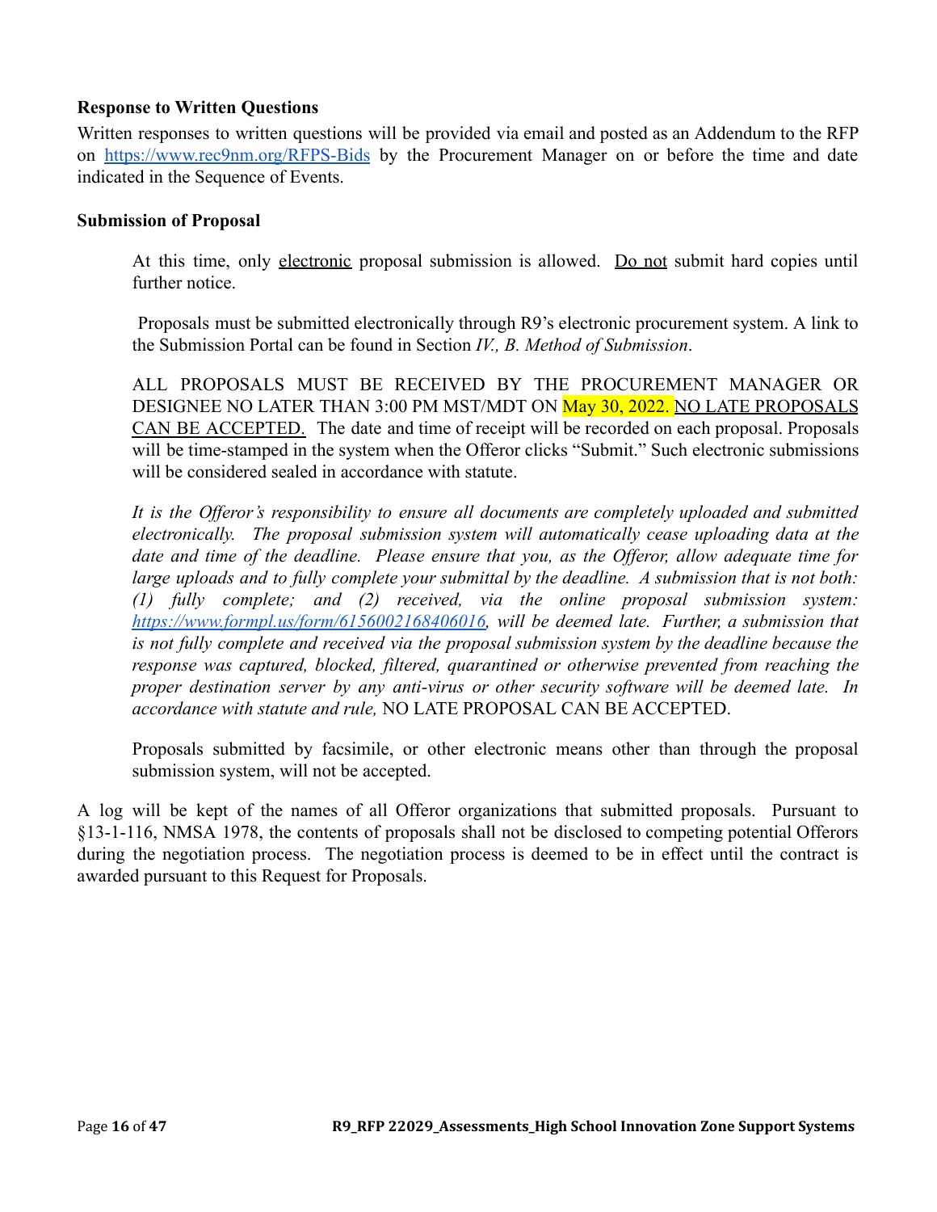**Response to Written Questions**

Written responses to written questions will be provided via email and posted as an Addendum to the RFP on https://www.rec9nm.org/RFPS-Bids by the Procurement Manager on or before the time and date indicated in the Sequence of Events.

**Submission of Proposal**

> At this time, only electronic proposal submission is allowed. Do not submit hard copies until further notice.
>
> Proposals must be submitted electronically through R9's electronic procurement system. A link to the Submission Portal can be found in Section *IV., B. Method of Submission*.
>
> ALL PROPOSALS MUST BE RECEIVED BY THE PROCUREMENT MANAGER OR DESIGNEE NO LATER THAN 3:00 PM MST/MDT ON May 30, 2022. NO LATE PROPOSALS CAN BE ACCEPTED. The date and time of receipt will be recorded on each proposal. Proposals will be time-stamped in the system when the Offeror clicks "Submit." Such electronic submissions will be considered sealed in accordance with statute.
>
> *It is the Offeror's responsibility to ensure all documents are completely uploaded and submitted electronically. The proposal submission system will automatically cease uploading data at the date and time of the deadline. Please ensure that you, as the Offeror, allow adequate time for large uploads and to fully complete your submittal by the deadline. A submission that is not both: (1) fully complete; and (2) received, via the online proposal submission system: https://www.formpl.us/form/6156002168406016, will be deemed late. Further, a submission that is not fully complete and received via the proposal submission system by the deadline because the response was captured, blocked, filtered, quarantined or otherwise prevented from reaching the proper destination server by any anti-virus or other security software will be deemed late. In accordance with statute and rule,* NO LATE PROPOSAL CAN BE ACCEPTED.
>
> Proposals submitted by facsimile, or other electronic means other than through the proposal submission system, will not be accepted.

A log will be kept of the names of all Offeror organizations that submitted proposals. Pursuant to §13-1-116, NMSA 1978, the contents of proposals shall not be disclosed to competing potential Offerors during the negotiation process. The negotiation process is deemed to be in effect until the contract is awarded pursuant to this Request for Proposals.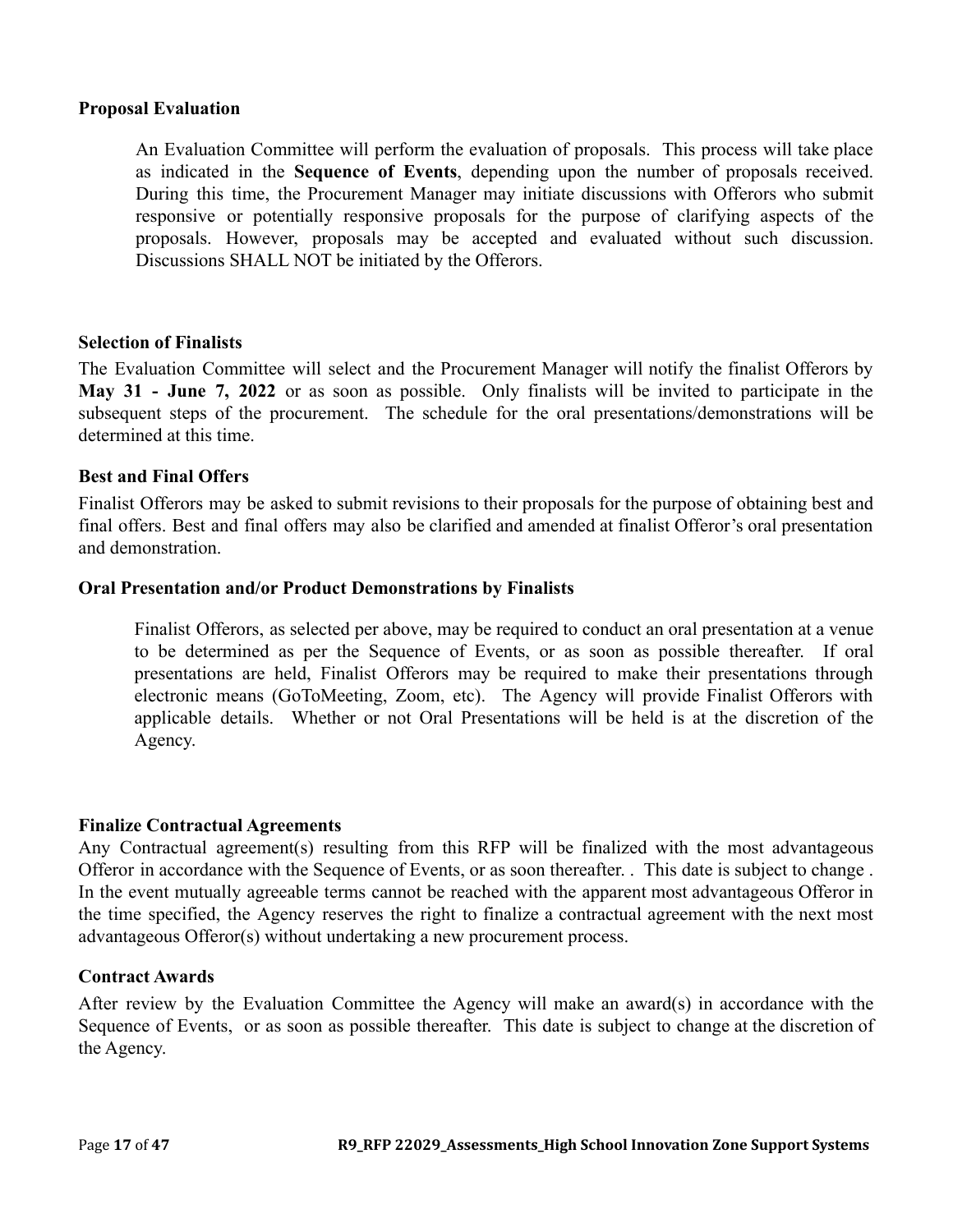**Proposal Evaluation**

An Evaluation Committee will perform the evaluation of proposals. This process will take place as indicated in the **Sequence of Events**, depending upon the number of proposals received. During this time, the Procurement Manager may initiate discussions with Offerors who submit responsive or potentially responsive proposals for the purpose of clarifying aspects of the proposals. However, proposals may be accepted and evaluated without such discussion. Discussions SHALL NOT be initiated by the Offerors.

**Selection of Finalists**

The Evaluation Committee will select and the Procurement Manager will notify the finalist Offerors by **May 31 - June 7, 2022** or as soon as possible. Only finalists will be invited to participate in the subsequent steps of the procurement. The schedule for the oral presentations/demonstrations will be determined at this time.

**Best and Final Offers**

Finalist Offerors may be asked to submit revisions to their proposals for the purpose of obtaining best and final offers. Best and final offers may also be clarified and amended at finalist Offeror's oral presentation and demonstration.

**Oral Presentation and/or Product Demonstrations by Finalists**

Finalist Offerors, as selected per above, may be required to conduct an oral presentation at a venue to be determined as per the Sequence of Events, or as soon as possible thereafter. If oral presentations are held, Finalist Offerors may be required to make their presentations through electronic means (GoToMeeting, Zoom, etc). The Agency will provide Finalist Offerors with applicable details. Whether or not Oral Presentations will be held is at the discretion of the Agency.

**Finalize Contractual Agreements**

Any Contractual agreement(s) resulting from this RFP will be finalized with the most advantageous Offeror in accordance with the Sequence of Events, or as soon thereafter. . This date is subject to change . In the event mutually agreeable terms cannot be reached with the apparent most advantageous Offeror in the time specified, the Agency reserves the right to finalize a contractual agreement with the next most advantageous Offeror(s) without undertaking a new procurement process.

**Contract Awards**

After review by the Evaluation Committee the Agency will make an award(s) in accordance with the Sequence of Events, or as soon as possible thereafter. This date is subject to change at the discretion of the Agency.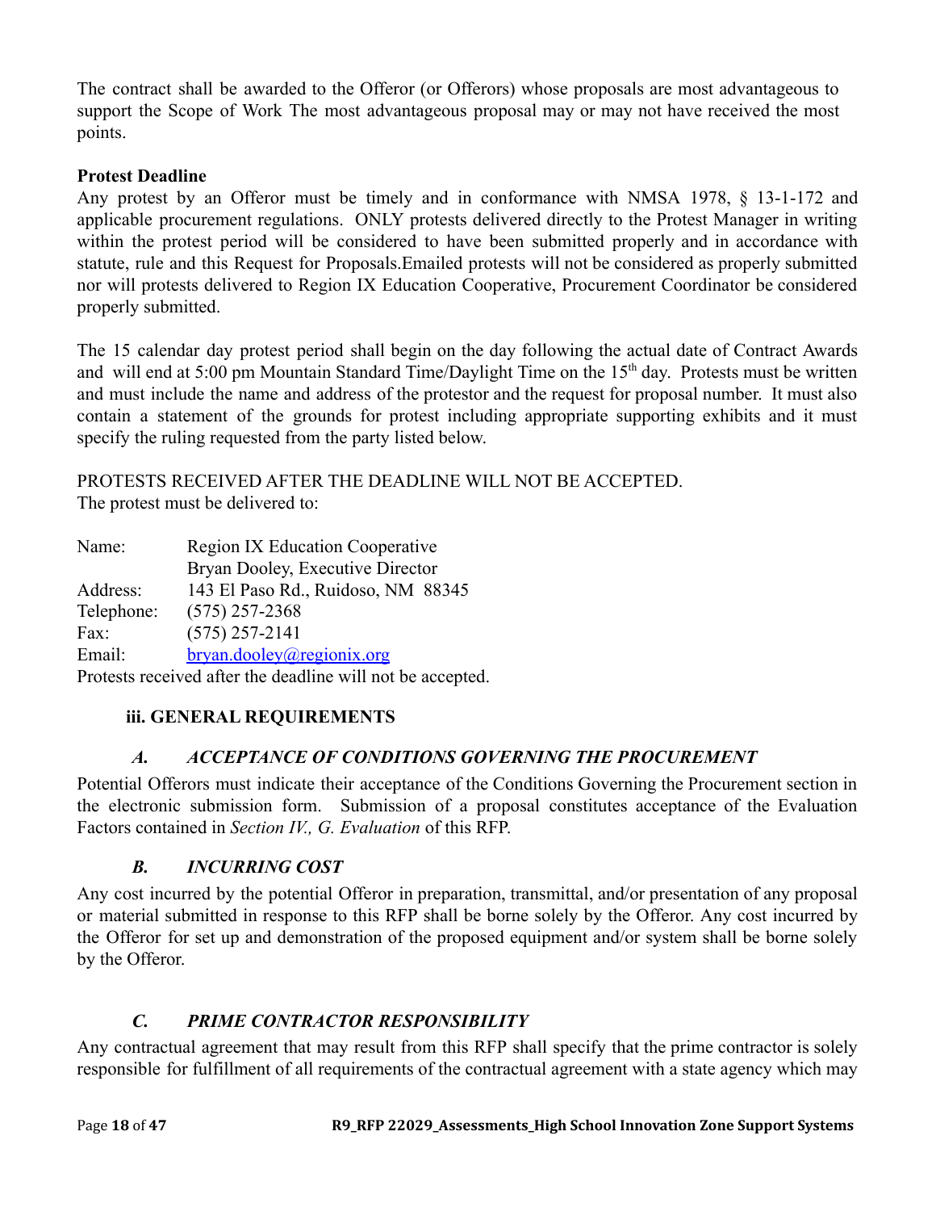The contract shall be awarded to the Offeror (or Offerors) whose proposals are most advantageous to support the Scope of Work The most advantageous proposal may or may not have received the most points.

**Protest Deadline**

Any protest by an Offeror must be timely and in conformance with NMSA 1978, § 13-1-172 and applicable procurement regulations. ONLY protests delivered directly to the Protest Manager in writing within the protest period will be considered to have been submitted properly and in accordance with statute, rule and this Request for Proposals.Emailed protests will not be considered as properly submitted nor will protests delivered to Region IX Education Cooperative, Procurement Coordinator be considered properly submitted.

The 15 calendar day protest period shall begin on the day following the actual date of Contract Awards and will end at 5:00 pm Mountain Standard Time/Daylight Time on the 15th day. Protests must be written and must include the name and address of the protestor and the request for proposal number. It must also contain a statement of the grounds for protest including appropriate supporting exhibits and it must specify the ruling requested from the party listed below.

PROTESTS RECEIVED AFTER THE DEADLINE WILL NOT BE ACCEPTED.
The protest must be delivered to:

| | |
|---|---|
| Name: | Region IX Education Cooperative<br>Bryan Dooley, Executive Director |
| Address: | 143 El Paso Rd., Ruidoso, NM 88345 |
| Telephone: | (575) 257-2368 |
| Fax: | (575) 257-2141 |
| Email: | bryan.dooley@regionix.org |

Protests received after the deadline will not be accepted.

## iii. GENERAL REQUIREMENTS

### *A. ACCEPTANCE OF CONDITIONS GOVERNING THE PROCUREMENT*

Potential Offerors must indicate their acceptance of the Conditions Governing the Procurement section in the electronic submission form. Submission of a proposal constitutes acceptance of the Evaluation Factors contained in *Section IV., G. Evaluation* of this RFP.

### *B. INCURRING COST*

Any cost incurred by the potential Offeror in preparation, transmittal, and/or presentation of any proposal or material submitted in response to this RFP shall be borne solely by the Offeror. Any cost incurred by the Offeror for set up and demonstration of the proposed equipment and/or system shall be borne solely by the Offeror.

### *C. PRIME CONTRACTOR RESPONSIBILITY*

Any contractual agreement that may result from this RFP shall specify that the prime contractor is solely responsible for fulfillment of all requirements of the contractual agreement with a state agency which may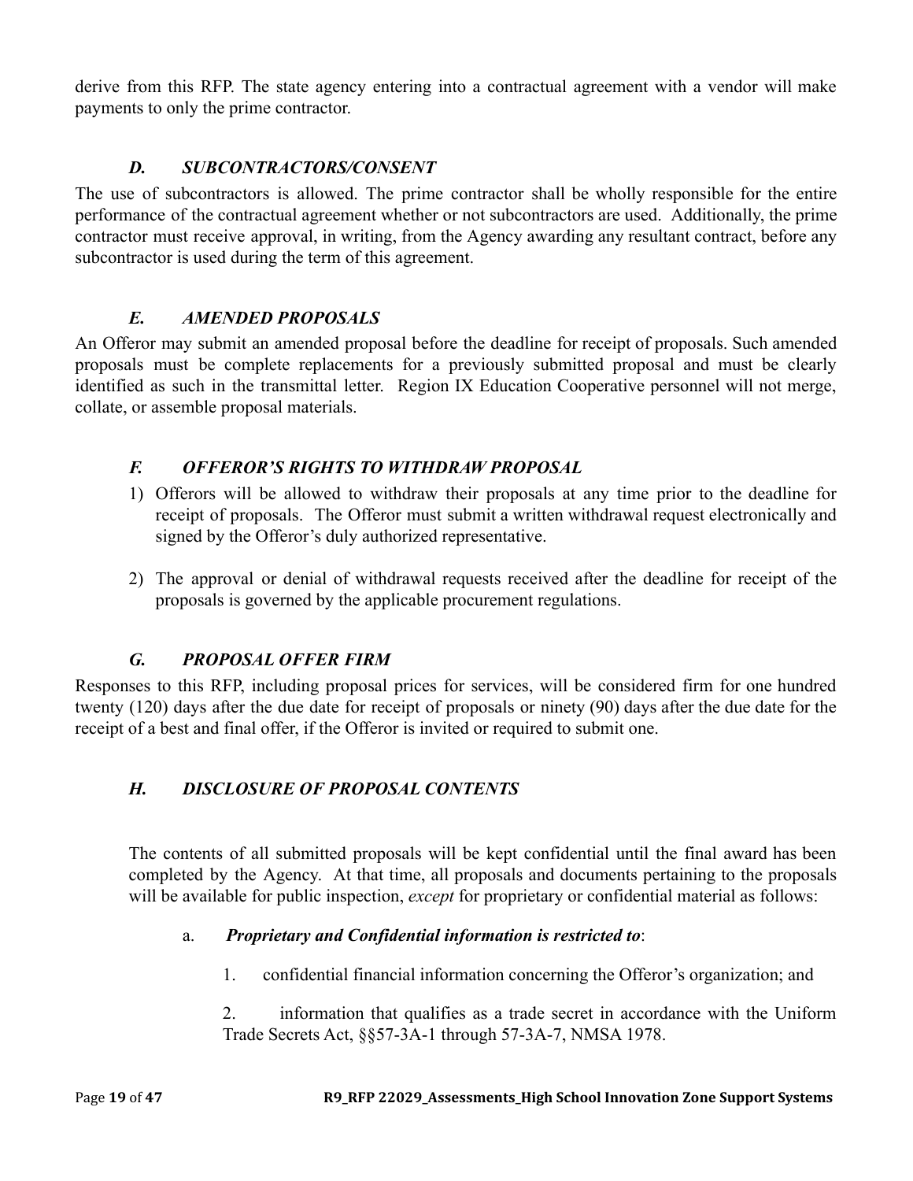derive from this RFP. The state agency entering into a contractual agreement with a vendor will make payments to only the prime contractor.

### *D. SUBCONTRACTORS/CONSENT*

The use of subcontractors is allowed. The prime contractor shall be wholly responsible for the entire performance of the contractual agreement whether or not subcontractors are used. Additionally, the prime contractor must receive approval, in writing, from the Agency awarding any resultant contract, before any subcontractor is used during the term of this agreement.

### *E. AMENDED PROPOSALS*

An Offeror may submit an amended proposal before the deadline for receipt of proposals. Such amended proposals must be complete replacements for a previously submitted proposal and must be clearly identified as such in the transmittal letter. Region IX Education Cooperative personnel will not merge, collate, or assemble proposal materials.

### *F. OFFEROR'S RIGHTS TO WITHDRAW PROPOSAL*

1) Offerors will be allowed to withdraw their proposals at any time prior to the deadline for receipt of proposals. The Offeror must submit a written withdrawal request electronically and signed by the Offeror's duly authorized representative.

2) The approval or denial of withdrawal requests received after the deadline for receipt of the proposals is governed by the applicable procurement regulations.

### *G. PROPOSAL OFFER FIRM*

Responses to this RFP, including proposal prices for services, will be considered firm for one hundred twenty (120) days after the due date for receipt of proposals or ninety (90) days after the due date for the receipt of a best and final offer, if the Offeror is invited or required to submit one.

### *H. DISCLOSURE OF PROPOSAL CONTENTS*

The contents of all submitted proposals will be kept confidential until the final award has been completed by the Agency. At that time, all proposals and documents pertaining to the proposals will be available for public inspection, *except* for proprietary or confidential material as follows:

a. ***Proprietary and Confidential information is restricted to***:

1. confidential financial information concerning the Offeror's organization; and

2. information that qualifies as a trade secret in accordance with the Uniform Trade Secrets Act, §§57-3A-1 through 57-3A-7, NMSA 1978.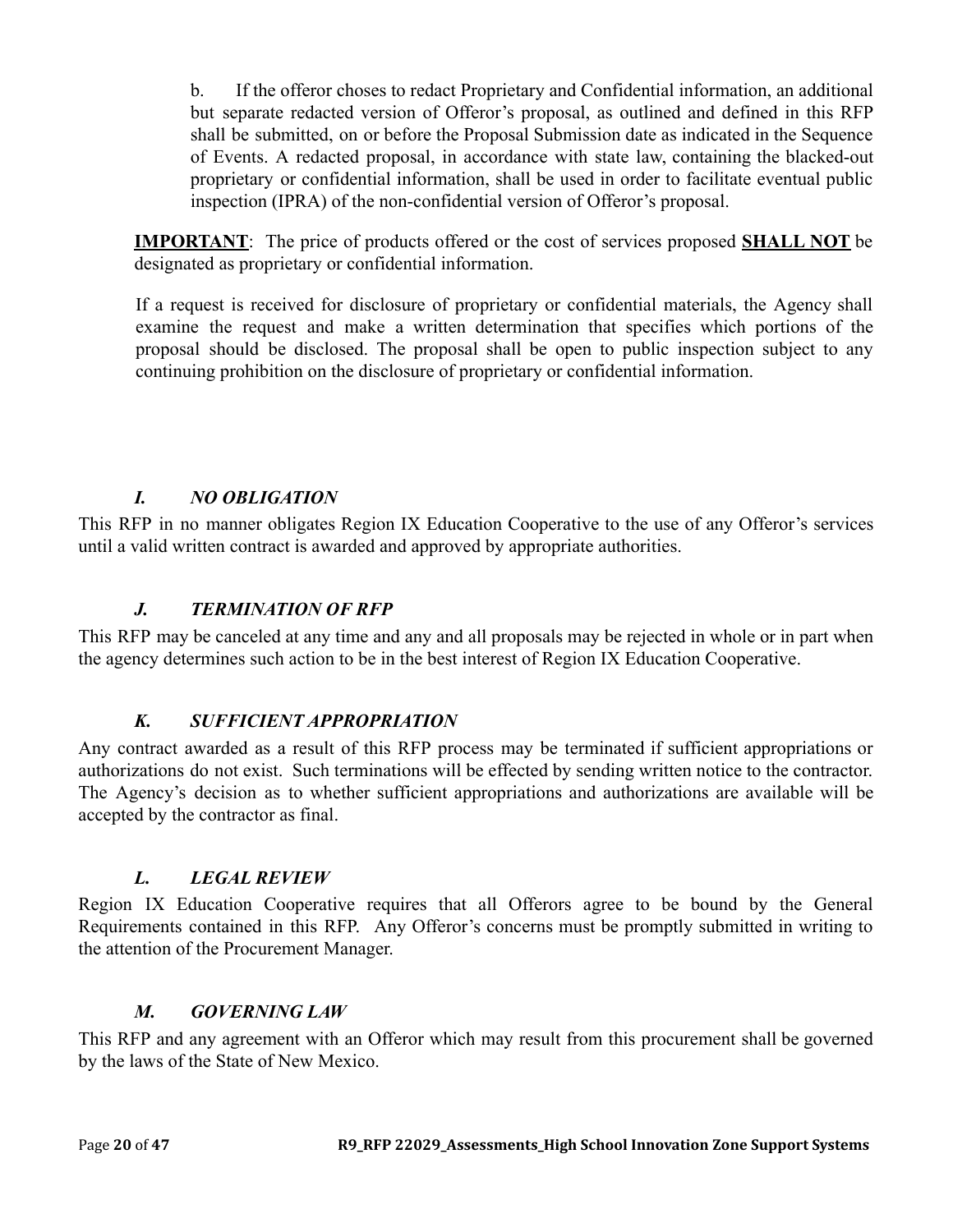b. If the offeror choses to redact Proprietary and Confidential information, an additional but separate redacted version of Offeror's proposal, as outlined and defined in this RFP shall be submitted, on or before the Proposal Submission date as indicated in the Sequence of Events. A redacted proposal, in accordance with state law, containing the blacked-out proprietary or confidential information, shall be used in order to facilitate eventual public inspection (IPRA) of the non-confidential version of Offeror's proposal.

**IMPORTANT**: The price of products offered or the cost of services proposed **SHALL NOT** be designated as proprietary or confidential information.

If a request is received for disclosure of proprietary or confidential materials, the Agency shall examine the request and make a written determination that specifies which portions of the proposal should be disclosed. The proposal shall be open to public inspection subject to any continuing prohibition on the disclosure of proprietary or confidential information.

### *I. NO OBLIGATION*

This RFP in no manner obligates Region IX Education Cooperative to the use of any Offeror's services until a valid written contract is awarded and approved by appropriate authorities.

### *J. TERMINATION OF RFP*

This RFP may be canceled at any time and any and all proposals may be rejected in whole or in part when the agency determines such action to be in the best interest of Region IX Education Cooperative.

### *K. SUFFICIENT APPROPRIATION*

Any contract awarded as a result of this RFP process may be terminated if sufficient appropriations or authorizations do not exist. Such terminations will be effected by sending written notice to the contractor. The Agency's decision as to whether sufficient appropriations and authorizations are available will be accepted by the contractor as final.

### *L. LEGAL REVIEW*

Region IX Education Cooperative requires that all Offerors agree to be bound by the General Requirements contained in this RFP. Any Offeror's concerns must be promptly submitted in writing to the attention of the Procurement Manager.

### *M. GOVERNING LAW*

This RFP and any agreement with an Offeror which may result from this procurement shall be governed by the laws of the State of New Mexico.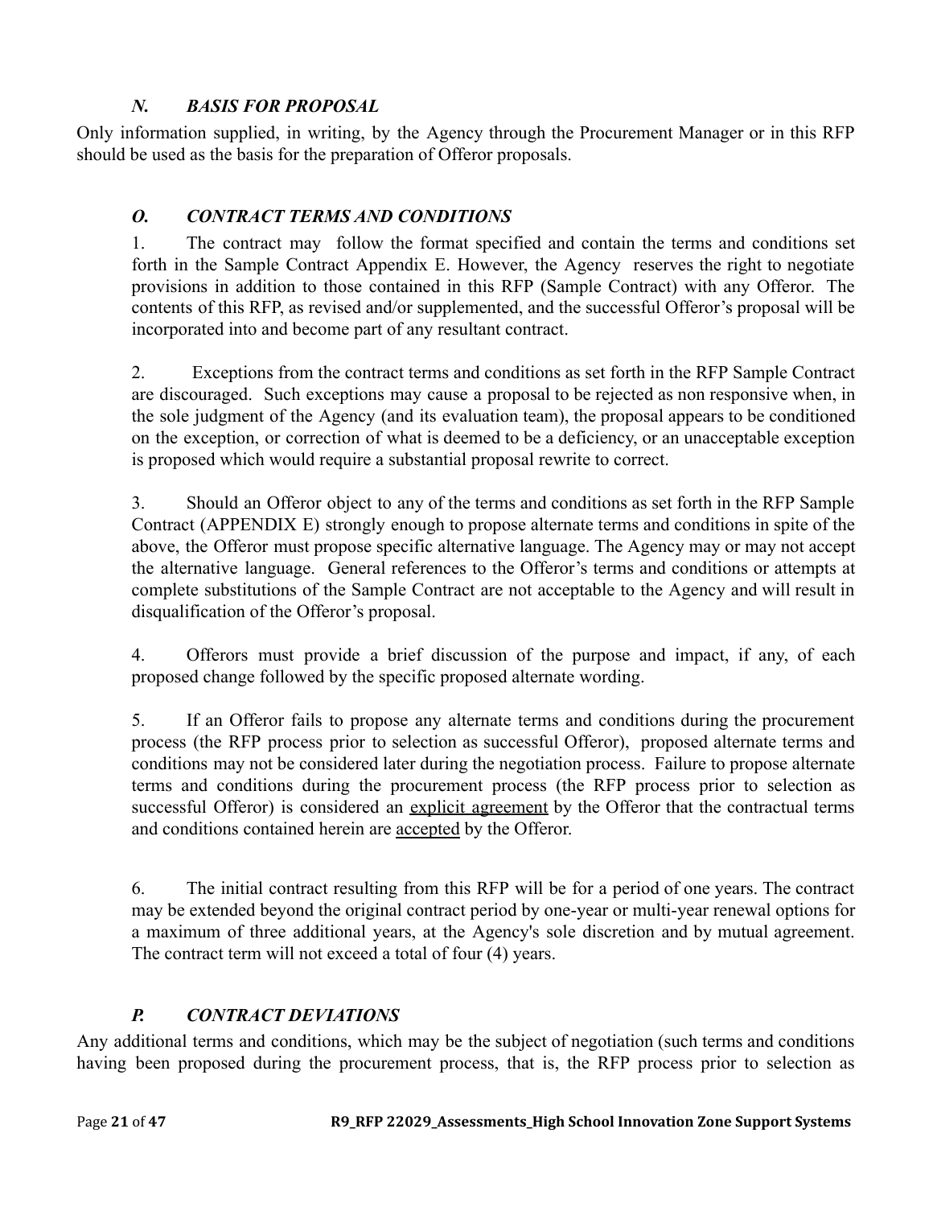### *N. BASIS FOR PROPOSAL*

Only information supplied, in writing, by the Agency through the Procurement Manager or in this RFP should be used as the basis for the preparation of Offeror proposals.

### *O. CONTRACT TERMS AND CONDITIONS*

1. The contract may follow the format specified and contain the terms and conditions set forth in the Sample Contract Appendix E. However, the Agency reserves the right to negotiate provisions in addition to those contained in this RFP (Sample Contract) with any Offeror. The contents of this RFP, as revised and/or supplemented, and the successful Offeror's proposal will be incorporated into and become part of any resultant contract.

2. Exceptions from the contract terms and conditions as set forth in the RFP Sample Contract are discouraged. Such exceptions may cause a proposal to be rejected as non responsive when, in the sole judgment of the Agency (and its evaluation team), the proposal appears to be conditioned on the exception, or correction of what is deemed to be a deficiency, or an unacceptable exception is proposed which would require a substantial proposal rewrite to correct.

3. Should an Offeror object to any of the terms and conditions as set forth in the RFP Sample Contract (APPENDIX E) strongly enough to propose alternate terms and conditions in spite of the above, the Offeror must propose specific alternative language. The Agency may or may not accept the alternative language. General references to the Offeror's terms and conditions or attempts at complete substitutions of the Sample Contract are not acceptable to the Agency and will result in disqualification of the Offeror's proposal.

4. Offerors must provide a brief discussion of the purpose and impact, if any, of each proposed change followed by the specific proposed alternate wording.

5. If an Offeror fails to propose any alternate terms and conditions during the procurement process (the RFP process prior to selection as successful Offeror), proposed alternate terms and conditions may not be considered later during the negotiation process. Failure to propose alternate terms and conditions during the procurement process (the RFP process prior to selection as successful Offeror) is considered an explicit agreement by the Offeror that the contractual terms and conditions contained herein are accepted by the Offeror.

6. The initial contract resulting from this RFP will be for a period of one years. The contract may be extended beyond the original contract period by one-year or multi-year renewal options for a maximum of three additional years, at the Agency's sole discretion and by mutual agreement. The contract term will not exceed a total of four (4) years.

### *P. CONTRACT DEVIATIONS*

Any additional terms and conditions, which may be the subject of negotiation (such terms and conditions having been proposed during the procurement process, that is, the RFP process prior to selection as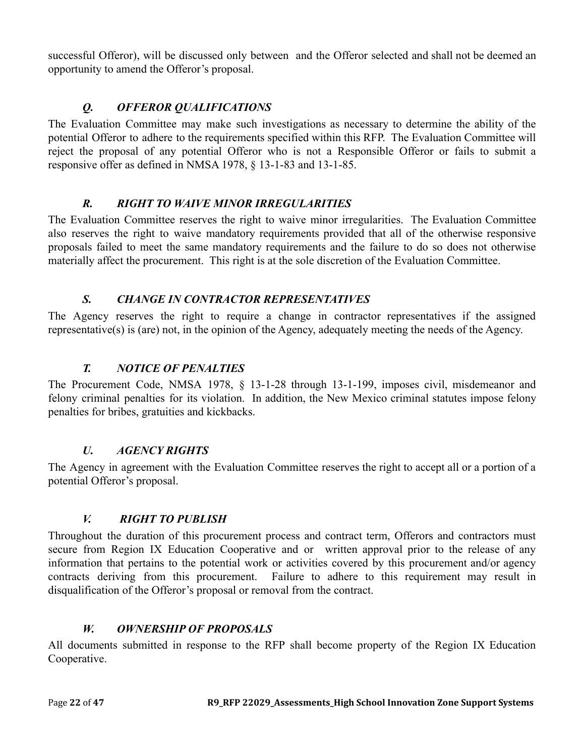successful Offeror), will be discussed only between  and the Offeror selected and shall not be deemed an opportunity to amend the Offeror's proposal.

### *Q. OFFEROR QUALIFICATIONS*

The Evaluation Committee may make such investigations as necessary to determine the ability of the potential Offeror to adhere to the requirements specified within this RFP. The Evaluation Committee will reject the proposal of any potential Offeror who is not a Responsible Offeror or fails to submit a responsive offer as defined in NMSA 1978, § 13-1-83 and 13-1-85.

### *R. RIGHT TO WAIVE MINOR IRREGULARITIES*

The Evaluation Committee reserves the right to waive minor irregularities. The Evaluation Committee also reserves the right to waive mandatory requirements provided that all of the otherwise responsive proposals failed to meet the same mandatory requirements and the failure to do so does not otherwise materially affect the procurement. This right is at the sole discretion of the Evaluation Committee.

### *S. CHANGE IN CONTRACTOR REPRESENTATIVES*

The Agency reserves the right to require a change in contractor representatives if the assigned representative(s) is (are) not, in the opinion of the Agency, adequately meeting the needs of the Agency.

### *T. NOTICE OF PENALTIES*

The Procurement Code, NMSA 1978, § 13-1-28 through 13-1-199, imposes civil, misdemeanor and felony criminal penalties for its violation. In addition, the New Mexico criminal statutes impose felony penalties for bribes, gratuities and kickbacks.

### *U. AGENCY RIGHTS*

The Agency in agreement with the Evaluation Committee reserves the right to accept all or a portion of a potential Offeror's proposal.

### *V. RIGHT TO PUBLISH*

Throughout the duration of this procurement process and contract term, Offerors and contractors must secure from Region IX Education Cooperative and or  written approval prior to the release of any information that pertains to the potential work or activities covered by this procurement and/or agency contracts deriving from this procurement. Failure to adhere to this requirement may result in disqualification of the Offeror's proposal or removal from the contract.

### *W. OWNERSHIP OF PROPOSALS*

All documents submitted in response to the RFP shall become property of the Region IX Education Cooperative.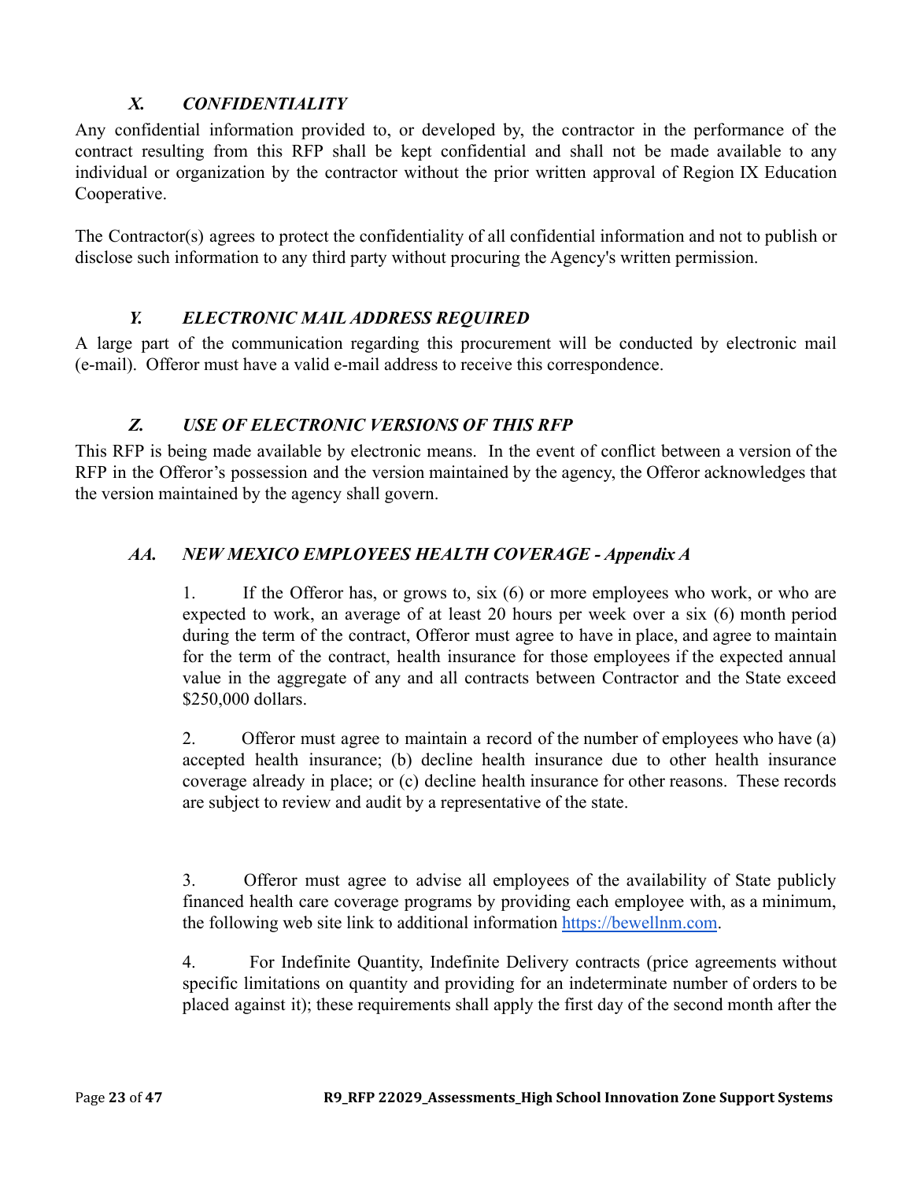### *X. CONFIDENTIALITY*

Any confidential information provided to, or developed by, the contractor in the performance of the contract resulting from this RFP shall be kept confidential and shall not be made available to any individual or organization by the contractor without the prior written approval of Region IX Education Cooperative.

The Contractor(s) agrees to protect the confidentiality of all confidential information and not to publish or disclose such information to any third party without procuring the Agency's written permission.

### *Y. ELECTRONIC MAIL ADDRESS REQUIRED*

A large part of the communication regarding this procurement will be conducted by electronic mail (e-mail). Offeror must have a valid e-mail address to receive this correspondence.

### *Z. USE OF ELECTRONIC VERSIONS OF THIS RFP*

This RFP is being made available by electronic means. In the event of conflict between a version of the RFP in the Offeror's possession and the version maintained by the agency, the Offeror acknowledges that the version maintained by the agency shall govern.

### *AA. NEW MEXICO EMPLOYEES HEALTH COVERAGE - Appendix A*

1. If the Offeror has, or grows to, six (6) or more employees who work, or who are expected to work, an average of at least 20 hours per week over a six (6) month period during the term of the contract, Offeror must agree to have in place, and agree to maintain for the term of the contract, health insurance for those employees if the expected annual value in the aggregate of any and all contracts between Contractor and the State exceed $250,000 dollars.

2. Offeror must agree to maintain a record of the number of employees who have (a) accepted health insurance; (b) decline health insurance due to other health insurance coverage already in place; or (c) decline health insurance for other reasons. These records are subject to review and audit by a representative of the state.

3. Offeror must agree to advise all employees of the availability of State publicly financed health care coverage programs by providing each employee with, as a minimum, the following web site link to additional information https://bewellnm.com.

4. For Indefinite Quantity, Indefinite Delivery contracts (price agreements without specific limitations on quantity and providing for an indeterminate number of orders to be placed against it); these requirements shall apply the first day of the second month after the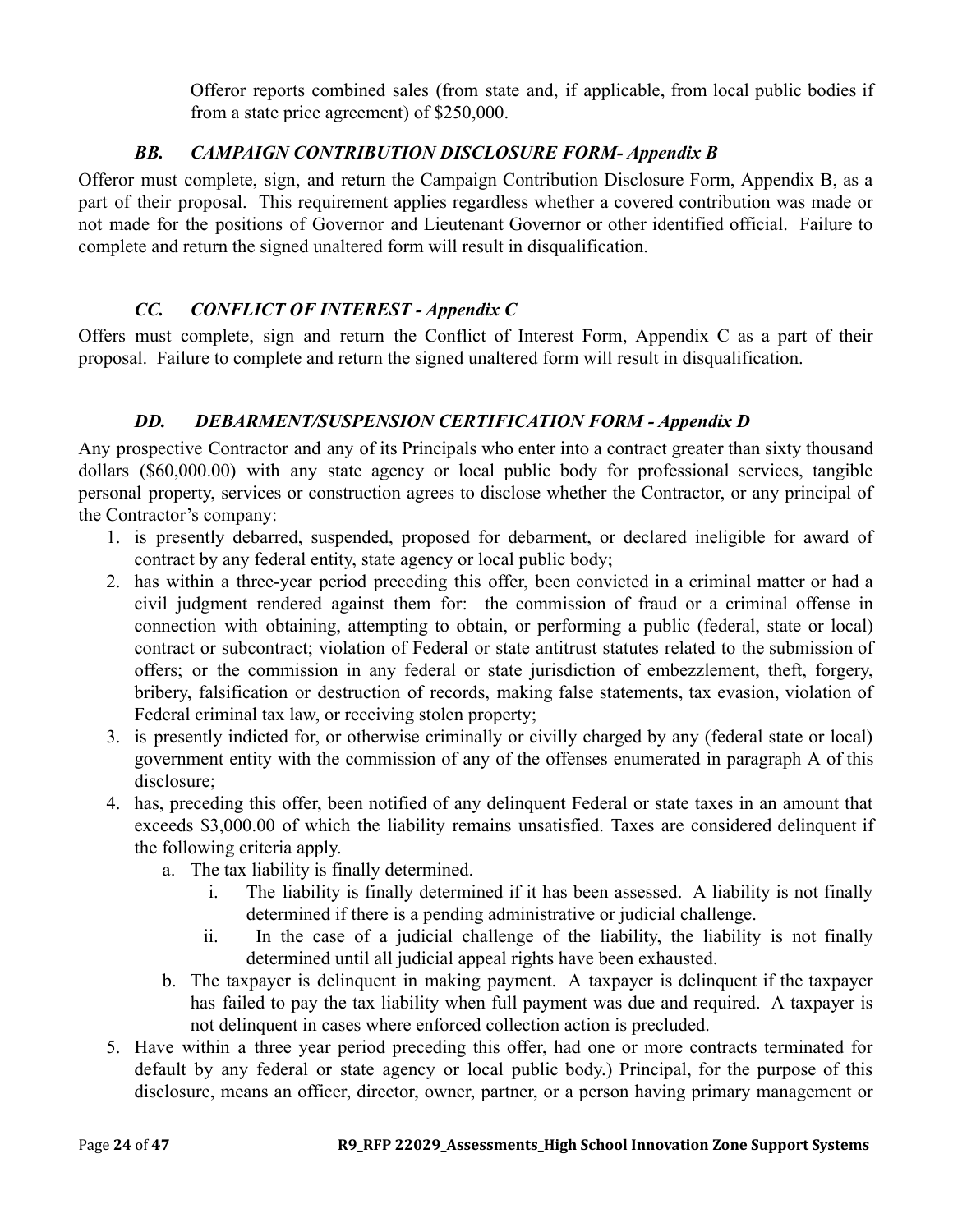Offeror reports combined sales (from state and, if applicable, from local public bodies if from a state price agreement) of $250,000.

### *BB. CAMPAIGN CONTRIBUTION DISCLOSURE FORM- Appendix B*

Offeror must complete, sign, and return the Campaign Contribution Disclosure Form, Appendix B, as a part of their proposal. This requirement applies regardless whether a covered contribution was made or not made for the positions of Governor and Lieutenant Governor or other identified official. Failure to complete and return the signed unaltered form will result in disqualification.

### *CC. CONFLICT OF INTEREST - Appendix C*

Offers must complete, sign and return the Conflict of Interest Form, Appendix C as a part of their proposal. Failure to complete and return the signed unaltered form will result in disqualification.

### *DD. DEBARMENT/SUSPENSION CERTIFICATION FORM - Appendix D*

Any prospective Contractor and any of its Principals who enter into a contract greater than sixty thousand dollars ($60,000.00) with any state agency or local public body for professional services, tangible personal property, services or construction agrees to disclose whether the Contractor, or any principal of the Contractor's company:

1. is presently debarred, suspended, proposed for debarment, or declared ineligible for award of contract by any federal entity, state agency or local public body;
2. has within a three-year period preceding this offer, been convicted in a criminal matter or had a civil judgment rendered against them for: the commission of fraud or a criminal offense in connection with obtaining, attempting to obtain, or performing a public (federal, state or local) contract or subcontract; violation of Federal or state antitrust statutes related to the submission of offers; or the commission in any federal or state jurisdiction of embezzlement, theft, forgery, bribery, falsification or destruction of records, making false statements, tax evasion, violation of Federal criminal tax law, or receiving stolen property;
3. is presently indicted for, or otherwise criminally or civilly charged by any (federal state or local) government entity with the commission of any of the offenses enumerated in paragraph A of this disclosure;
4. has, preceding this offer, been notified of any delinquent Federal or state taxes in an amount that exceeds $3,000.00 of which the liability remains unsatisfied. Taxes are considered delinquent if the following criteria apply.
   a. The tax liability is finally determined.
      i. The liability is finally determined if it has been assessed. A liability is not finally determined if there is a pending administrative or judicial challenge.
      ii. In the case of a judicial challenge of the liability, the liability is not finally determined until all judicial appeal rights have been exhausted.
   b. The taxpayer is delinquent in making payment. A taxpayer is delinquent if the taxpayer has failed to pay the tax liability when full payment was due and required. A taxpayer is not delinquent in cases where enforced collection action is precluded.
5. Have within a three year period preceding this offer, had one or more contracts terminated for default by any federal or state agency or local public body.) Principal, for the purpose of this disclosure, means an officer, director, owner, partner, or a person having primary management or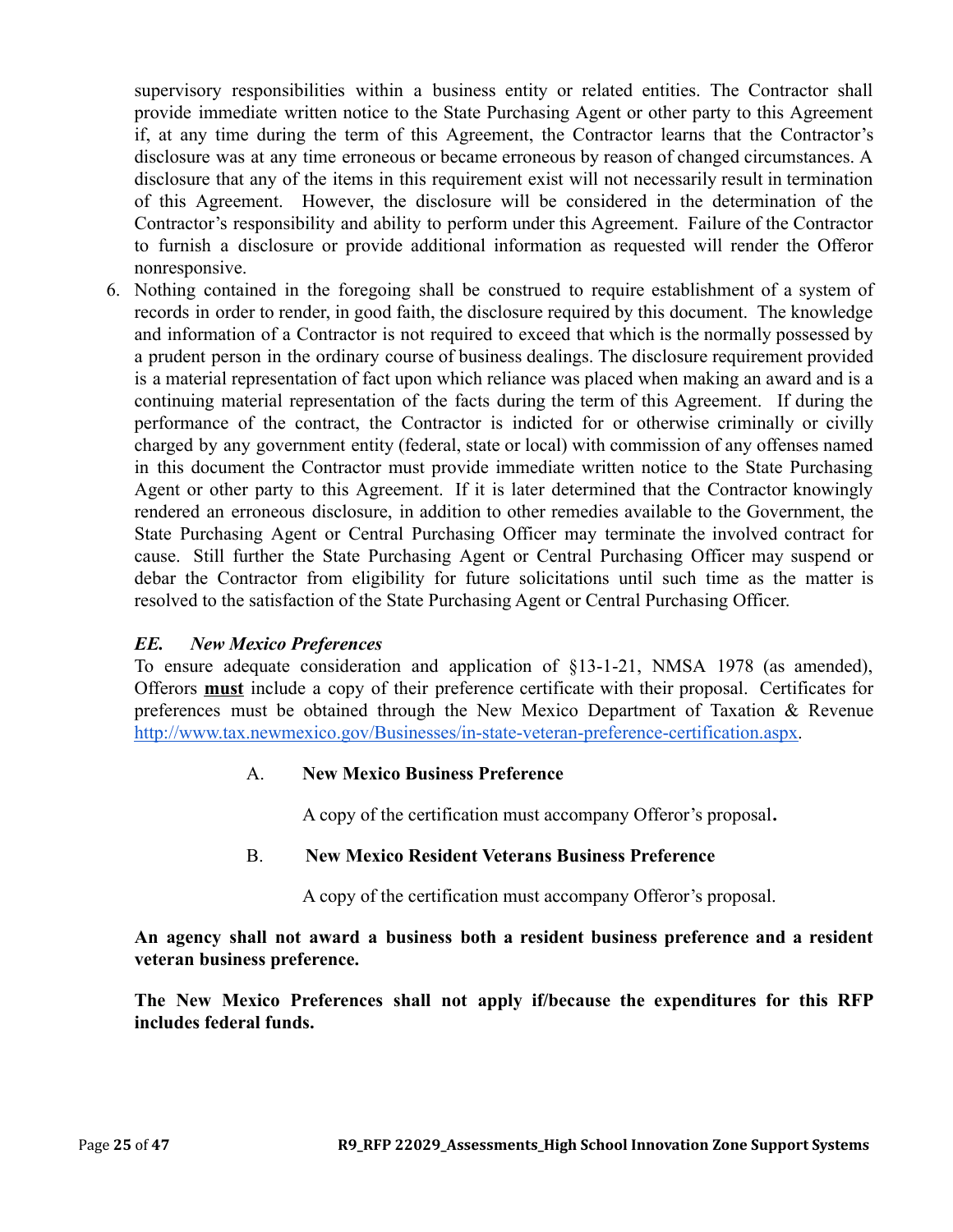supervisory responsibilities within a business entity or related entities. The Contractor shall provide immediate written notice to the State Purchasing Agent or other party to this Agreement if, at any time during the term of this Agreement, the Contractor learns that the Contractor's disclosure was at any time erroneous or became erroneous by reason of changed circumstances. A disclosure that any of the items in this requirement exist will not necessarily result in termination of this Agreement. However, the disclosure will be considered in the determination of the Contractor's responsibility and ability to perform under this Agreement. Failure of the Contractor to furnish a disclosure or provide additional information as requested will render the Offeror nonresponsive.

6. Nothing contained in the foregoing shall be construed to require establishment of a system of records in order to render, in good faith, the disclosure required by this document. The knowledge and information of a Contractor is not required to exceed that which is the normally possessed by a prudent person in the ordinary course of business dealings. The disclosure requirement provided is a material representation of fact upon which reliance was placed when making an award and is a continuing material representation of the facts during the term of this Agreement. If during the performance of the contract, the Contractor is indicted for or otherwise criminally or civilly charged by any government entity (federal, state or local) with commission of any offenses named in this document the Contractor must provide immediate written notice to the State Purchasing Agent or other party to this Agreement. If it is later determined that the Contractor knowingly rendered an erroneous disclosure, in addition to other remedies available to the Government, the State Purchasing Agent or Central Purchasing Officer may terminate the involved contract for cause. Still further the State Purchasing Agent or Central Purchasing Officer may suspend or debar the Contractor from eligibility for future solicitations until such time as the matter is resolved to the satisfaction of the State Purchasing Agent or Central Purchasing Officer.

### *EE. New Mexico Preferences*

To ensure adequate consideration and application of §13-1-21, NMSA 1978 (as amended), Offerors **must** include a copy of their preference certificate with their proposal. Certificates for preferences must be obtained through the New Mexico Department of Taxation & Revenue http://www.tax.newmexico.gov/Businesses/in-state-veteran-preference-certification.aspx.

A. **New Mexico Business Preference**

A copy of the certification must accompany Offeror's proposal**.**

B. **New Mexico Resident Veterans Business Preference**

A copy of the certification must accompany Offeror's proposal.

**An agency shall not award a business both a resident business preference and a resident veteran business preference.**

**The New Mexico Preferences shall not apply if/because the expenditures for this RFP includes federal funds.**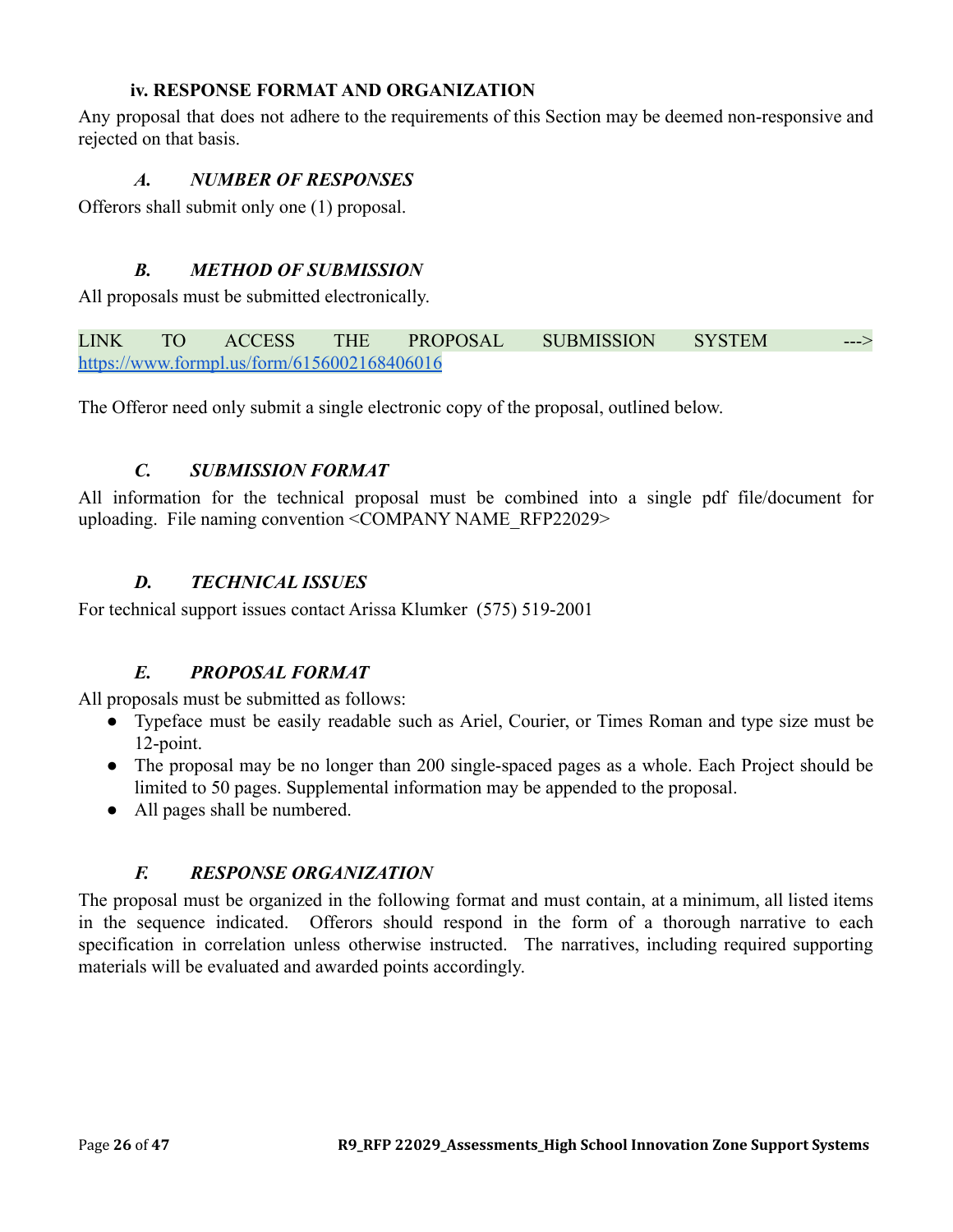### iv. RESPONSE FORMAT AND ORGANIZATION

Any proposal that does not adhere to the requirements of this Section may be deemed non-responsive and rejected on that basis.

#### *A. NUMBER OF RESPONSES*

Offerors shall submit only one (1) proposal.

#### *B. METHOD OF SUBMISSION*

All proposals must be submitted electronically.

LINK TO ACCESS THE PROPOSAL SUBMISSION SYSTEM ---> https://www.formpl.us/form/6156002168406016

The Offeror need only submit a single electronic copy of the proposal, outlined below.

#### *C. SUBMISSION FORMAT*

All information for the technical proposal must be combined into a single pdf file/document for uploading. File naming convention <COMPANY NAME_RFP22029>

#### *D. TECHNICAL ISSUES*

For technical support issues contact Arissa Klumker (575) 519-2001

#### *E. PROPOSAL FORMAT*

All proposals must be submitted as follows:

- Typeface must be easily readable such as Ariel, Courier, or Times Roman and type size must be 12-point.
- The proposal may be no longer than 200 single-spaced pages as a whole. Each Project should be limited to 50 pages. Supplemental information may be appended to the proposal.
- All pages shall be numbered.

#### *F. RESPONSE ORGANIZATION*

The proposal must be organized in the following format and must contain, at a minimum, all listed items in the sequence indicated. Offerors should respond in the form of a thorough narrative to each specification in correlation unless otherwise instructed. The narratives, including required supporting materials will be evaluated and awarded points accordingly.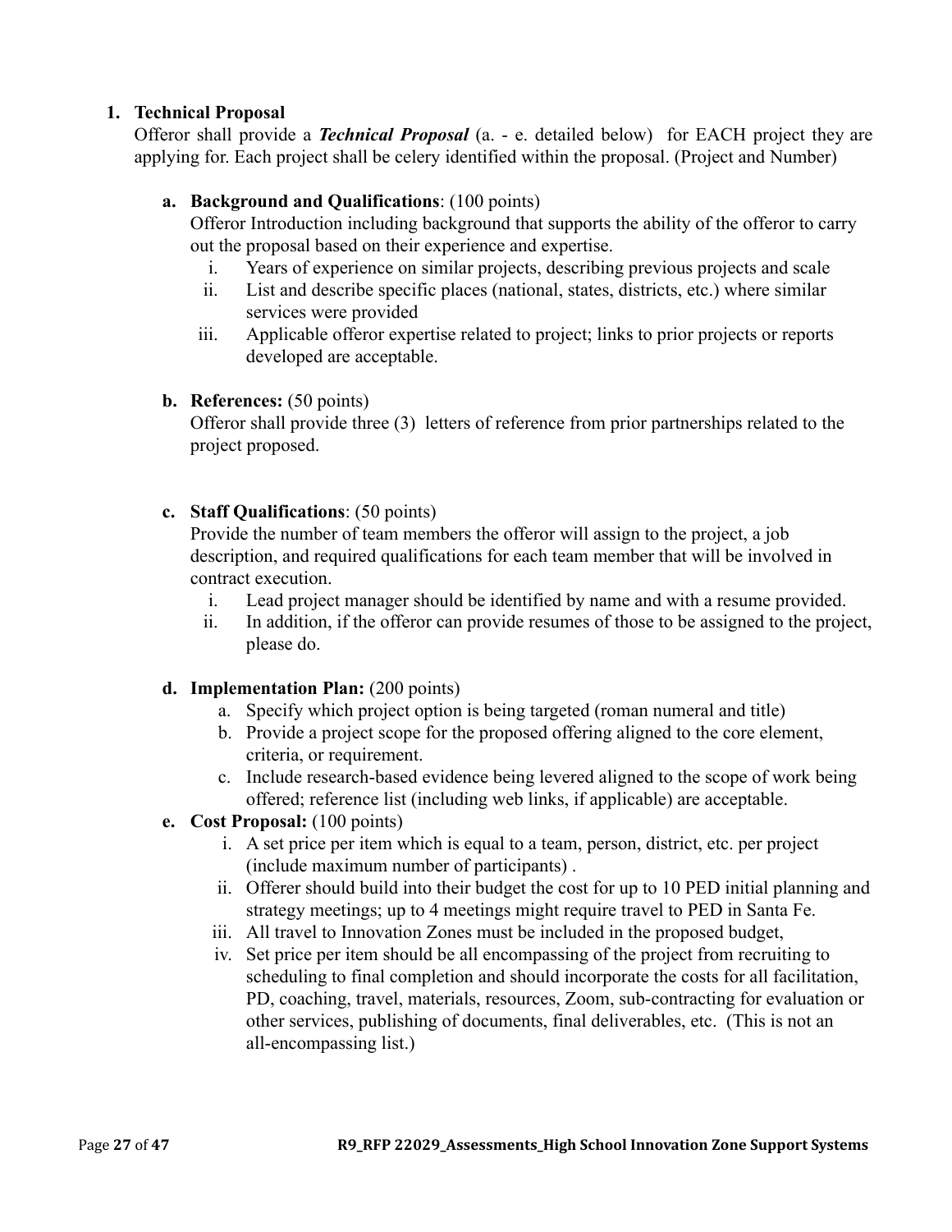1. **Technical Proposal**
   Offeror shall provide a ***Technical Proposal*** (a. - e. detailed below) for EACH project they are applying for. Each project shall be celery identified within the proposal. (Project and Number)

   a. **Background and Qualifications**: (100 points)
      Offeror Introduction including background that supports the ability of the offeror to carry out the proposal based on their experience and expertise.
      i. Years of experience on similar projects, describing previous projects and scale
      ii. List and describe specific places (national, states, districts, etc.) where similar services were provided
      iii. Applicable offeror expertise related to project; links to prior projects or reports developed are acceptable.

   b. **References:** (50 points)
      Offeror shall provide three (3) letters of reference from prior partnerships related to the project proposed.

   c. **Staff Qualifications**: (50 points)
      Provide the number of team members the offeror will assign to the project, a job description, and required qualifications for each team member that will be involved in contract execution.
      i. Lead project manager should be identified by name and with a resume provided.
      ii. In addition, if the offeror can provide resumes of those to be assigned to the project, please do.

   d. **Implementation Plan:** (200 points)
      a. Specify which project option is being targeted (roman numeral and title)
      b. Provide a project scope for the proposed offering aligned to the core element, criteria, or requirement.
      c. Include research-based evidence being levered aligned to the scope of work being offered; reference list (including web links, if applicable) are acceptable.

   e. **Cost Proposal:** (100 points)
      i. A set price per item which is equal to a team, person, district, etc. per project (include maximum number of participants) .
      ii. Offerer should build into their budget the cost for up to 10 PED initial planning and strategy meetings; up to 4 meetings might require travel to PED in Santa Fe.
      iii. All travel to Innovation Zones must be included in the proposed budget,
      iv. Set price per item should be all encompassing of the project from recruiting to scheduling to final completion and should incorporate the costs for all facilitation, PD, coaching, travel, materials, resources, Zoom, sub-contracting for evaluation or other services, publishing of documents, final deliverables, etc. (This is not an all-encompassing list.)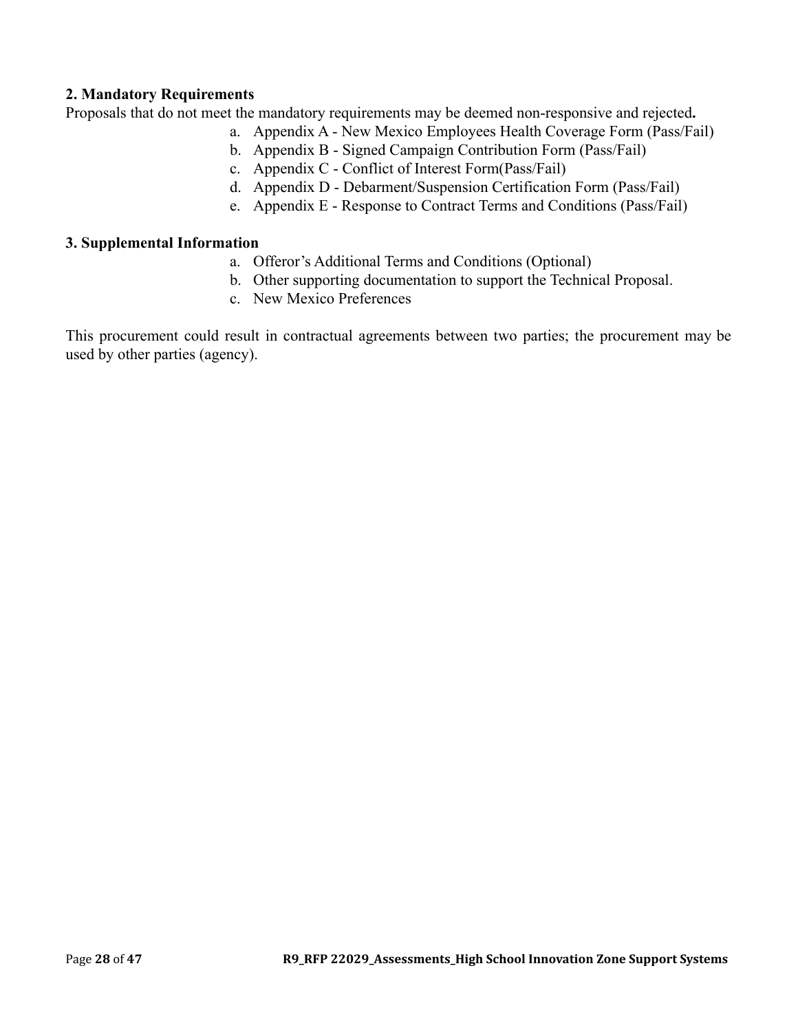**2. Mandatory Requirements**

Proposals that do not meet the mandatory requirements may be deemed non-responsive and rejected**.**

a. Appendix A - New Mexico Employees Health Coverage Form (Pass/Fail)
b. Appendix B - Signed Campaign Contribution Form (Pass/Fail)
c. Appendix C - Conflict of Interest Form(Pass/Fail)
d. Appendix D - Debarment/Suspension Certification Form (Pass/Fail)
e. Appendix E - Response to Contract Terms and Conditions (Pass/Fail)

**3. Supplemental Information**

a. Offeror's Additional Terms and Conditions (Optional)
b. Other supporting documentation to support the Technical Proposal.
c. New Mexico Preferences

This procurement could result in contractual agreements between two parties; the procurement may be used by other parties (agency).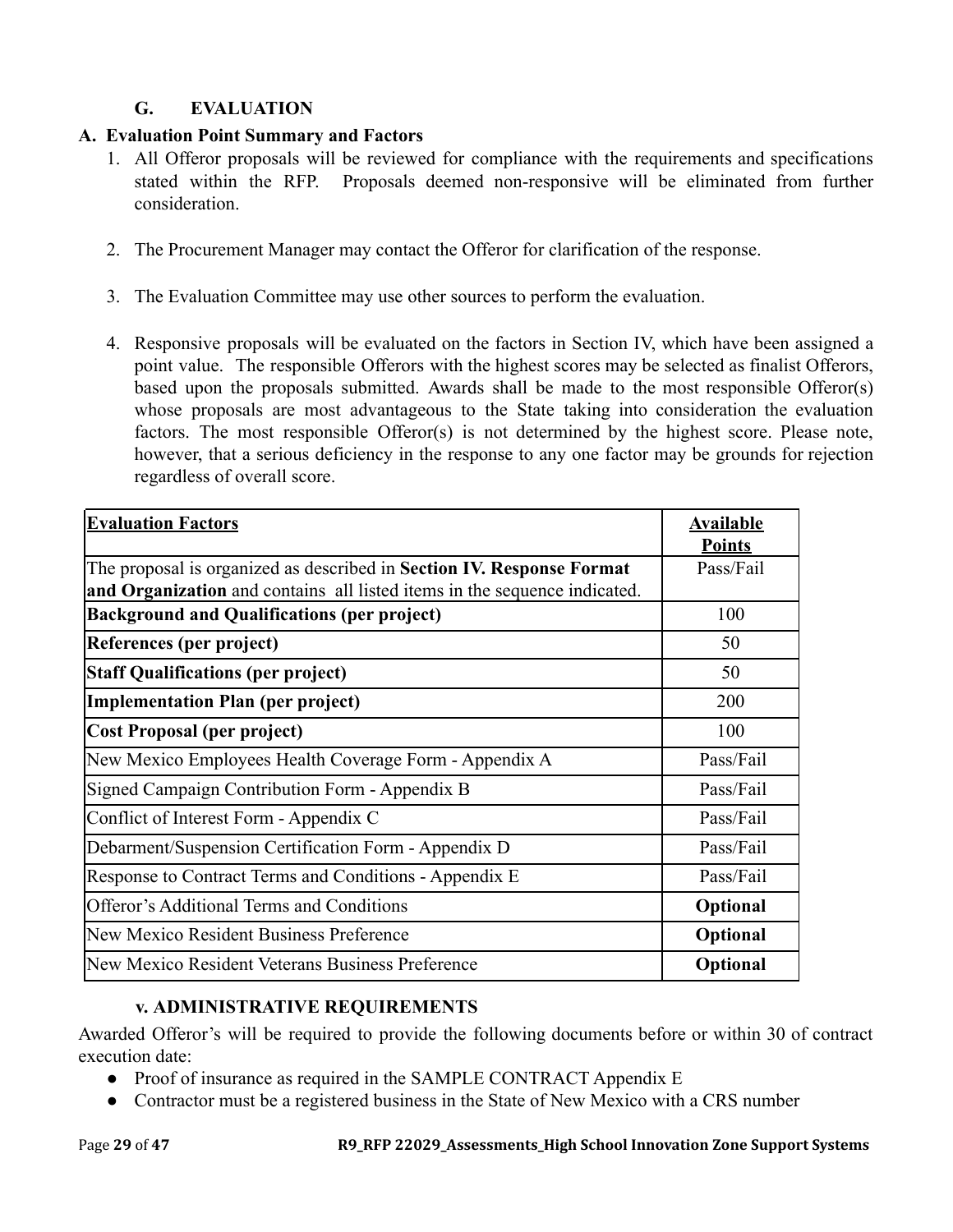## G. EVALUATION

### A. Evaluation Point Summary and Factors

1. All Offeror proposals will be reviewed for compliance with the requirements and specifications stated within the RFP. Proposals deemed non-responsive will be eliminated from further consideration.

2. The Procurement Manager may contact the Offeror for clarification of the response.

3. The Evaluation Committee may use other sources to perform the evaluation.

4. Responsive proposals will be evaluated on the factors in Section IV, which have been assigned a point value. The responsible Offerors with the highest scores may be selected as finalist Offerors, based upon the proposals submitted. Awards shall be made to the most responsible Offeror(s) whose proposals are most advantageous to the State taking into consideration the evaluation factors. The most responsible Offeror(s) is not determined by the highest score. Please note, however, that a serious deficiency in the response to any one factor may be grounds for rejection regardless of overall score.

| **Evaluation Factors** | **Available Points** |
|---|---|
| The proposal is organized as described in **Section IV. Response Format and Organization** and contains all listed items in the sequence indicated. | Pass/Fail |
| **Background and Qualifications (per project)** | 100 |
| **References (per project)** | 50 |
| **Staff Qualifications (per project)** | 50 |
| **Implementation Plan (per project)** | 200 |
| **Cost Proposal (per project)** | 100 |
| New Mexico Employees Health Coverage Form - Appendix A | Pass/Fail |
| Signed Campaign Contribution Form - Appendix B | Pass/Fail |
| Conflict of Interest Form - Appendix C | Pass/Fail |
| Debarment/Suspension Certification Form - Appendix D | Pass/Fail |
| Response to Contract Terms and Conditions - Appendix E | Pass/Fail |
| Offeror's Additional Terms and Conditions | **Optional** |
| New Mexico Resident Business Preference | **Optional** |
| New Mexico Resident Veterans Business Preference | **Optional** |

## v. ADMINISTRATIVE REQUIREMENTS

Awarded Offeror's will be required to provide the following documents before or within 30 of contract execution date:

- Proof of insurance as required in the SAMPLE CONTRACT Appendix E
- Contractor must be a registered business in the State of New Mexico with a CRS number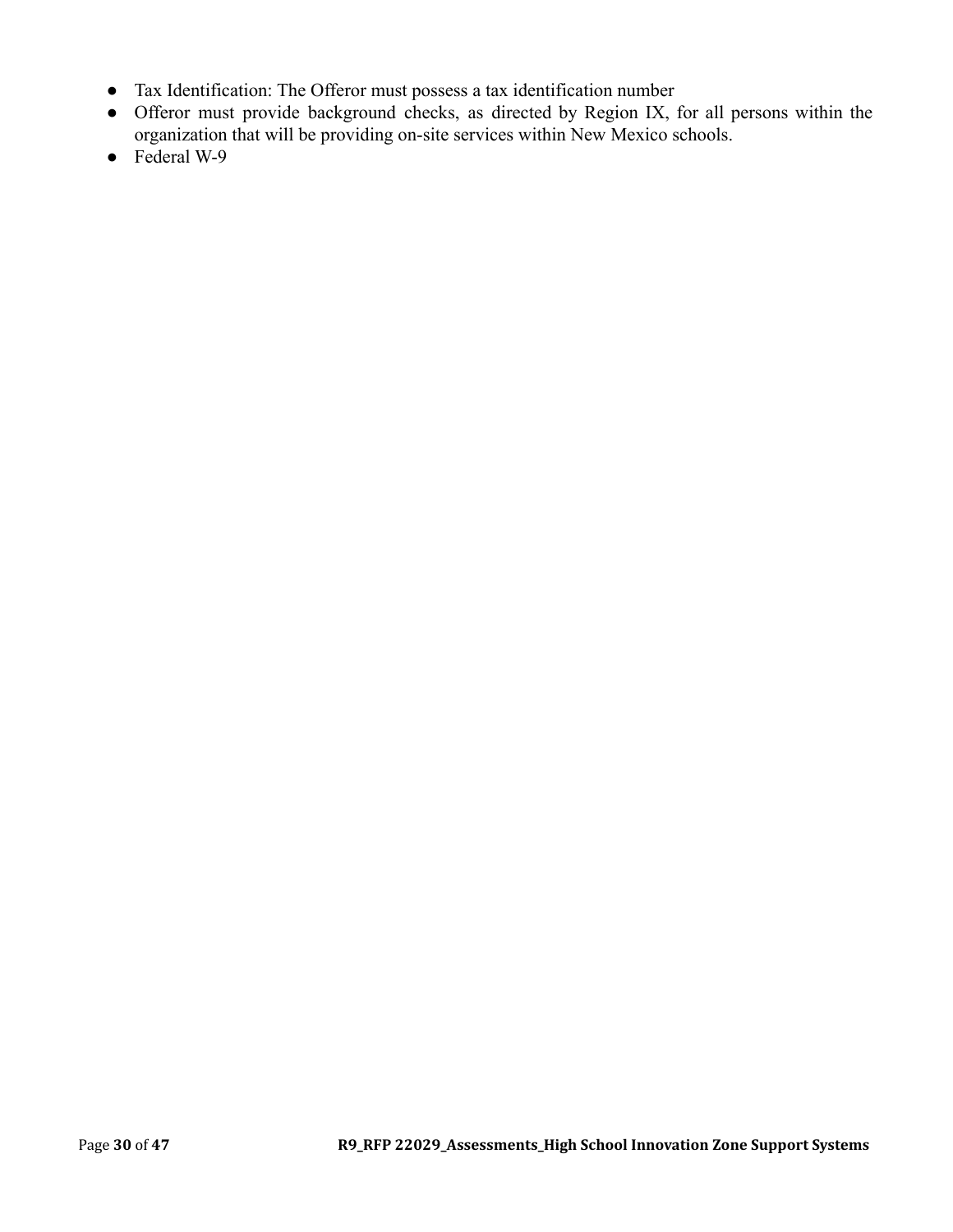- Tax Identification: The Offeror must possess a tax identification number
- Offeror must provide background checks, as directed by Region IX, for all persons within the organization that will be providing on-site services within New Mexico schools.
- Federal W-9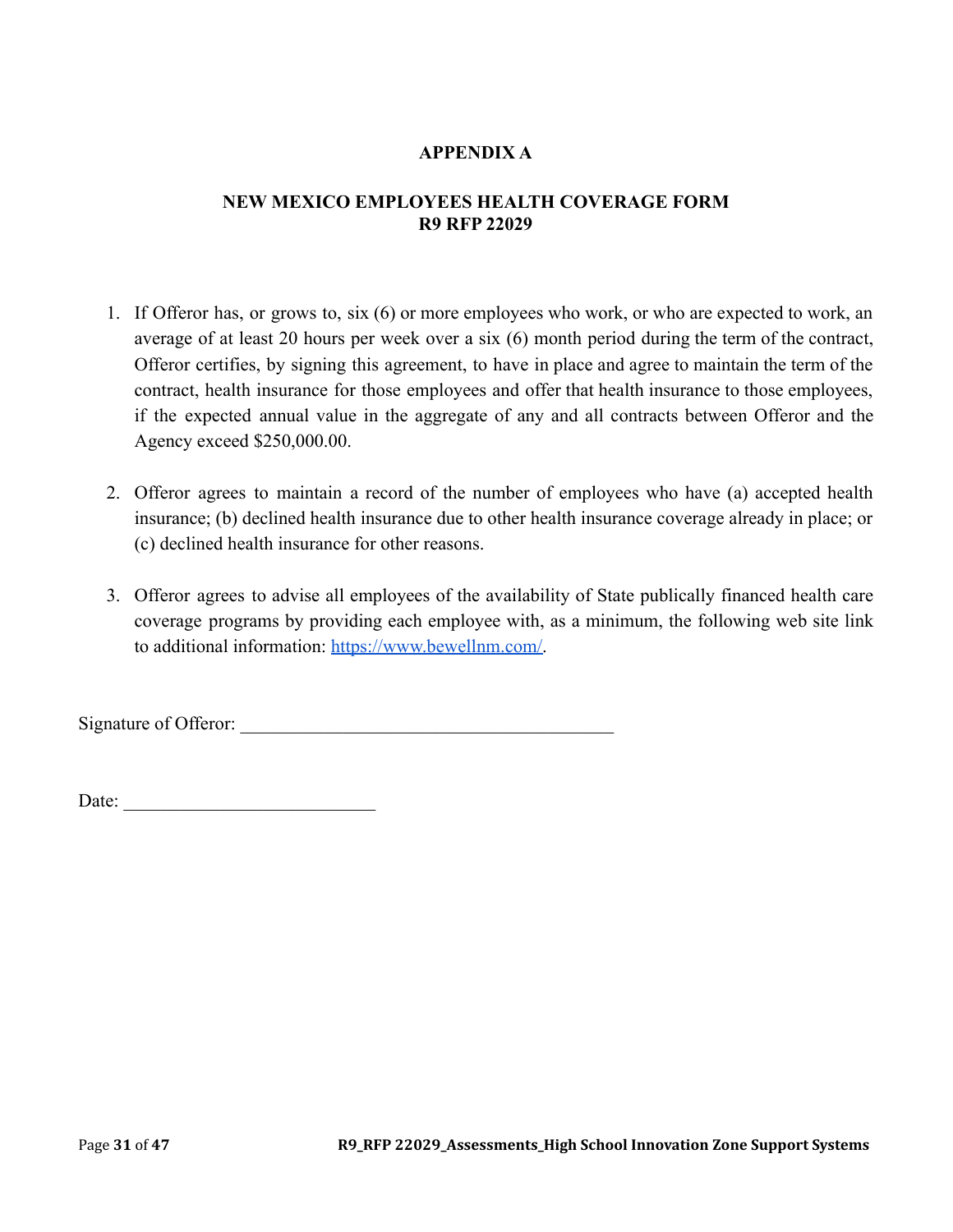## APPENDIX A

## NEW MEXICO EMPLOYEES HEALTH COVERAGE FORM
## R9 RFP 22029

1. If Offeror has, or grows to, six (6) or more employees who work, or who are expected to work, an average of at least 20 hours per week over a six (6) month period during the term of the contract, Offeror certifies, by signing this agreement, to have in place and agree to maintain the term of the contract, health insurance for those employees and offer that health insurance to those employees, if the expected annual value in the aggregate of any and all contracts between Offeror and the Agency exceed $250,000.00.

2. Offeror agrees to maintain a record of the number of employees who have (a) accepted health insurance; (b) declined health insurance due to other health insurance coverage already in place; or (c) declined health insurance for other reasons.

3. Offeror agrees to advise all employees of the availability of State publically financed health care coverage programs by providing each employee with, as a minimum, the following web site link to additional information: https://www.bewellnm.com/.

Signature of Offeror: ________________________________________

Date: ___________________________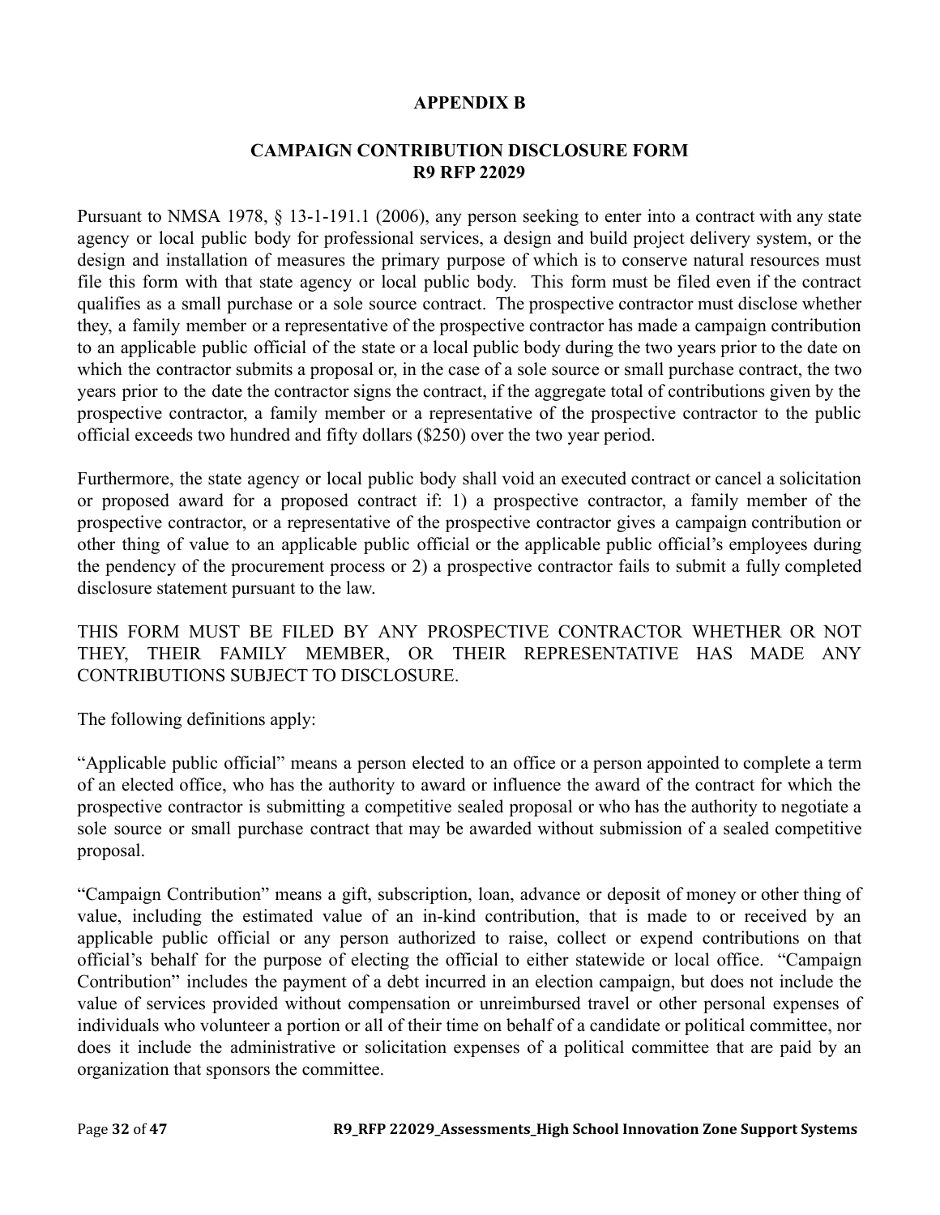# APPENDIX B

## CAMPAIGN CONTRIBUTION DISCLOSURE FORM
## R9 RFP 22029

Pursuant to NMSA 1978, § 13-1-191.1 (2006), any person seeking to enter into a contract with any state agency or local public body for professional services, a design and build project delivery system, or the design and installation of measures the primary purpose of which is to conserve natural resources must file this form with that state agency or local public body. This form must be filed even if the contract qualifies as a small purchase or a sole source contract. The prospective contractor must disclose whether they, a family member or a representative of the prospective contractor has made a campaign contribution to an applicable public official of the state or a local public body during the two years prior to the date on which the contractor submits a proposal or, in the case of a sole source or small purchase contract, the two years prior to the date the contractor signs the contract, if the aggregate total of contributions given by the prospective contractor, a family member or a representative of the prospective contractor to the public official exceeds two hundred and fifty dollars ($250) over the two year period.

Furthermore, the state agency or local public body shall void an executed contract or cancel a solicitation or proposed award for a proposed contract if: 1) a prospective contractor, a family member of the prospective contractor, or a representative of the prospective contractor gives a campaign contribution or other thing of value to an applicable public official or the applicable public official's employees during the pendency of the procurement process or 2) a prospective contractor fails to submit a fully completed disclosure statement pursuant to the law.

THIS FORM MUST BE FILED BY ANY PROSPECTIVE CONTRACTOR WHETHER OR NOT THEY, THEIR FAMILY MEMBER, OR THEIR REPRESENTATIVE HAS MADE ANY CONTRIBUTIONS SUBJECT TO DISCLOSURE.

The following definitions apply:

"Applicable public official" means a person elected to an office or a person appointed to complete a term of an elected office, who has the authority to award or influence the award of the contract for which the prospective contractor is submitting a competitive sealed proposal or who has the authority to negotiate a sole source or small purchase contract that may be awarded without submission of a sealed competitive proposal.

"Campaign Contribution" means a gift, subscription, loan, advance or deposit of money or other thing of value, including the estimated value of an in-kind contribution, that is made to or received by an applicable public official or any person authorized to raise, collect or expend contributions on that official's behalf for the purpose of electing the official to either statewide or local office. "Campaign Contribution" includes the payment of a debt incurred in an election campaign, but does not include the value of services provided without compensation or unreimbursed travel or other personal expenses of individuals who volunteer a portion or all of their time on behalf of a candidate or political committee, nor does it include the administrative or solicitation expenses of a political committee that are paid by an organization that sponsors the committee.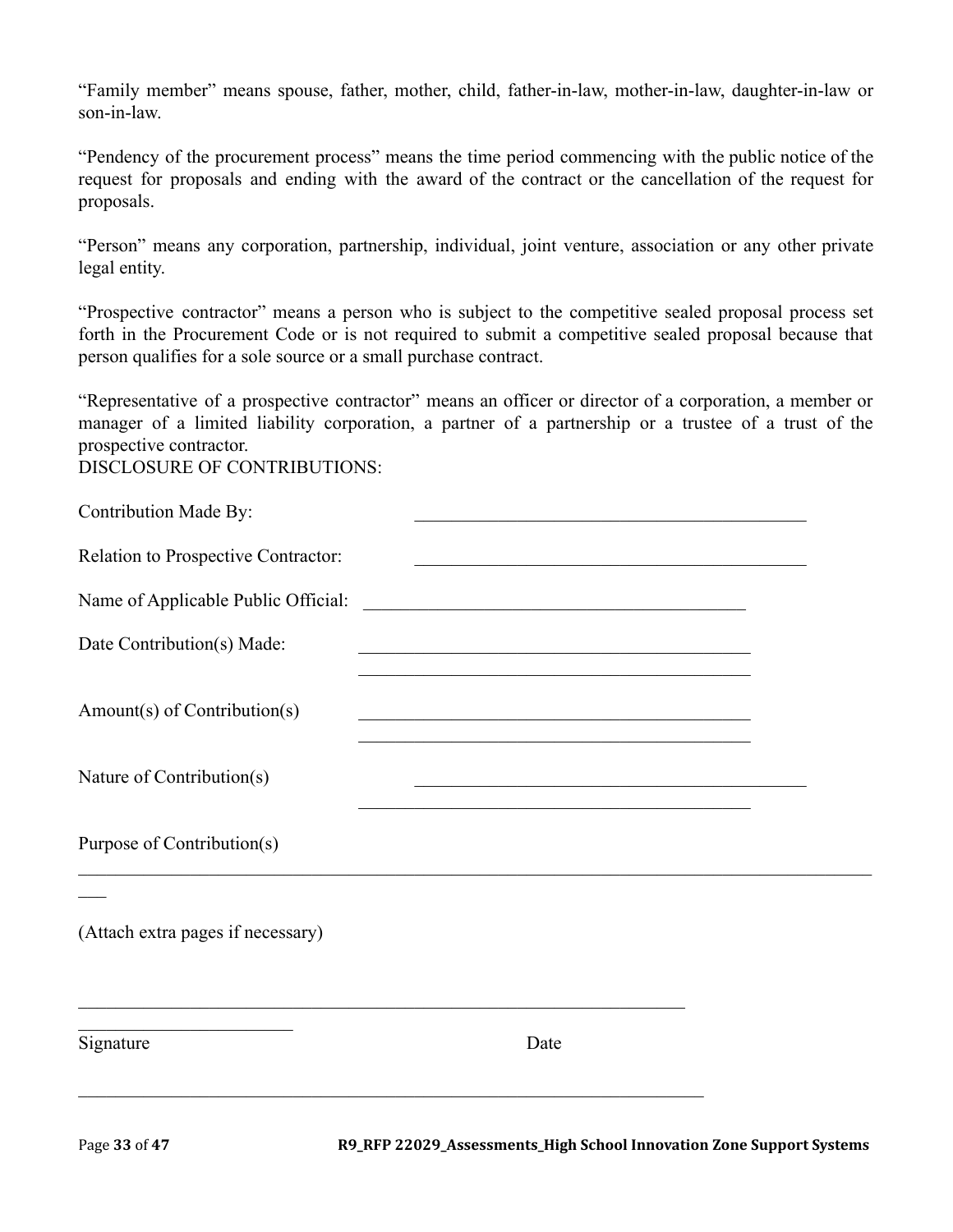"Family member" means spouse, father, mother, child, father-in-law, mother-in-law, daughter-in-law or son-in-law.

"Pendency of the procurement process" means the time period commencing with the public notice of the request for proposals and ending with the award of the contract or the cancellation of the request for proposals.

"Person" means any corporation, partnership, individual, joint venture, association or any other private legal entity.

"Prospective contractor" means a person who is subject to the competitive sealed proposal process set forth in the Procurement Code or is not required to submit a competitive sealed proposal because that person qualifies for a sole source or a small purchase contract.

"Representative of a prospective contractor" means an officer or director of a corporation, a member or manager of a limited liability corporation, a partner of a partnership or a trustee of a trust of the prospective contractor.

DISCLOSURE OF CONTRIBUTIONS:

Contribution Made By: ___________________________________________

Relation to Prospective Contractor: ___________________________________________

Name of Applicable Public Official: ___________________________________________

Date Contribution(s) Made: ___________________________________________

___________________________________________

Amount(s) of Contribution(s) ___________________________________________

___________________________________________

Nature of Contribution(s) ___________________________________________

___________________________________________

Purpose of Contribution(s)

______________________________________________________________________________________

(Attach extra pages if necessary)

______________________________________________________________________

Signature Date

______________________________________________________________________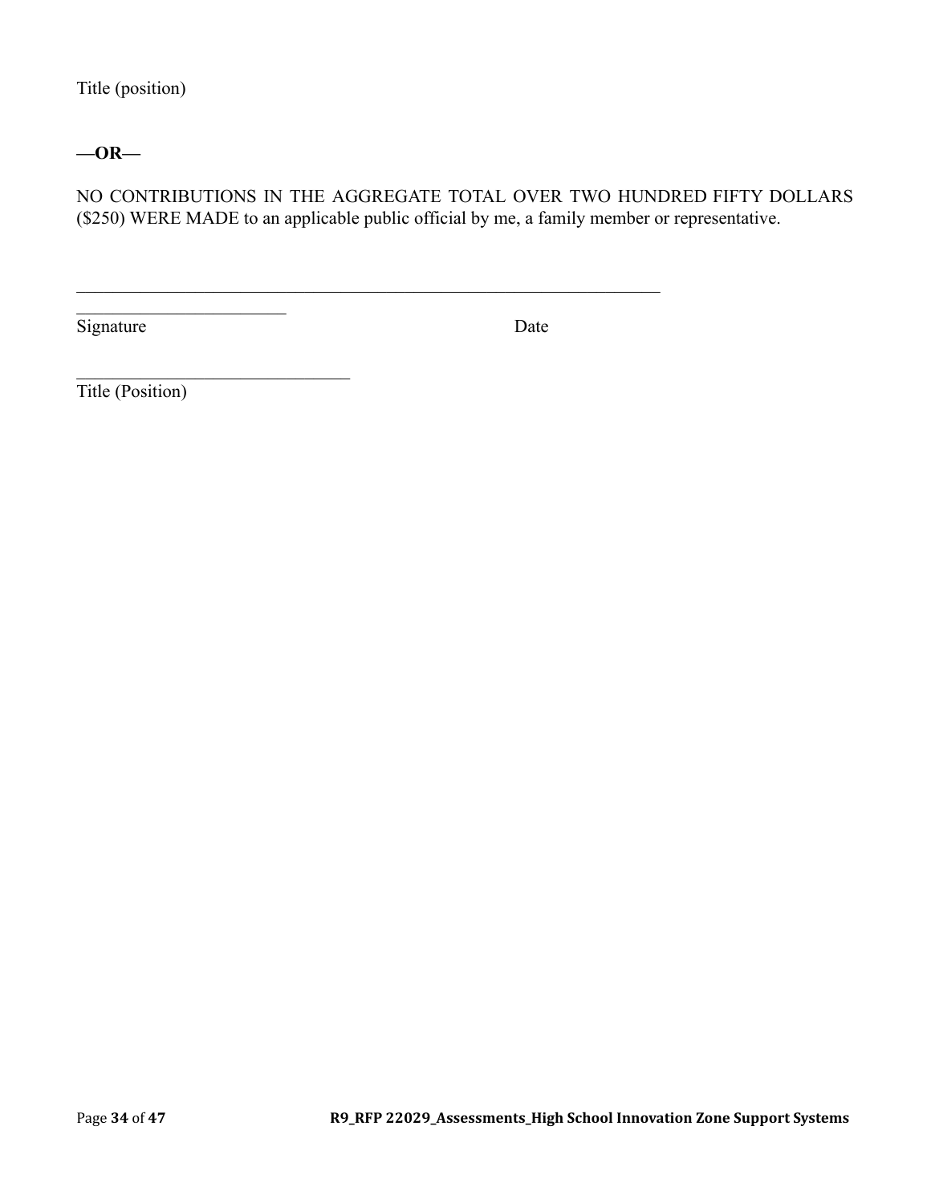Title (position)

**—OR—**

NO CONTRIBUTIONS IN THE AGGREGATE TOTAL OVER TWO HUNDRED FIFTY DOLLARS ($250) WERE MADE to an applicable public official by me, a family member or representative.

\_\_\_\_\_\_\_\_\_\_\_\_\_\_\_\_\_\_\_\_\_\_\_\_\_\_\_\_\_\_\_\_\_\_\_\_\_\_\_\_\_\_\_\_\_\_\_\_\_\_\_\_\_\_\_\_\_\_\_\_\_\_\_\_\_\_
\_\_\_\_\_\_\_\_\_\_\_\_\_\_\_\_\_\_\_\_\_\_\_\_\_
Signature                                                    Date

\_\_\_\_\_\_\_\_\_\_\_\_\_\_\_\_\_\_\_\_\_\_\_\_\_\_\_\_\_\_\_\_
Title (Position)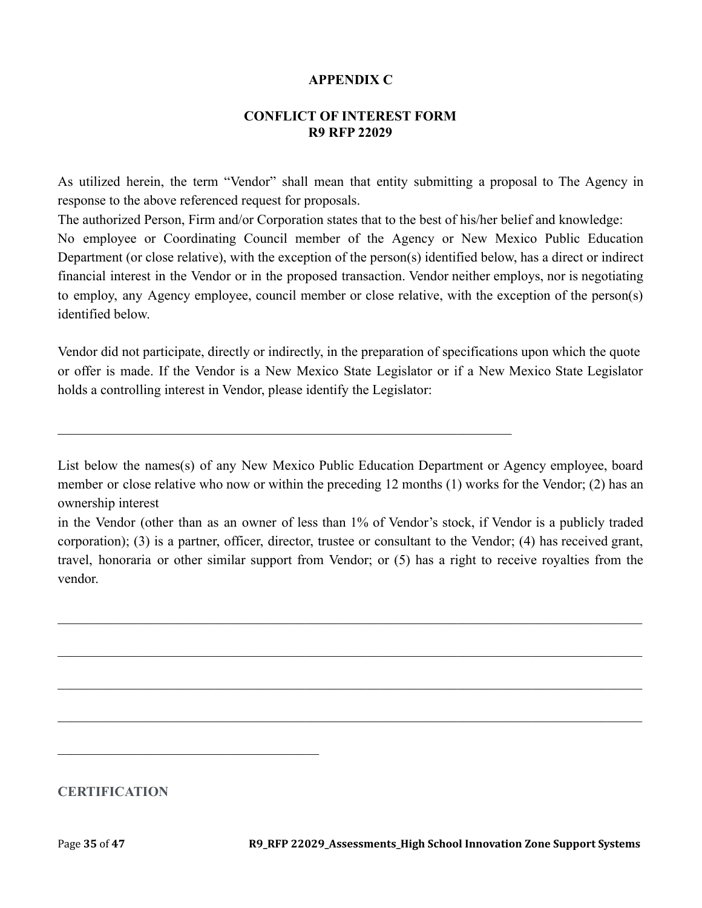## APPENDIX C

## CONFLICT OF INTEREST FORM
## R9 RFP 22029

As utilized herein, the term "Vendor" shall mean that entity submitting a proposal to The Agency in response to the above referenced request for proposals.

The authorized Person, Firm and/or Corporation states that to the best of his/her belief and knowledge:

No employee or Coordinating Council member of the Agency or New Mexico Public Education Department (or close relative), with the exception of the person(s) identified below, has a direct or indirect financial interest in the Vendor or in the proposed transaction. Vendor neither employs, nor is negotiating to employ, any Agency employee, council member or close relative, with the exception of the person(s) identified below.

Vendor did not participate, directly or indirectly, in the preparation of specifications upon which the quote or offer is made. If the Vendor is a New Mexico State Legislator or if a New Mexico State Legislator holds a controlling interest in Vendor, please identify the Legislator:

_______________________________________________________________________

List below the names(s) of any New Mexico Public Education Department or Agency employee, board member or close relative who now or within the preceding 12 months (1) works for the Vendor; (2) has an ownership interest
in the Vendor (other than as an owner of less than 1% of Vendor's stock, if Vendor is a publicly traded corporation); (3) is a partner, officer, director, trustee or consultant to the Vendor; (4) has received grant, travel, honoraria or other similar support from Vendor; or (5) has a right to receive royalties from the vendor.

_____________________________________________________________________________________

_____________________________________________________________________________________

_____________________________________________________________________________________

_____________________________________________________________________________________

________________________________________

**CERTIFICATION**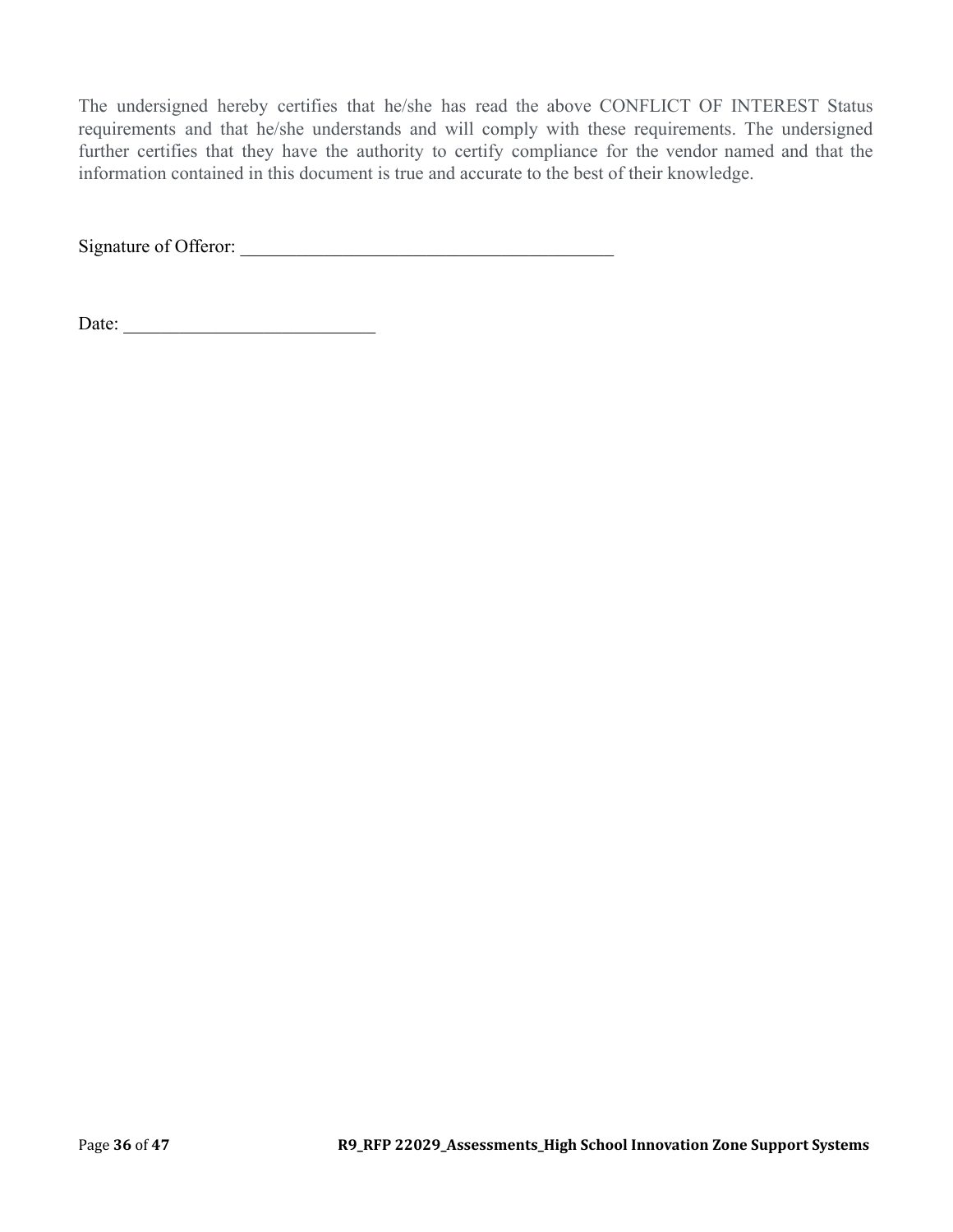The undersigned hereby certifies that he/she has read the above CONFLICT OF INTEREST Status requirements and that he/she understands and will comply with these requirements. The undersigned further certifies that they have the authority to certify compliance for the vendor named and that the information contained in this document is true and accurate to the best of their knowledge.

Signature of Offeror: ________________________________________

Date: ___________________________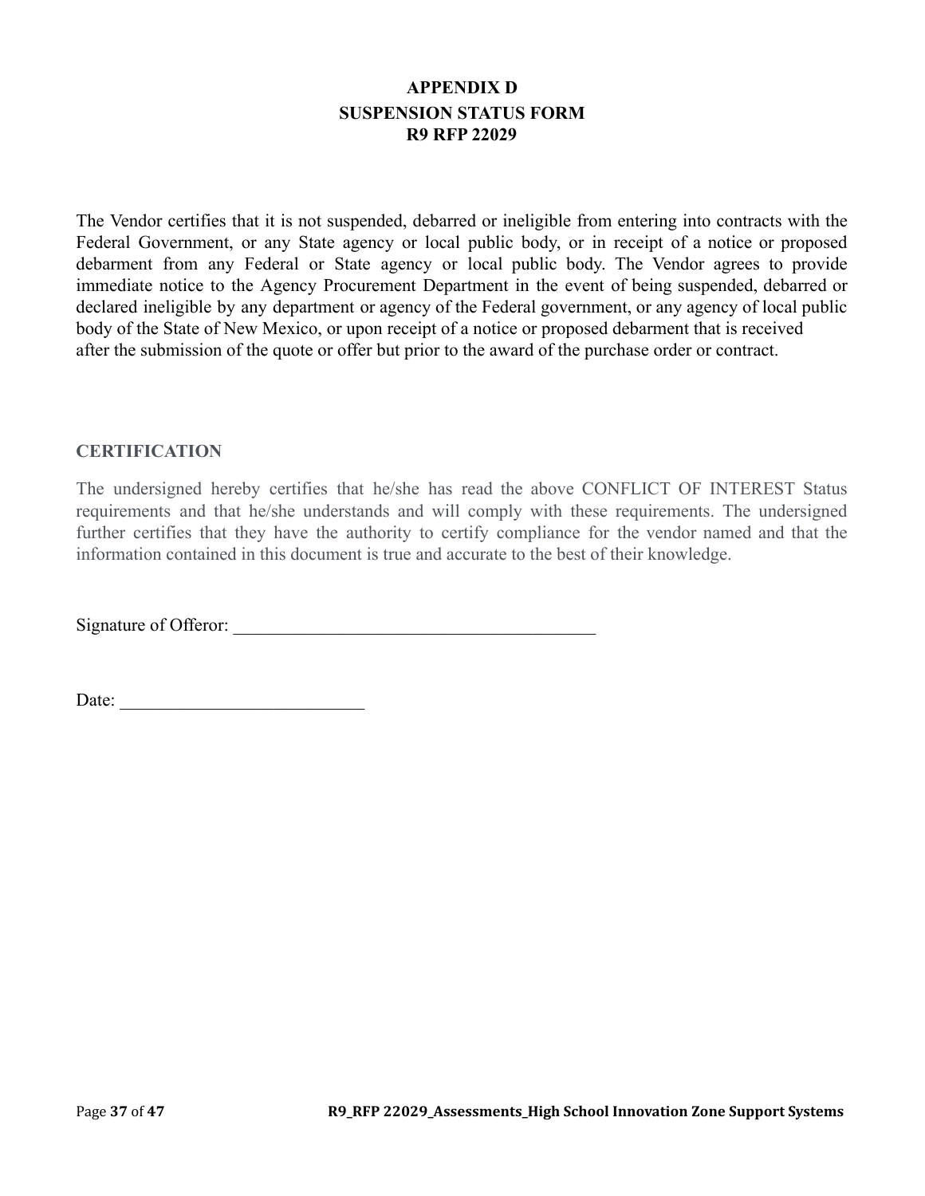# APPENDIX D
## SUSPENSION STATUS FORM
## R9 RFP 22029

The Vendor certifies that it is not suspended, debarred or ineligible from entering into contracts with the Federal Government, or any State agency or local public body, or in receipt of a notice or proposed debarment from any Federal or State agency or local public body. The Vendor agrees to provide immediate notice to the Agency Procurement Department in the event of being suspended, debarred or declared ineligible by any department or agency of the Federal government, or any agency of local public body of the State of New Mexico, or upon receipt of a notice or proposed debarment that is received after the submission of the quote or offer but prior to the award of the purchase order or contract.

### CERTIFICATION

The undersigned hereby certifies that he/she has read the above CONFLICT OF INTEREST Status requirements and that he/she understands and will comply with these requirements. The undersigned further certifies that they have the authority to certify compliance for the vendor named and that the information contained in this document is true and accurate to the best of their knowledge.

Signature of Offeror: _______________________________________

Date: ___________________________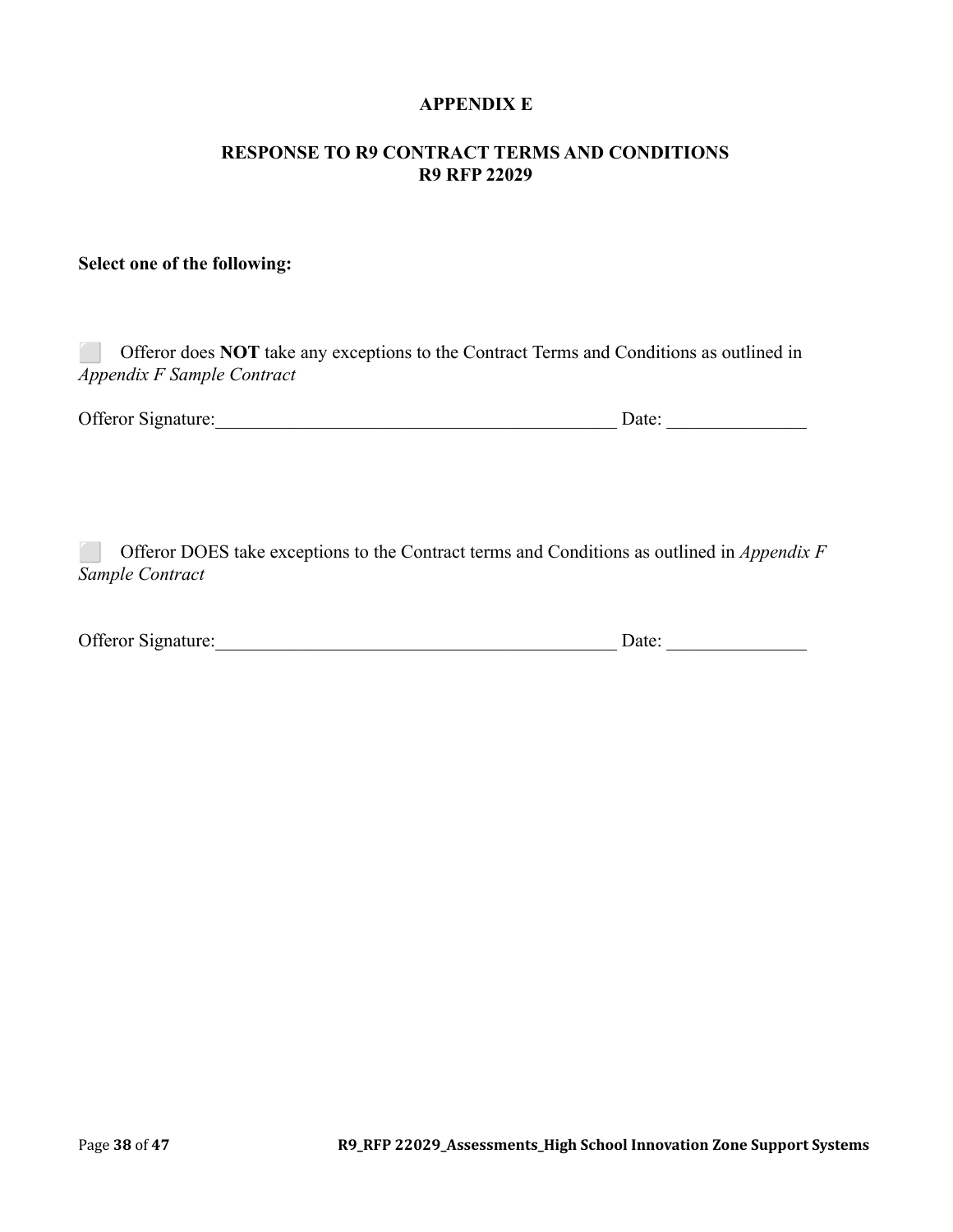# APPENDIX E

## RESPONSE TO R9 CONTRACT TERMS AND CONDITIONS
## R9 RFP 22029

**Select one of the following:**

⬜ Offeror does **NOT** take any exceptions to the Contract Terms and Conditions as outlined in *Appendix F Sample Contract*

Offeror Signature:____________________________________________ Date: _______________

⬜ Offeror DOES take exceptions to the Contract terms and Conditions as outlined in *Appendix F Sample Contract*

Offeror Signature:____________________________________________ Date: _______________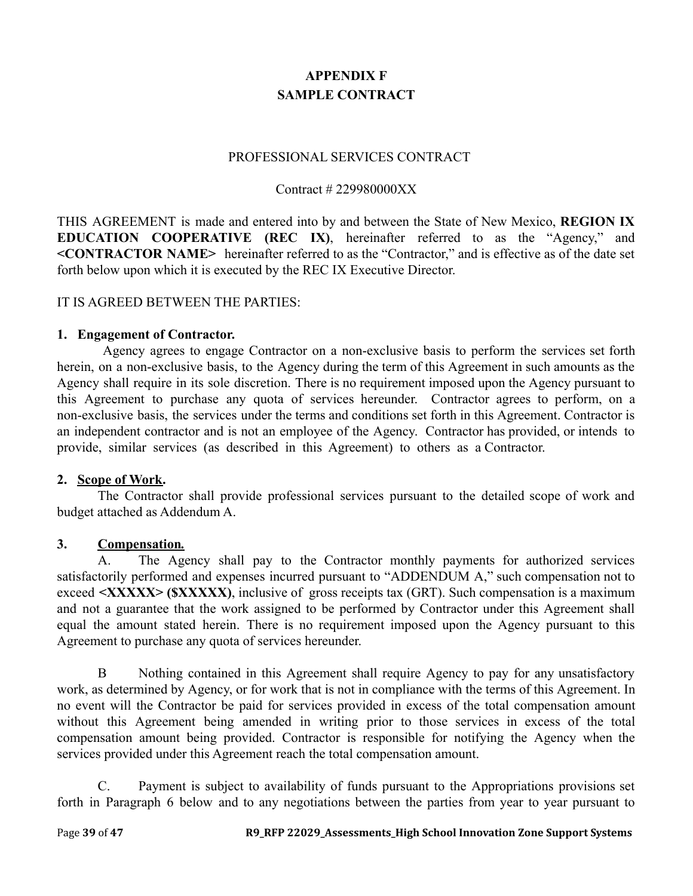# APPENDIX F
# SAMPLE CONTRACT

PROFESSIONAL SERVICES CONTRACT

Contract # 229980000XX

THIS AGREEMENT is made and entered into by and between the State of New Mexico, **REGION IX EDUCATION COOPERATIVE (REC IX)**, hereinafter referred to as the "Agency," and **<CONTRACTOR NAME>** hereinafter referred to as the "Contractor," and is effective as of the date set forth below upon which it is executed by the REC IX Executive Director.

IT IS AGREED BETWEEN THE PARTIES:

**1. Engagement of Contractor.**

Agency agrees to engage Contractor on a non-exclusive basis to perform the services set forth herein, on a non-exclusive basis, to the Agency during the term of this Agreement in such amounts as the Agency shall require in its sole discretion. There is no requirement imposed upon the Agency pursuant to this Agreement to purchase any quota of services hereunder. Contractor agrees to perform, on a non-exclusive basis, the services under the terms and conditions set forth in this Agreement. Contractor is an independent contractor and is not an employee of the Agency. Contractor has provided, or intends to provide, similar services (as described in this Agreement) to others as a Contractor.

**2. <u>Scope of Work</u>.**

The Contractor shall provide professional services pursuant to the detailed scope of work and budget attached as Addendum A.

**3. <u>Compensation.</u>**

A. The Agency shall pay to the Contractor monthly payments for authorized services satisfactorily performed and expenses incurred pursuant to "ADDENDUM A," such compensation not to exceed **<XXXXX> ($XXXXX)**, inclusive of gross receipts tax (GRT). Such compensation is a maximum and not a guarantee that the work assigned to be performed by Contractor under this Agreement shall equal the amount stated herein. There is no requirement imposed upon the Agency pursuant to this Agreement to purchase any quota of services hereunder.

B Nothing contained in this Agreement shall require Agency to pay for any unsatisfactory work, as determined by Agency, or for work that is not in compliance with the terms of this Agreement. In no event will the Contractor be paid for services provided in excess of the total compensation amount without this Agreement being amended in writing prior to those services in excess of the total compensation amount being provided. Contractor is responsible for notifying the Agency when the services provided under this Agreement reach the total compensation amount.

C. Payment is subject to availability of funds pursuant to the Appropriations provisions set forth in Paragraph 6 below and to any negotiations between the parties from year to year pursuant to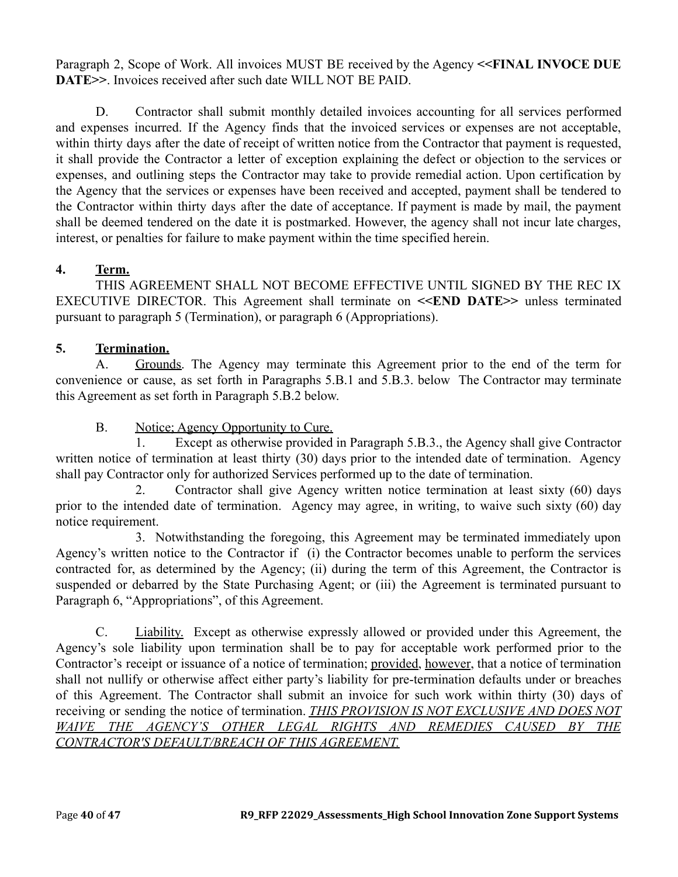Paragraph 2, Scope of Work. All invoices MUST BE received by the Agency **<<FINAL INVOCE DUE DATE>>**. Invoices received after such date WILL NOT BE PAID.

D. Contractor shall submit monthly detailed invoices accounting for all services performed and expenses incurred. If the Agency finds that the invoiced services or expenses are not acceptable, within thirty days after the date of receipt of written notice from the Contractor that payment is requested, it shall provide the Contractor a letter of exception explaining the defect or objection to the services or expenses, and outlining steps the Contractor may take to provide remedial action. Upon certification by the Agency that the services or expenses have been received and accepted, payment shall be tendered to the Contractor within thirty days after the date of acceptance. If payment is made by mail, the payment shall be deemed tendered on the date it is postmarked. However, the agency shall not incur late charges, interest, or penalties for failure to make payment within the time specified herein.

**4. <u>Term.</u>**

THIS AGREEMENT SHALL NOT BECOME EFFECTIVE UNTIL SIGNED BY THE REC IX EXECUTIVE DIRECTOR. This Agreement shall terminate on **<<END DATE>>** unless terminated pursuant to paragraph 5 (Termination), or paragraph 6 (Appropriations).

**5. <u>Termination.</u>**

A. <u>Grounds</u>. The Agency may terminate this Agreement prior to the end of the term for convenience or cause, as set forth in Paragraphs 5.B.1 and 5.B.3. below The Contractor may terminate this Agreement as set forth in Paragraph 5.B.2 below.

B. <u>Notice; Agency Opportunity to Cure.</u>

1. Except as otherwise provided in Paragraph 5.B.3., the Agency shall give Contractor written notice of termination at least thirty (30) days prior to the intended date of termination. Agency shall pay Contractor only for authorized Services performed up to the date of termination.

2. Contractor shall give Agency written notice termination at least sixty (60) days prior to the intended date of termination. Agency may agree, in writing, to waive such sixty (60) day notice requirement.

3. Notwithstanding the foregoing, this Agreement may be terminated immediately upon Agency's written notice to the Contractor if (i) the Contractor becomes unable to perform the services contracted for, as determined by the Agency; (ii) during the term of this Agreement, the Contractor is suspended or debarred by the State Purchasing Agent; or (iii) the Agreement is terminated pursuant to Paragraph 6, "Appropriations", of this Agreement.

C. <u>Liability.</u> Except as otherwise expressly allowed or provided under this Agreement, the Agency's sole liability upon termination shall be to pay for acceptable work performed prior to the Contractor's receipt or issuance of a notice of termination; <u>provided</u>, <u>however</u>, that a notice of termination shall not nullify or otherwise affect either party's liability for pre-termination defaults under or breaches of this Agreement. The Contractor shall submit an invoice for such work within thirty (30) days of receiving or sending the notice of termination. *<u>THIS PROVISION IS NOT EXCLUSIVE AND DOES NOT WAIVE THE AGENCY'S OTHER LEGAL RIGHTS AND REMEDIES CAUSED BY THE CONTRACTOR'S DEFAULT/BREACH OF THIS AGREEMENT.</u>*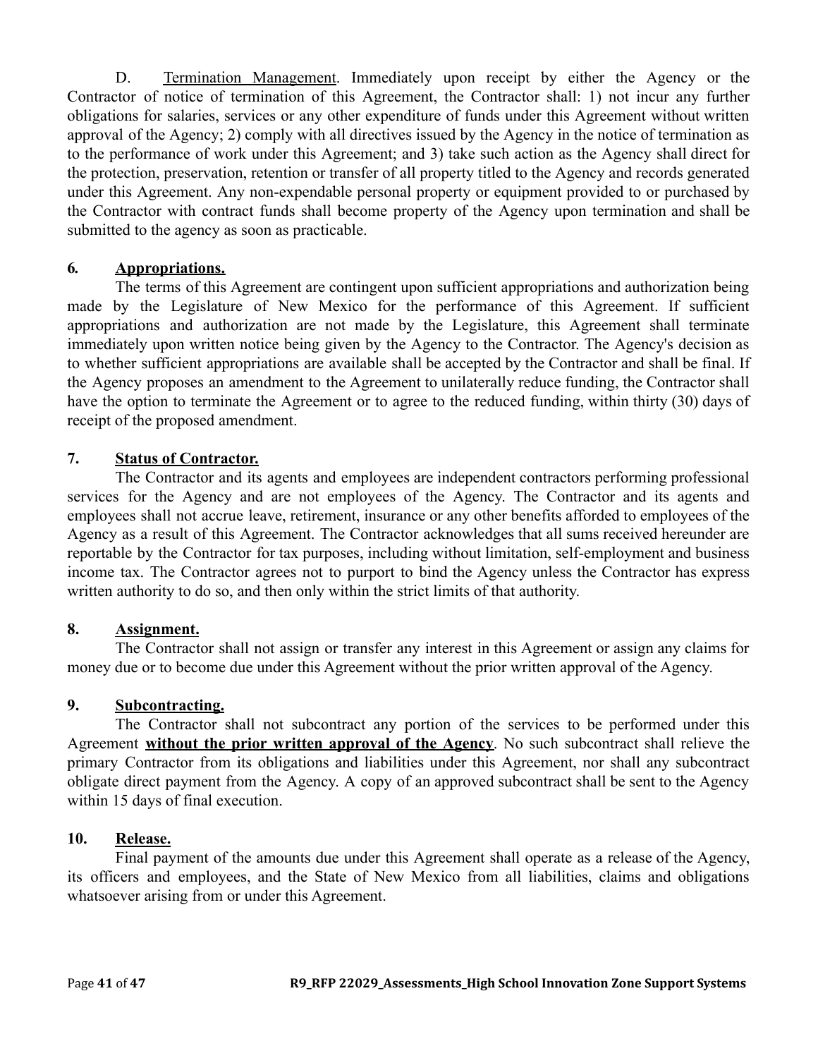D. Termination Management. Immediately upon receipt by either the Agency or the Contractor of notice of termination of this Agreement, the Contractor shall: 1) not incur any further obligations for salaries, services or any other expenditure of funds under this Agreement without written approval of the Agency; 2) comply with all directives issued by the Agency in the notice of termination as to the performance of work under this Agreement; and 3) take such action as the Agency shall direct for the protection, preservation, retention or transfer of all property titled to the Agency and records generated under this Agreement. Any non-expendable personal property or equipment provided to or purchased by the Contractor with contract funds shall become property of the Agency upon termination and shall be submitted to the agency as soon as practicable.

**6. Appropriations.**

The terms of this Agreement are contingent upon sufficient appropriations and authorization being made by the Legislature of New Mexico for the performance of this Agreement. If sufficient appropriations and authorization are not made by the Legislature, this Agreement shall terminate immediately upon written notice being given by the Agency to the Contractor. The Agency's decision as to whether sufficient appropriations are available shall be accepted by the Contractor and shall be final. If the Agency proposes an amendment to the Agreement to unilaterally reduce funding, the Contractor shall have the option to terminate the Agreement or to agree to the reduced funding, within thirty (30) days of receipt of the proposed amendment.

**7. Status of Contractor.**

The Contractor and its agents and employees are independent contractors performing professional services for the Agency and are not employees of the Agency. The Contractor and its agents and employees shall not accrue leave, retirement, insurance or any other benefits afforded to employees of the Agency as a result of this Agreement. The Contractor acknowledges that all sums received hereunder are reportable by the Contractor for tax purposes, including without limitation, self-employment and business income tax. The Contractor agrees not to purport to bind the Agency unless the Contractor has express written authority to do so, and then only within the strict limits of that authority.

**8. Assignment.**

The Contractor shall not assign or transfer any interest in this Agreement or assign any claims for money due or to become due under this Agreement without the prior written approval of the Agency.

**9. Subcontracting.**

The Contractor shall not subcontract any portion of the services to be performed under this Agreement **without the prior written approval of the Agency**. No such subcontract shall relieve the primary Contractor from its obligations and liabilities under this Agreement, nor shall any subcontract obligate direct payment from the Agency. A copy of an approved subcontract shall be sent to the Agency within 15 days of final execution.

**10. Release.**

Final payment of the amounts due under this Agreement shall operate as a release of the Agency, its officers and employees, and the State of New Mexico from all liabilities, claims and obligations whatsoever arising from or under this Agreement.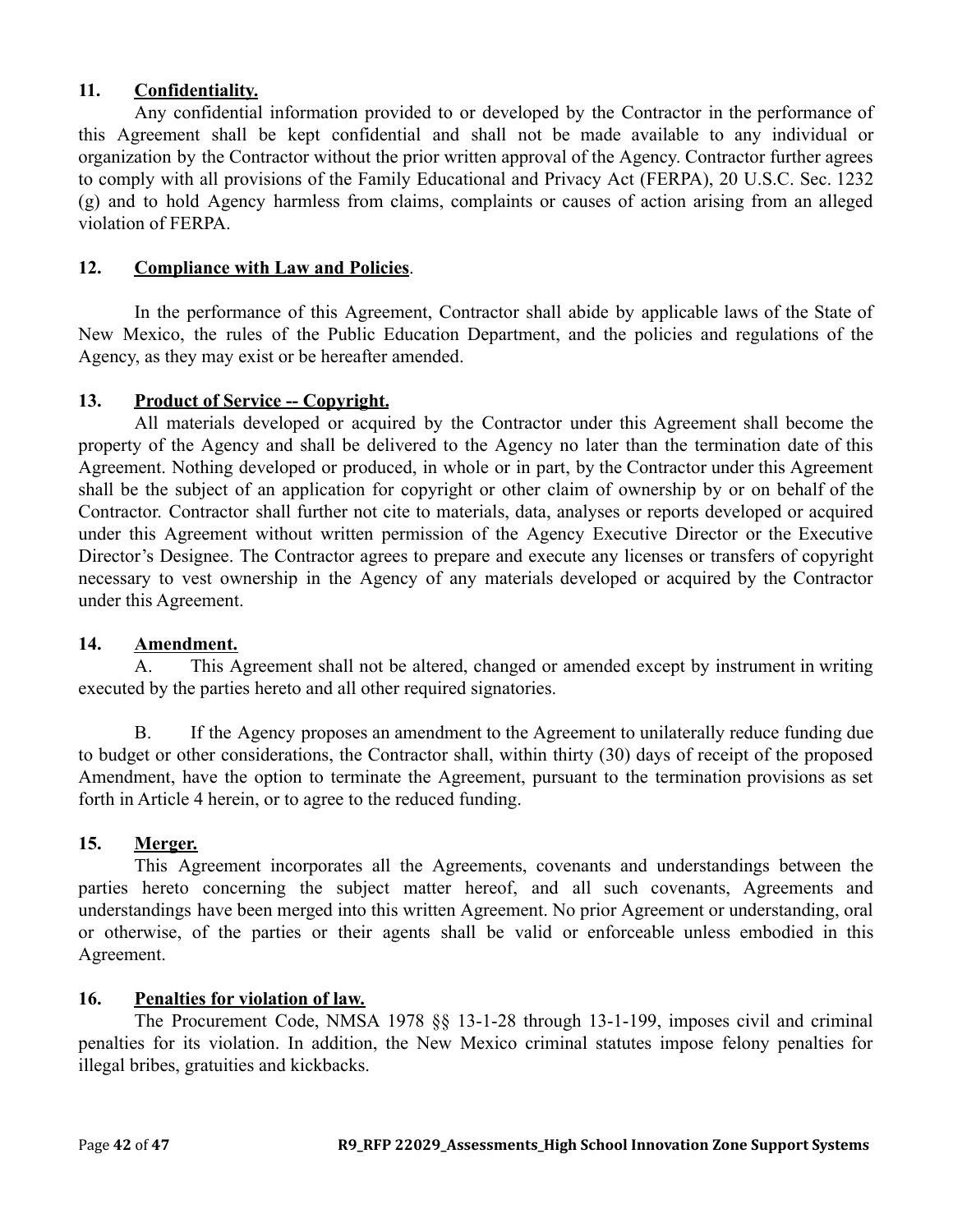**11. Confidentiality.**

Any confidential information provided to or developed by the Contractor in the performance of this Agreement shall be kept confidential and shall not be made available to any individual or organization by the Contractor without the prior written approval of the Agency. Contractor further agrees to comply with all provisions of the Family Educational and Privacy Act (FERPA), 20 U.S.C. Sec. 1232 (g) and to hold Agency harmless from claims, complaints or causes of action arising from an alleged violation of FERPA.

**12. Compliance with Law and Policies.**

In the performance of this Agreement, Contractor shall abide by applicable laws of the State of New Mexico, the rules of the Public Education Department, and the policies and regulations of the Agency, as they may exist or be hereafter amended.

**13. Product of Service -- Copyright.**

All materials developed or acquired by the Contractor under this Agreement shall become the property of the Agency and shall be delivered to the Agency no later than the termination date of this Agreement. Nothing developed or produced, in whole or in part, by the Contractor under this Agreement shall be the subject of an application for copyright or other claim of ownership by or on behalf of the Contractor. Contractor shall further not cite to materials, data, analyses or reports developed or acquired under this Agreement without written permission of the Agency Executive Director or the Executive Director's Designee. The Contractor agrees to prepare and execute any licenses or transfers of copyright necessary to vest ownership in the Agency of any materials developed or acquired by the Contractor under this Agreement.

**14. Amendment.**

A. This Agreement shall not be altered, changed or amended except by instrument in writing executed by the parties hereto and all other required signatories.

B. If the Agency proposes an amendment to the Agreement to unilaterally reduce funding due to budget or other considerations, the Contractor shall, within thirty (30) days of receipt of the proposed Amendment, have the option to terminate the Agreement, pursuant to the termination provisions as set forth in Article 4 herein, or to agree to the reduced funding.

**15. Merger.**

This Agreement incorporates all the Agreements, covenants and understandings between the parties hereto concerning the subject matter hereof, and all such covenants, Agreements and understandings have been merged into this written Agreement. No prior Agreement or understanding, oral or otherwise, of the parties or their agents shall be valid or enforceable unless embodied in this Agreement.

**16. Penalties for violation of law.**

The Procurement Code, NMSA 1978 §§ 13-1-28 through 13-1-199, imposes civil and criminal penalties for its violation. In addition, the New Mexico criminal statutes impose felony penalties for illegal bribes, gratuities and kickbacks.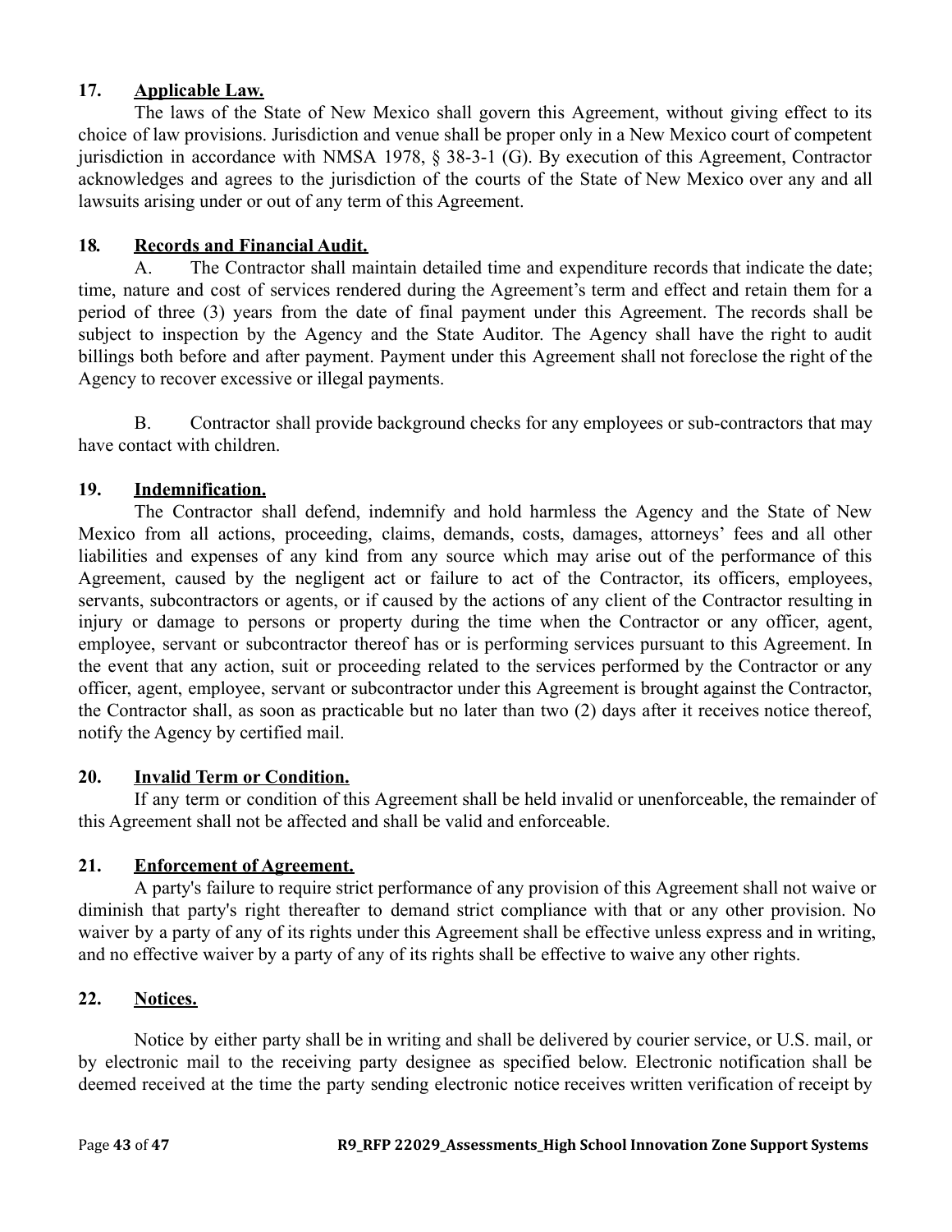**17. Applicable Law.**

The laws of the State of New Mexico shall govern this Agreement, without giving effect to its choice of law provisions. Jurisdiction and venue shall be proper only in a New Mexico court of competent jurisdiction in accordance with NMSA 1978, § 38-3-1 (G). By execution of this Agreement, Contractor acknowledges and agrees to the jurisdiction of the courts of the State of New Mexico over any and all lawsuits arising under or out of any term of this Agreement.

**18. Records and Financial Audit.**

A. The Contractor shall maintain detailed time and expenditure records that indicate the date; time, nature and cost of services rendered during the Agreement's term and effect and retain them for a period of three (3) years from the date of final payment under this Agreement. The records shall be subject to inspection by the Agency and the State Auditor. The Agency shall have the right to audit billings both before and after payment. Payment under this Agreement shall not foreclose the right of the Agency to recover excessive or illegal payments.

B. Contractor shall provide background checks for any employees or sub-contractors that may have contact with children.

**19. Indemnification.**

The Contractor shall defend, indemnify and hold harmless the Agency and the State of New Mexico from all actions, proceeding, claims, demands, costs, damages, attorneys' fees and all other liabilities and expenses of any kind from any source which may arise out of the performance of this Agreement, caused by the negligent act or failure to act of the Contractor, its officers, employees, servants, subcontractors or agents, or if caused by the actions of any client of the Contractor resulting in injury or damage to persons or property during the time when the Contractor or any officer, agent, employee, servant or subcontractor thereof has or is performing services pursuant to this Agreement. In the event that any action, suit or proceeding related to the services performed by the Contractor or any officer, agent, employee, servant or subcontractor under this Agreement is brought against the Contractor, the Contractor shall, as soon as practicable but no later than two (2) days after it receives notice thereof, notify the Agency by certified mail.

**20. Invalid Term or Condition.**

If any term or condition of this Agreement shall be held invalid or unenforceable, the remainder of this Agreement shall not be affected and shall be valid and enforceable.

**21. Enforcement of Agreement.**

A party's failure to require strict performance of any provision of this Agreement shall not waive or diminish that party's right thereafter to demand strict compliance with that or any other provision. No waiver by a party of any of its rights under this Agreement shall be effective unless express and in writing, and no effective waiver by a party of any of its rights shall be effective to waive any other rights.

**22. Notices.**

Notice by either party shall be in writing and shall be delivered by courier service, or U.S. mail, or by electronic mail to the receiving party designee as specified below. Electronic notification shall be deemed received at the time the party sending electronic notice receives written verification of receipt by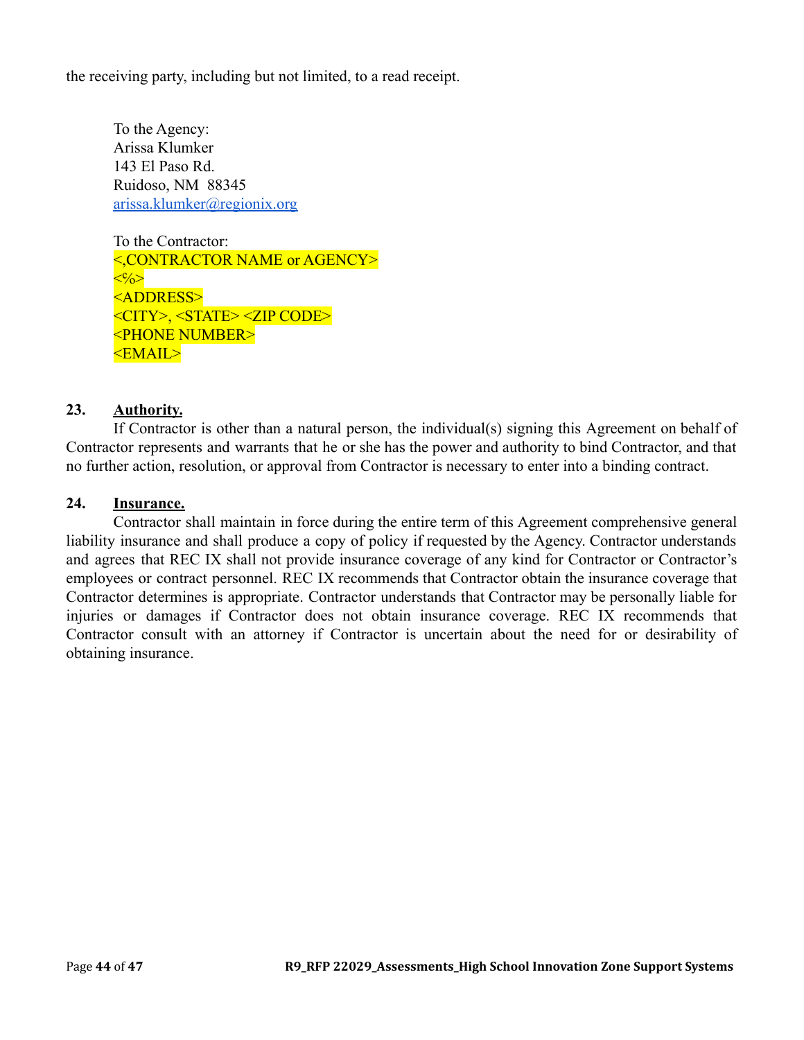the receiving party, including but not limited, to a read receipt.

To the Agency:
Arissa Klumker
143 El Paso Rd.
Ruidoso, NM  88345
arissa.klumker@regionix.org

To the Contractor:
<,CONTRACTOR NAME or AGENCY>
<%>
<ADDRESS>
<CITY>, <STATE> <ZIP CODE>
<PHONE NUMBER>
<EMAIL>

**23. Authority.**

If Contractor is other than a natural person, the individual(s) signing this Agreement on behalf of Contractor represents and warrants that he or she has the power and authority to bind Contractor, and that no further action, resolution, or approval from Contractor is necessary to enter into a binding contract.

**24. Insurance.**

Contractor shall maintain in force during the entire term of this Agreement comprehensive general liability insurance and shall produce a copy of policy if requested by the Agency. Contractor understands and agrees that REC IX shall not provide insurance coverage of any kind for Contractor or Contractor's employees or contract personnel. REC IX recommends that Contractor obtain the insurance coverage that Contractor determines is appropriate. Contractor understands that Contractor may be personally liable for injuries or damages if Contractor does not obtain insurance coverage. REC IX recommends that Contractor consult with an attorney if Contractor is uncertain about the need for or desirability of obtaining insurance.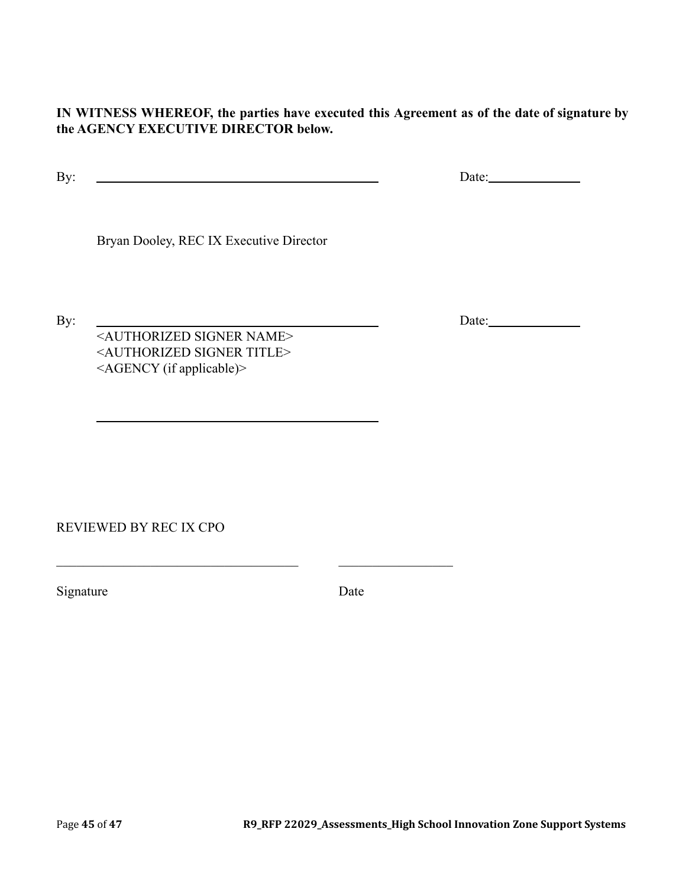**IN WITNESS WHEREOF, the parties have executed this Agreement as of the date of signature by the AGENCY EXECUTIVE DIRECTOR below.**

By: ______________________________________________ Date: _______________

Bryan Dooley, REC IX Executive Director

By: ______________________________________________ Date: _______________

<AUTHORIZED SIGNER NAME>
<AUTHORIZED SIGNER TITLE>
<AGENCY (if applicable)>

______________________________________________

REVIEWED BY REC IX CPO

______________________________________ ____________________

Signature Date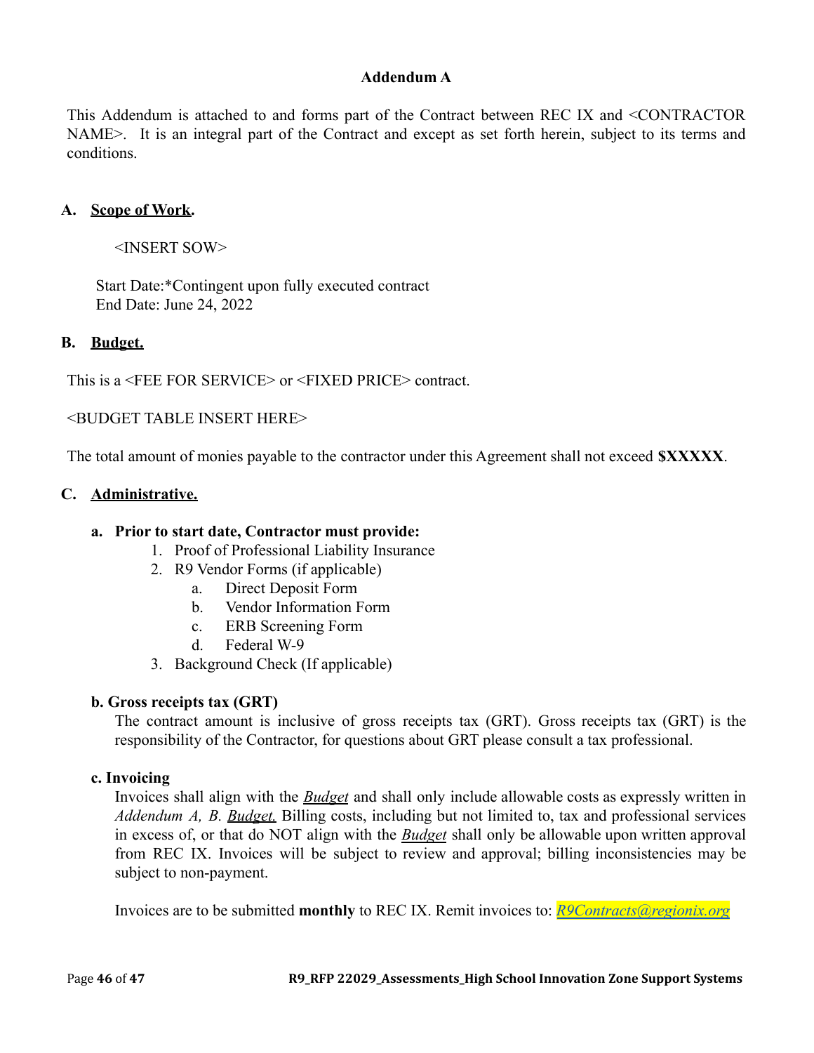**Addendum A**

This Addendum is attached to and forms part of the Contract between REC IX and <CONTRACTOR NAME>. It is an integral part of the Contract and except as set forth herein, subject to its terms and conditions.

## A. Scope of Work.

<INSERT SOW>

Start Date:*Contingent upon fully executed contract
End Date: June 24, 2022

## B. Budget.

This is a <FEE FOR SERVICE> or <FIXED PRICE> contract.

<BUDGET TABLE INSERT HERE>

The total amount of monies payable to the contractor under this Agreement shall not exceed **$XXXXX**.

## C. Administrative.

**a. Prior to start date, Contractor must provide:**

1. Proof of Professional Liability Insurance
2. R9 Vendor Forms (if applicable)
   a. Direct Deposit Form
   b. Vendor Information Form
   c. ERB Screening Form
   d. Federal W-9
3. Background Check (If applicable)

**b. Gross receipts tax (GRT)**

The contract amount is inclusive of gross receipts tax (GRT). Gross receipts tax (GRT) is the responsibility of the Contractor, for questions about GRT please consult a tax professional.

**c. Invoicing**

Invoices shall align with the ***Budget*** and shall only include allowable costs as expressly written in *Addendum A, B. Budget.* Billing costs, including but not limited to, tax and professional services in excess of, or that do NOT align with the ***Budget*** shall only be allowable upon written approval from REC IX. Invoices will be subject to review and approval; billing inconsistencies may be subject to non-payment.

Invoices are to be submitted **monthly** to REC IX. Remit invoices to: *R9Contracts@regionix.org*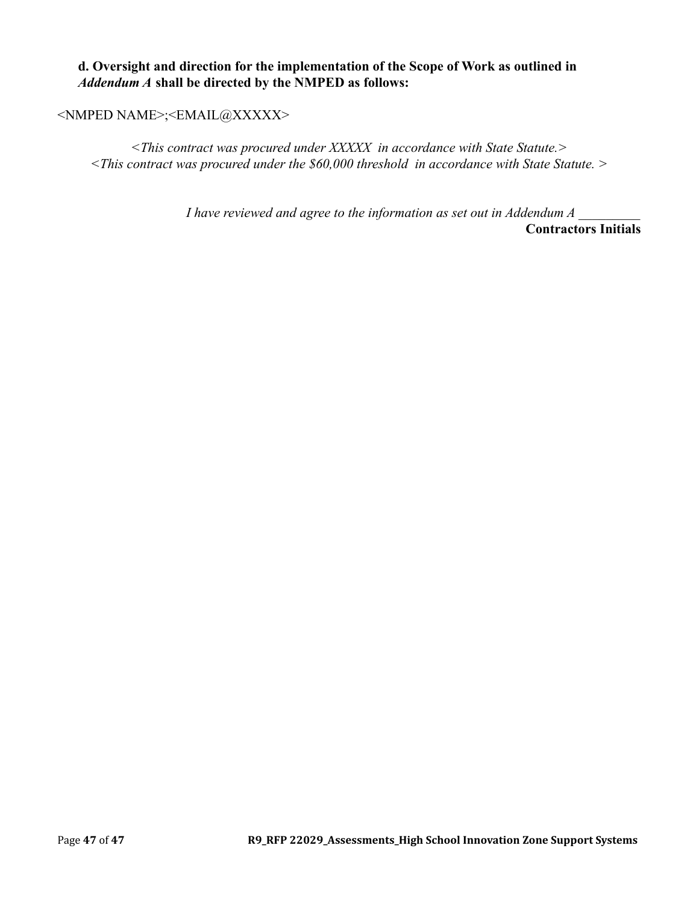**d. Oversight and direction for the implementation of the Scope of Work as outlined in *Addendum A* shall be directed by the NMPED as follows:**

<NMPED NAME>;<EMAIL@XXXXX>

*<This contract was procured under XXXXX in accordance with State Statute.>*
*<This contract was procured under the $60,000 threshold in accordance with State Statute. >*

*I have reviewed and agree to the information as set out in Addendum A* _________
**Contractors Initials**